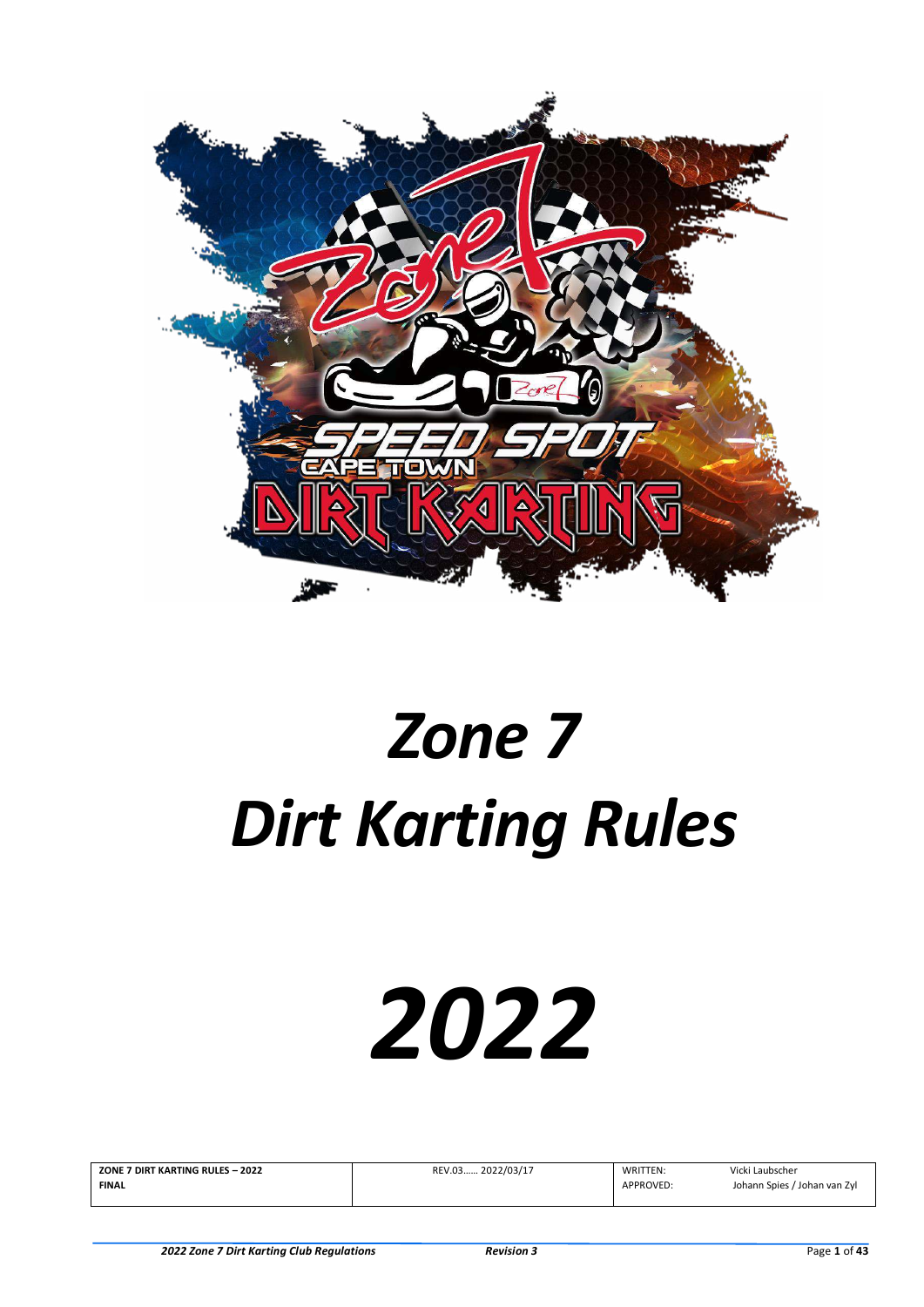# Zone 7
# Dirt Karting Rules

# 2022

| ZONE 7 DIRT KARTING RULES – 2022 FINAL | REV.03…… 2022/03/17 | WRITTEN: Vicki Laubscher APPROVED: Johann Spies / Johan van Zyl |
|---|---|---|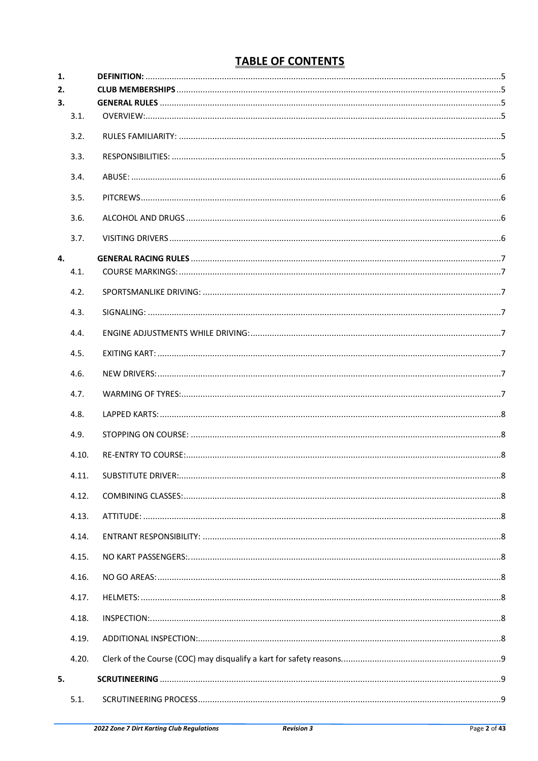# TABLE OF CONTENTS

| | | |
|---|---|---|
| **1.** | **DEFINITION:** | 5 |
| **2.** | **CLUB MEMBERSHIPS** | 5 |
| **3.** | **GENERAL RULES** | 5 |
| 3.1. | OVERVIEW: | 5 |
| 3.2. | RULES FAMILIARITY: | 5 |
| 3.3. | RESPONSIBILITIES: | 5 |
| 3.4. | ABUSE: | 6 |
| 3.5. | PITCREWS | 6 |
| 3.6. | ALCOHOL AND DRUGS | 6 |
| 3.7. | VISITING DRIVERS | 6 |
| **4.** | **GENERAL RACING RULES** | 7 |
| 4.1. | COURSE MARKINGS: | 7 |
| 4.2. | SPORTSMANLIKE DRIVING: | 7 |
| 4.3. | SIGNALING: | 7 |
| 4.4. | ENGINE ADJUSTMENTS WHILE DRIVING: | 7 |
| 4.5. | EXITING KART: | 7 |
| 4.6. | NEW DRIVERS: | 7 |
| 4.7. | WARMING OF TYRES: | 7 |
| 4.8. | LAPPED KARTS: | 8 |
| 4.9. | STOPPING ON COURSE: | 8 |
| 4.10. | RE-ENTRY TO COURSE: | 8 |
| 4.11. | SUBSTITUTE DRIVER: | 8 |
| 4.12. | COMBINING CLASSES: | 8 |
| 4.13. | ATTITUDE: | 8 |
| 4.14. | ENTRANT RESPONSIBILITY: | 8 |
| 4.15. | NO KART PASSENGERS: | 8 |
| 4.16. | NO GO AREAS: | 8 |
| 4.17. | HELMETS: | 8 |
| 4.18. | INSPECTION: | 8 |
| 4.19. | ADDITIONAL INSPECTION: | 8 |
| 4.20. | Clerk of the Course (COC) may disqualify a kart for safety reasons. | 9 |
| **5.** | **SCRUTINEERING** | 9 |
| 5.1. | SCRUTINEERING PROCESS | 9 |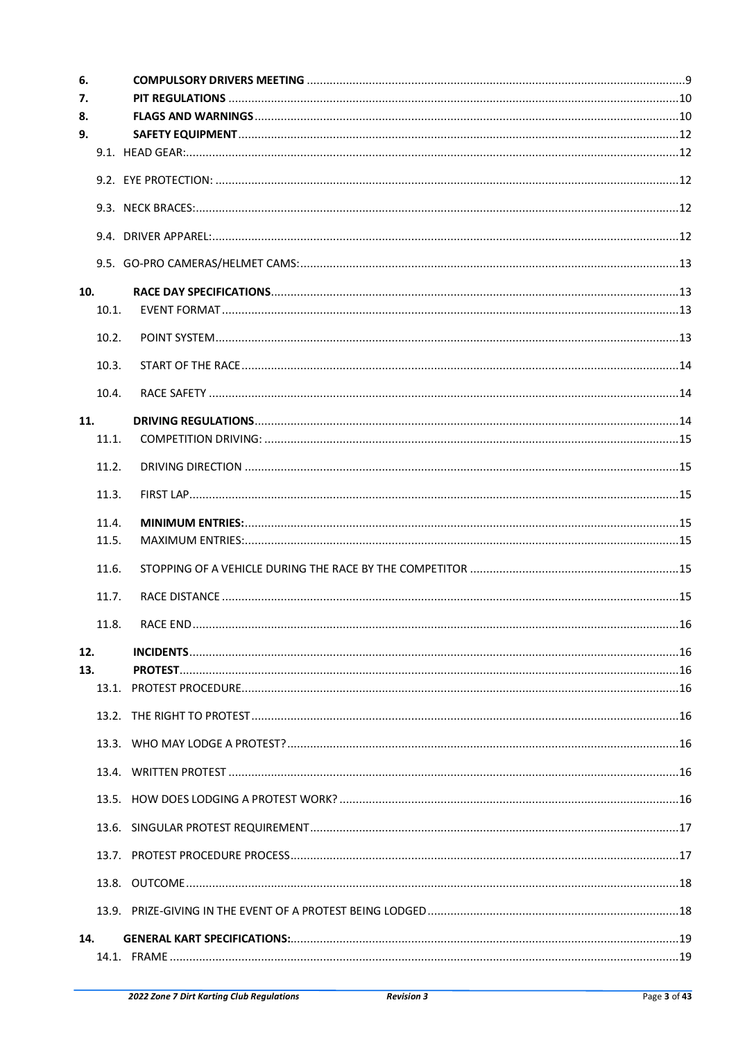6. **COMPULSORY DRIVERS MEETING** .......... 9
7. **PIT REGULATIONS** .......... 10
8. **FLAGS AND WARNINGS** .......... 10
9. **SAFETY EQUIPMENT** .......... 12
   - 9.1. HEAD GEAR: .......... 12
   - 9.2. EYE PROTECTION: .......... 12
   - 9.3. NECK BRACES: .......... 12
   - 9.4. DRIVER APPAREL: .......... 12
   - 9.5. GO-PRO CAMERAS/HELMET CAMS: .......... 13
10. **RACE DAY SPECIFICATIONS** .......... 13
    - 10.1. EVENT FORMAT .......... 13
    - 10.2. POINT SYSTEM .......... 13
    - 10.3. START OF THE RACE .......... 14
    - 10.4. RACE SAFETY .......... 14
11. **DRIVING REGULATIONS** .......... 14
    - 11.1. COMPETITION DRIVING: .......... 15
    - 11.2. DRIVING DIRECTION .......... 15
    - 11.3. FIRST LAP .......... 15
    - 11.4. **MINIMUM ENTRIES:** .......... 15
    - 11.5. MAXIMUM ENTRIES: .......... 15
    - 11.6. STOPPING OF A VEHICLE DURING THE RACE BY THE COMPETITOR .......... 15
    - 11.7. RACE DISTANCE .......... 15
    - 11.8. RACE END .......... 16
12. **INCIDENTS** .......... 16
13. **PROTEST** .......... 16
    - 13.1. PROTEST PROCEDURE .......... 16
    - 13.2. THE RIGHT TO PROTEST .......... 16
    - 13.3. WHO MAY LODGE A PROTEST? .......... 16
    - 13.4. WRITTEN PROTEST .......... 16
    - 13.5. HOW DOES LODGING A PROTEST WORK? .......... 16
    - 13.6. SINGULAR PROTEST REQUIREMENT .......... 17
    - 13.7. PROTEST PROCEDURE PROCESS .......... 17
    - 13.8. OUTCOME .......... 18
    - 13.9. PRIZE-GIVING IN THE EVENT OF A PROTEST BEING LODGED .......... 18
14. **GENERAL KART SPECIFICATIONS:** .......... 19
    - 14.1. FRAME .......... 19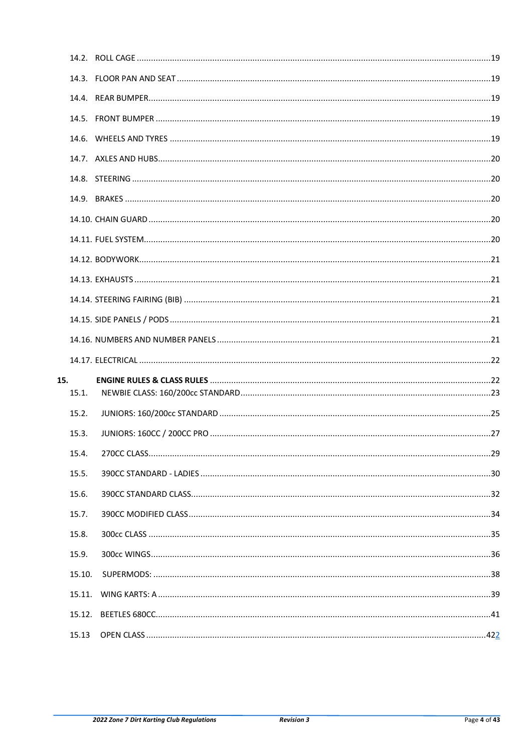14.2. ROLL CAGE ....................................................................................................................................19

14.3. FLOOR PAN AND SEAT ....................................................................................................................19

14.4. REAR BUMPER..................................................................................................................................19

14.5. FRONT BUMPER ..............................................................................................................................19

14.6. WHEELS AND TYRES ........................................................................................................................19

14.7. AXLES AND HUBS..............................................................................................................................20

14.8. STEERING ..........................................................................................................................................20

14.9. BRAKES .............................................................................................................................................20

14.10. CHAIN GUARD ................................................................................................................................20

14.11. FUEL SYSTEM...................................................................................................................................20

14.12. BODYWORK.....................................................................................................................................21

14.13. EXHAUSTS ........................................................................................................................................21

14.14. STEERING FAIRING (BIB) .................................................................................................................21

14.15. SIDE PANELS / PODS .......................................................................................................................21

14.16. NUMBERS AND NUMBER PANELS ..................................................................................................21

14.17. ELECTRICAL .....................................................................................................................................22

**15. ENGINE RULES & CLASS RULES** ..........................................................................................................22

15.1. NEWBIE CLASS: 160/200cc STANDARD.............................................................................................23

15.2. JUNIORS: 160/200cc STANDARD .....................................................................................................25

15.3. JUNIORS: 160CC / 200CC PRO ..........................................................................................................27

15.4. 270CC CLASS.......................................................................................................................................29

15.5. 390CC STANDARD - LADIES ..............................................................................................................30

15.6. 390CC STANDARD CLASS...................................................................................................................32

15.7. 390CC MODIFIED CLASS....................................................................................................................34

15.8. 300cc CLASS .......................................................................................................................................35

15.9. 300cc WINGS......................................................................................................................................36

15.10. SUPERMODS: ...................................................................................................................................38

15.11. WING KARTS: A ................................................................................................................................39

15.12. BEETLES 680CC..................................................................................................................................41

15.13 OPEN CLASS .......................................................................................................................................422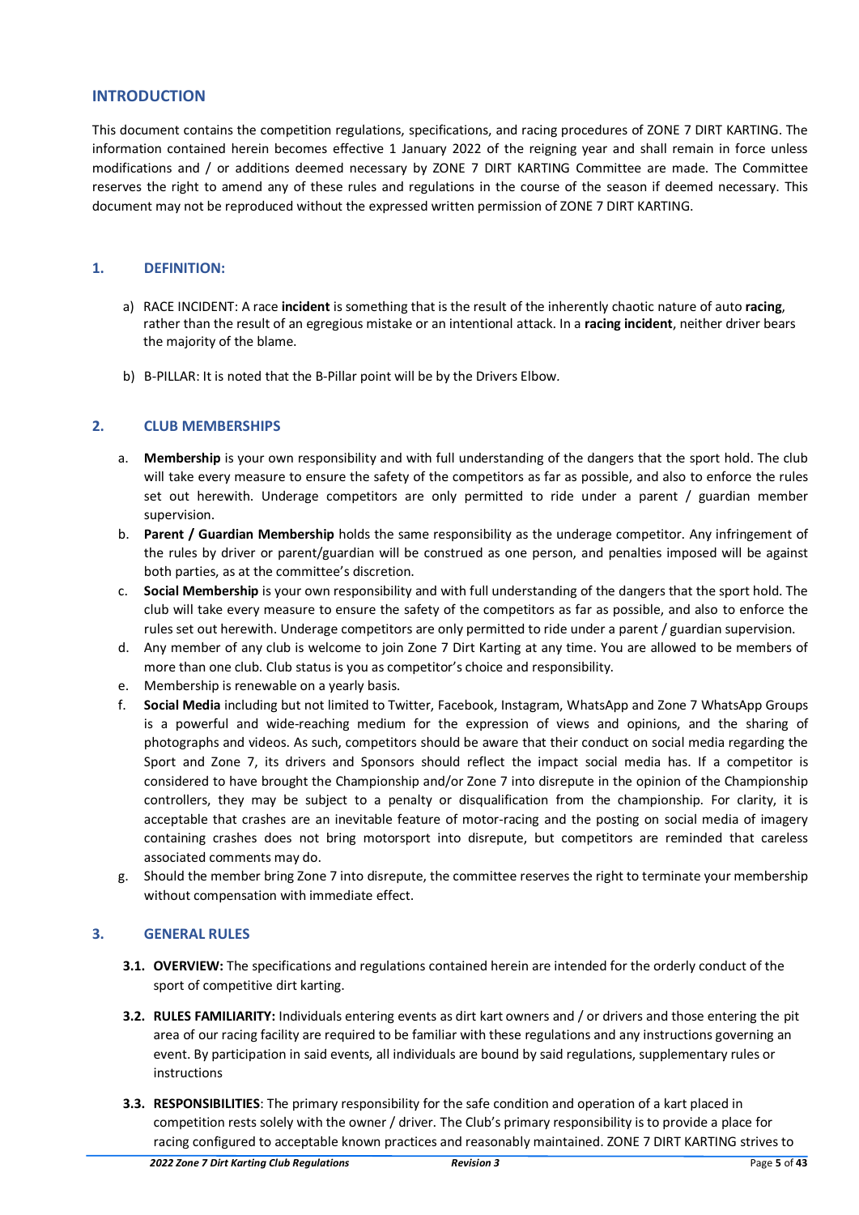## INTRODUCTION

This document contains the competition regulations, specifications, and racing procedures of ZONE 7 DIRT KARTING. The information contained herein becomes effective 1 January 2022 of the reigning year and shall remain in force unless modifications and / or additions deemed necessary by ZONE 7 DIRT KARTING Committee are made. The Committee reserves the right to amend any of these rules and regulations in the course of the season if deemed necessary. This document may not be reproduced without the expressed written permission of ZONE 7 DIRT KARTING.

## 1. DEFINITION:

a) RACE INCIDENT: A race **incident** is something that is the result of the inherently chaotic nature of auto **racing**, rather than the result of an egregious mistake or an intentional attack. In a **racing incident**, neither driver bears the majority of the blame.

b) B-PILLAR: It is noted that the B-Pillar point will be by the Drivers Elbow.

## 2. CLUB MEMBERSHIPS

a. **Membership** is your own responsibility and with full understanding of the dangers that the sport hold. The club will take every measure to ensure the safety of the competitors as far as possible, and also to enforce the rules set out herewith. Underage competitors are only permitted to ride under a parent / guardian member supervision.

b. **Parent / Guardian Membership** holds the same responsibility as the underage competitor. Any infringement of the rules by driver or parent/guardian will be construed as one person, and penalties imposed will be against both parties, as at the committee's discretion.

c. **Social Membership** is your own responsibility and with full understanding of the dangers that the sport hold. The club will take every measure to ensure the safety of the competitors as far as possible, and also to enforce the rules set out herewith. Underage competitors are only permitted to ride under a parent / guardian supervision.

d. Any member of any club is welcome to join Zone 7 Dirt Karting at any time. You are allowed to be members of more than one club. Club status is you as competitor's choice and responsibility.

e. Membership is renewable on a yearly basis.

f. **Social Media** including but not limited to Twitter, Facebook, Instagram, WhatsApp and Zone 7 WhatsApp Groups is a powerful and wide-reaching medium for the expression of views and opinions, and the sharing of photographs and videos. As such, competitors should be aware that their conduct on social media regarding the Sport and Zone 7, its drivers and Sponsors should reflect the impact social media has. If a competitor is considered to have brought the Championship and/or Zone 7 into disrepute in the opinion of the Championship controllers, they may be subject to a penalty or disqualification from the championship. For clarity, it is acceptable that crashes are an inevitable feature of motor-racing and the posting on social media of imagery containing crashes does not bring motorsport into disrepute, but competitors are reminded that careless associated comments may do.

g. Should the member bring Zone 7 into disrepute, the committee reserves the right to terminate your membership without compensation with immediate effect.

## 3. GENERAL RULES

**3.1. OVERVIEW:** The specifications and regulations contained herein are intended for the orderly conduct of the sport of competitive dirt karting.

**3.2. RULES FAMILIARITY:** Individuals entering events as dirt kart owners and / or drivers and those entering the pit area of our racing facility are required to be familiar with these regulations and any instructions governing an event. By participation in said events, all individuals are bound by said regulations, supplementary rules or instructions

**3.3. RESPONSIBILITIES**: The primary responsibility for the safe condition and operation of a kart placed in competition rests solely with the owner / driver. The Club's primary responsibility is to provide a place for racing configured to acceptable known practices and reasonably maintained. ZONE 7 DIRT KARTING strives to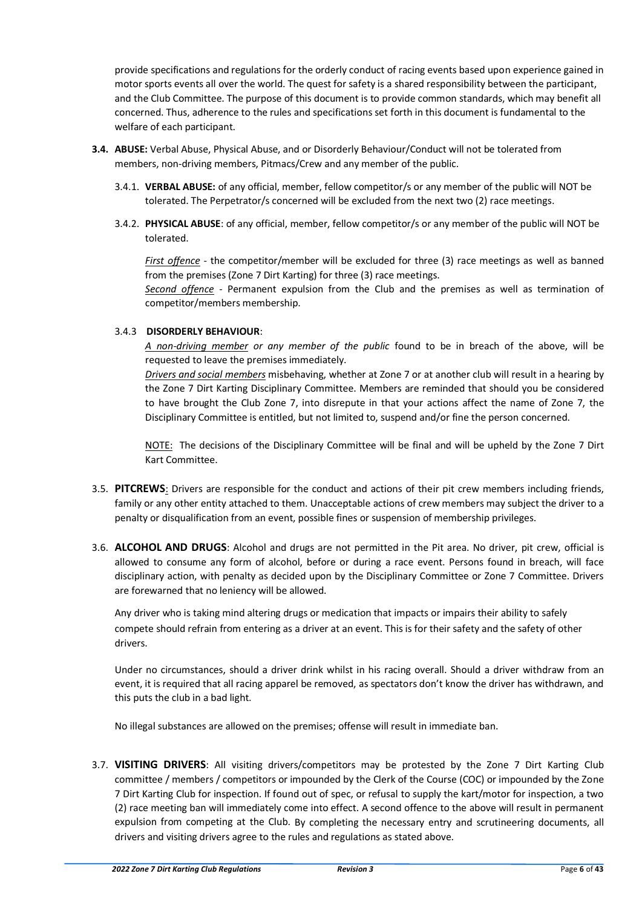provide specifications and regulations for the orderly conduct of racing events based upon experience gained in motor sports events all over the world. The quest for safety is a shared responsibility between the participant, and the Club Committee. The purpose of this document is to provide common standards, which may benefit all concerned. Thus, adherence to the rules and specifications set forth in this document is fundamental to the welfare of each participant.

**3.4. ABUSE:** Verbal Abuse, Physical Abuse, and or Disorderly Behaviour/Conduct will not be tolerated from members, non-driving members, Pitmacs/Crew and any member of the public.

3.4.1. **VERBAL ABUSE:** of any official, member, fellow competitor/s or any member of the public will NOT be tolerated. The Perpetrator/s concerned will be excluded from the next two (2) race meetings.

3.4.2. **PHYSICAL ABUSE**: of any official, member, fellow competitor/s or any member of the public will NOT be tolerated.

*First offence* - the competitor/member will be excluded for three (3) race meetings as well as banned from the premises (Zone 7 Dirt Karting) for three (3) race meetings.
*Second offence* - Permanent expulsion from the Club and the premises as well as termination of competitor/members membership.

3.4.3 **DISORDERLY BEHAVIOUR**:

*A non-driving member or any member of the public* found to be in breach of the above, will be requested to leave the premises immediately.
*Drivers and social members* misbehaving, whether at Zone 7 or at another club will result in a hearing by the Zone 7 Dirt Karting Disciplinary Committee. Members are reminded that should you be considered to have brought the Club Zone 7, into disrepute in that your actions affect the name of Zone 7, the Disciplinary Committee is entitled, but not limited to, suspend and/or fine the person concerned.

NOTE: The decisions of the Disciplinary Committee will be final and will be upheld by the Zone 7 Dirt Kart Committee.

3.5. **PITCREWS**: Drivers are responsible for the conduct and actions of their pit crew members including friends, family or any other entity attached to them. Unacceptable actions of crew members may subject the driver to a penalty or disqualification from an event, possible fines or suspension of membership privileges.

3.6. **ALCOHOL AND DRUGS**: Alcohol and drugs are not permitted in the Pit area. No driver, pit crew, official is allowed to consume any form of alcohol, before or during a race event. Persons found in breach, will face disciplinary action, with penalty as decided upon by the Disciplinary Committee or Zone 7 Committee. Drivers are forewarned that no leniency will be allowed.

Any driver who is taking mind altering drugs or medication that impacts or impairs their ability to safely compete should refrain from entering as a driver at an event. This is for their safety and the safety of other drivers.

Under no circumstances, should a driver drink whilst in his racing overall. Should a driver withdraw from an event, it is required that all racing apparel be removed, as spectators don't know the driver has withdrawn, and this puts the club in a bad light.

No illegal substances are allowed on the premises; offense will result in immediate ban.

3.7. **VISITING DRIVERS**: All visiting drivers/competitors may be protested by the Zone 7 Dirt Karting Club committee / members / competitors or impounded by the Clerk of the Course (COC) or impounded by the Zone 7 Dirt Karting Club for inspection. If found out of spec, or refusal to supply the kart/motor for inspection, a two (2) race meeting ban will immediately come into effect. A second offence to the above will result in permanent expulsion from competing at the Club. By completing the necessary entry and scrutineering documents, all drivers and visiting drivers agree to the rules and regulations as stated above.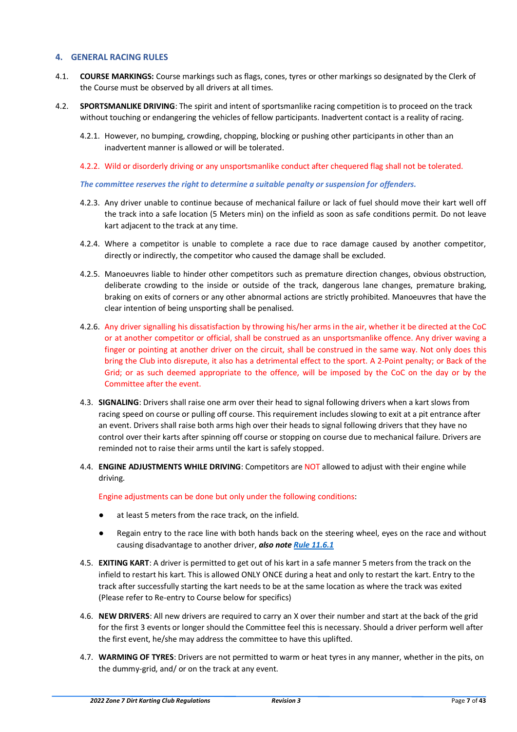## 4. GENERAL RACING RULES

4.1. **COURSE MARKINGS:** Course markings such as flags, cones, tyres or other markings so designated by the Clerk of the Course must be observed by all drivers at all times.

4.2. **SPORTSMANLIKE DRIVING**: The spirit and intent of sportsmanlike racing competition is to proceed on the track without touching or endangering the vehicles of fellow participants. Inadvertent contact is a reality of racing.

4.2.1. However, no bumping, crowding, chopping, blocking or pushing other participants in other than an inadvertent manner is allowed or will be tolerated.

4.2.2. Wild or disorderly driving or any unsportsmanlike conduct after chequered flag shall not be tolerated.

***The committee reserves the right to determine a suitable penalty or suspension for offenders.***

4.2.3. Any driver unable to continue because of mechanical failure or lack of fuel should move their kart well off the track into a safe location (5 Meters min) on the infield as soon as safe conditions permit. Do not leave kart adjacent to the track at any time.

4.2.4. Where a competitor is unable to complete a race due to race damage caused by another competitor, directly or indirectly, the competitor who caused the damage shall be excluded.

4.2.5. Manoeuvres liable to hinder other competitors such as premature direction changes, obvious obstruction, deliberate crowding to the inside or outside of the track, dangerous lane changes, premature braking, braking on exits of corners or any other abnormal actions are strictly prohibited. Manoeuvres that have the clear intention of being unsporting shall be penalised.

4.2.6. Any driver signalling his dissatisfaction by throwing his/her arms in the air, whether it be directed at the CoC or at another competitor or official, shall be construed as an unsportsmanlike offence. Any driver waving a finger or pointing at another driver on the circuit, shall be construed in the same way. Not only does this bring the Club into disrepute, it also has a detrimental effect to the sport. A 2-Point penalty; or Back of the Grid; or as such deemed appropriate to the offence, will be imposed by the CoC on the day or by the Committee after the event.

4.3. **SIGNALING**: Drivers shall raise one arm over their head to signal following drivers when a kart slows from racing speed on course or pulling off course. This requirement includes slowing to exit at a pit entrance after an event. Drivers shall raise both arms high over their heads to signal following drivers that they have no control over their karts after spinning off course or stopping on course due to mechanical failure. Drivers are reminded not to raise their arms until the kart is safely stopped.

4.4. **ENGINE ADJUSTMENTS WHILE DRIVING**: Competitors are NOT allowed to adjust with their engine while driving.

Engine adjustments can be done but only under the following conditions:

- at least 5 meters from the race track, on the infield.
- Regain entry to the race line with both hands back on the steering wheel, eyes on the race and without causing disadvantage to another driver, ***also note Rule 11.6.1***

4.5. **EXITING KART**: A driver is permitted to get out of his kart in a safe manner 5 meters from the track on the infield to restart his kart. This is allowed ONLY ONCE during a heat and only to restart the kart. Entry to the track after successfully starting the kart needs to be at the same location as where the track was exited (Please refer to Re-entry to Course below for specifics)

4.6. **NEW DRIVERS**: All new drivers are required to carry an X over their number and start at the back of the grid for the first 3 events or longer should the Committee feel this is necessary. Should a driver perform well after the first event, he/she may address the committee to have this uplifted.

4.7. **WARMING OF TYRES**: Drivers are not permitted to warm or heat tyres in any manner, whether in the pits, on the dummy-grid, and/ or on the track at any event.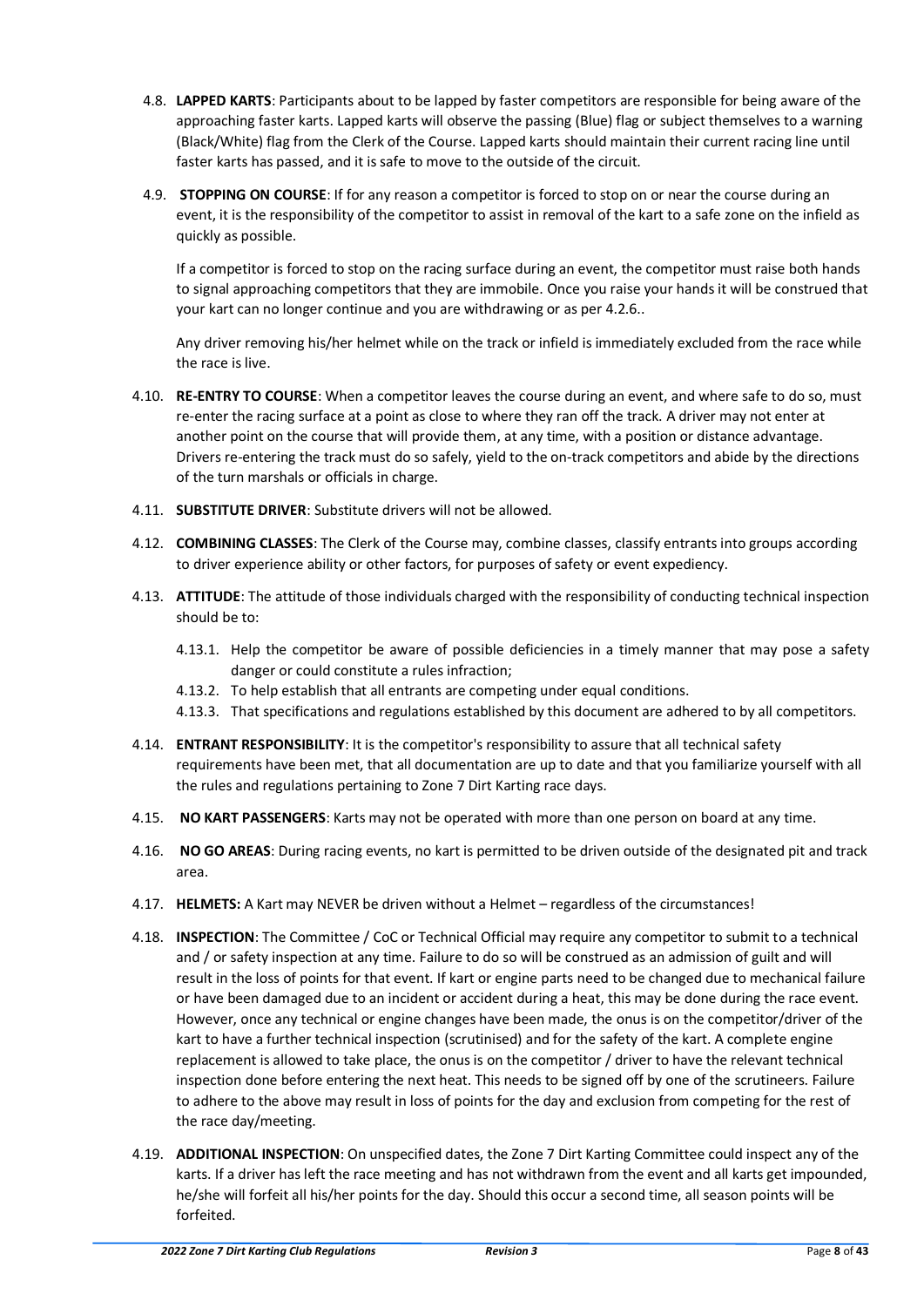4.8. **LAPPED KARTS**: Participants about to be lapped by faster competitors are responsible for being aware of the approaching faster karts. Lapped karts will observe the passing (Blue) flag or subject themselves to a warning (Black/White) flag from the Clerk of the Course. Lapped karts should maintain their current racing line until faster karts has passed, and it is safe to move to the outside of the circuit.

4.9. **STOPPING ON COURSE**: If for any reason a competitor is forced to stop on or near the course during an event, it is the responsibility of the competitor to assist in removal of the kart to a safe zone on the infield as quickly as possible.

If a competitor is forced to stop on the racing surface during an event, the competitor must raise both hands to signal approaching competitors that they are immobile. Once you raise your hands it will be construed that your kart can no longer continue and you are withdrawing or as per 4.2.6..

Any driver removing his/her helmet while on the track or infield is immediately excluded from the race while the race is live.

4.10. **RE-ENTRY TO COURSE**: When a competitor leaves the course during an event, and where safe to do so, must re-enter the racing surface at a point as close to where they ran off the track. A driver may not enter at another point on the course that will provide them, at any time, with a position or distance advantage. Drivers re-entering the track must do so safely, yield to the on-track competitors and abide by the directions of the turn marshals or officials in charge.

4.11. **SUBSTITUTE DRIVER**: Substitute drivers will not be allowed.

4.12. **COMBINING CLASSES**: The Clerk of the Course may, combine classes, classify entrants into groups according to driver experience ability or other factors, for purposes of safety or event expediency.

4.13. **ATTITUDE**: The attitude of those individuals charged with the responsibility of conducting technical inspection should be to:

4.13.1. Help the competitor be aware of possible deficiencies in a timely manner that may pose a safety danger or could constitute a rules infraction;
4.13.2. To help establish that all entrants are competing under equal conditions.
4.13.3. That specifications and regulations established by this document are adhered to by all competitors.

4.14. **ENTRANT RESPONSIBILITY**: It is the competitor's responsibility to assure that all technical safety requirements have been met, that all documentation are up to date and that you familiarize yourself with all the rules and regulations pertaining to Zone 7 Dirt Karting race days.

4.15. **NO KART PASSENGERS**: Karts may not be operated with more than one person on board at any time.

4.16. **NO GO AREAS**: During racing events, no kart is permitted to be driven outside of the designated pit and track area.

4.17. **HELMETS:** A Kart may NEVER be driven without a Helmet – regardless of the circumstances!

4.18. **INSPECTION**: The Committee / CoC or Technical Official may require any competitor to submit to a technical and / or safety inspection at any time. Failure to do so will be construed as an admission of guilt and will result in the loss of points for that event. If kart or engine parts need to be changed due to mechanical failure or have been damaged due to an incident or accident during a heat, this may be done during the race event. However, once any technical or engine changes have been made, the onus is on the competitor/driver of the kart to have a further technical inspection (scrutinised) and for the safety of the kart. A complete engine replacement is allowed to take place, the onus is on the competitor / driver to have the relevant technical inspection done before entering the next heat. This needs to be signed off by one of the scrutineers. Failure to adhere to the above may result in loss of points for the day and exclusion from competing for the rest of the race day/meeting.

4.19. **ADDITIONAL INSPECTION**: On unspecified dates, the Zone 7 Dirt Karting Committee could inspect any of the karts. If a driver has left the race meeting and has not withdrawn from the event and all karts get impounded, he/she will forfeit all his/her points for the day. Should this occur a second time, all season points will be forfeited.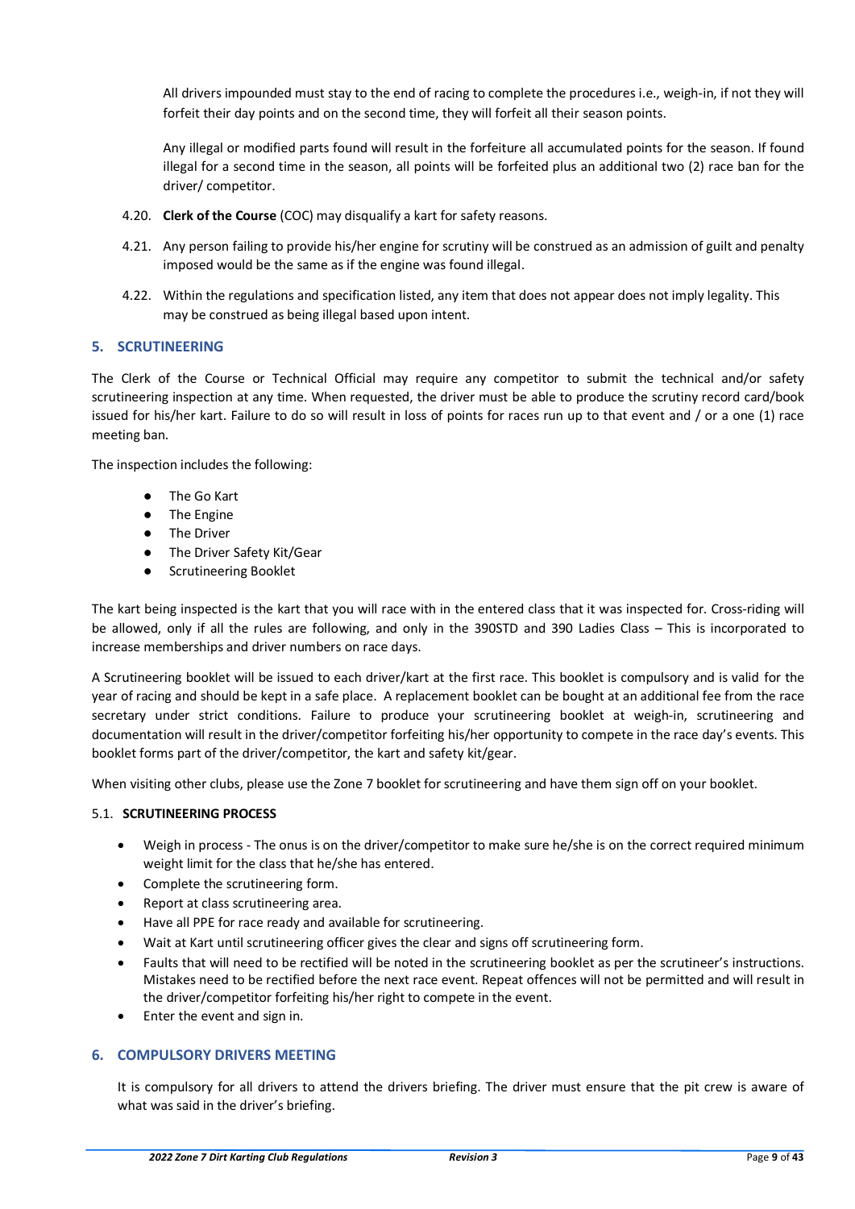All drivers impounded must stay to the end of racing to complete the procedures i.e., weigh-in, if not they will forfeit their day points and on the second time, they will forfeit all their season points.

Any illegal or modified parts found will result in the forfeiture all accumulated points for the season. If found illegal for a second time in the season, all points will be forfeited plus an additional two (2) race ban for the driver/ competitor.

4.20. **Clerk of the Course** (COC) may disqualify a kart for safety reasons.

4.21. Any person failing to provide his/her engine for scrutiny will be construed as an admission of guilt and penalty imposed would be the same as if the engine was found illegal.

4.22. Within the regulations and specification listed, any item that does not appear does not imply legality. This may be construed as being illegal based upon intent.

## 5. SCRUTINEERING

The Clerk of the Course or Technical Official may require any competitor to submit the technical and/or safety scrutineering inspection at any time. When requested, the driver must be able to produce the scrutiny record card/book issued for his/her kart. Failure to do so will result in loss of points for races run up to that event and / or a one (1) race meeting ban.

The inspection includes the following:

- The Go Kart
- The Engine
- The Driver
- The Driver Safety Kit/Gear
- Scrutineering Booklet

The kart being inspected is the kart that you will race with in the entered class that it was inspected for. Cross-riding will be allowed, only if all the rules are following, and only in the 390STD and 390 Ladies Class – This is incorporated to increase memberships and driver numbers on race days.

A Scrutineering booklet will be issued to each driver/kart at the first race. This booklet is compulsory and is valid for the year of racing and should be kept in a safe place. A replacement booklet can be bought at an additional fee from the race secretary under strict conditions. Failure to produce your scrutineering booklet at weigh-in, scrutineering and documentation will result in the driver/competitor forfeiting his/her opportunity to compete in the race day's events. This booklet forms part of the driver/competitor, the kart and safety kit/gear.

When visiting other clubs, please use the Zone 7 booklet for scrutineering and have them sign off on your booklet.

### 5.1. SCRUTINEERING PROCESS

- Weigh in process - The onus is on the driver/competitor to make sure he/she is on the correct required minimum weight limit for the class that he/she has entered.
- Complete the scrutineering form.
- Report at class scrutineering area.
- Have all PPE for race ready and available for scrutineering.
- Wait at Kart until scrutineering officer gives the clear and signs off scrutineering form.
- Faults that will need to be rectified will be noted in the scrutineering booklet as per the scrutineer's instructions. Mistakes need to be rectified before the next race event. Repeat offences will not be permitted and will result in the driver/competitor forfeiting his/her right to compete in the event.
- Enter the event and sign in.

## 6. COMPULSORY DRIVERS MEETING

It is compulsory for all drivers to attend the drivers briefing. The driver must ensure that the pit crew is aware of what was said in the driver's briefing.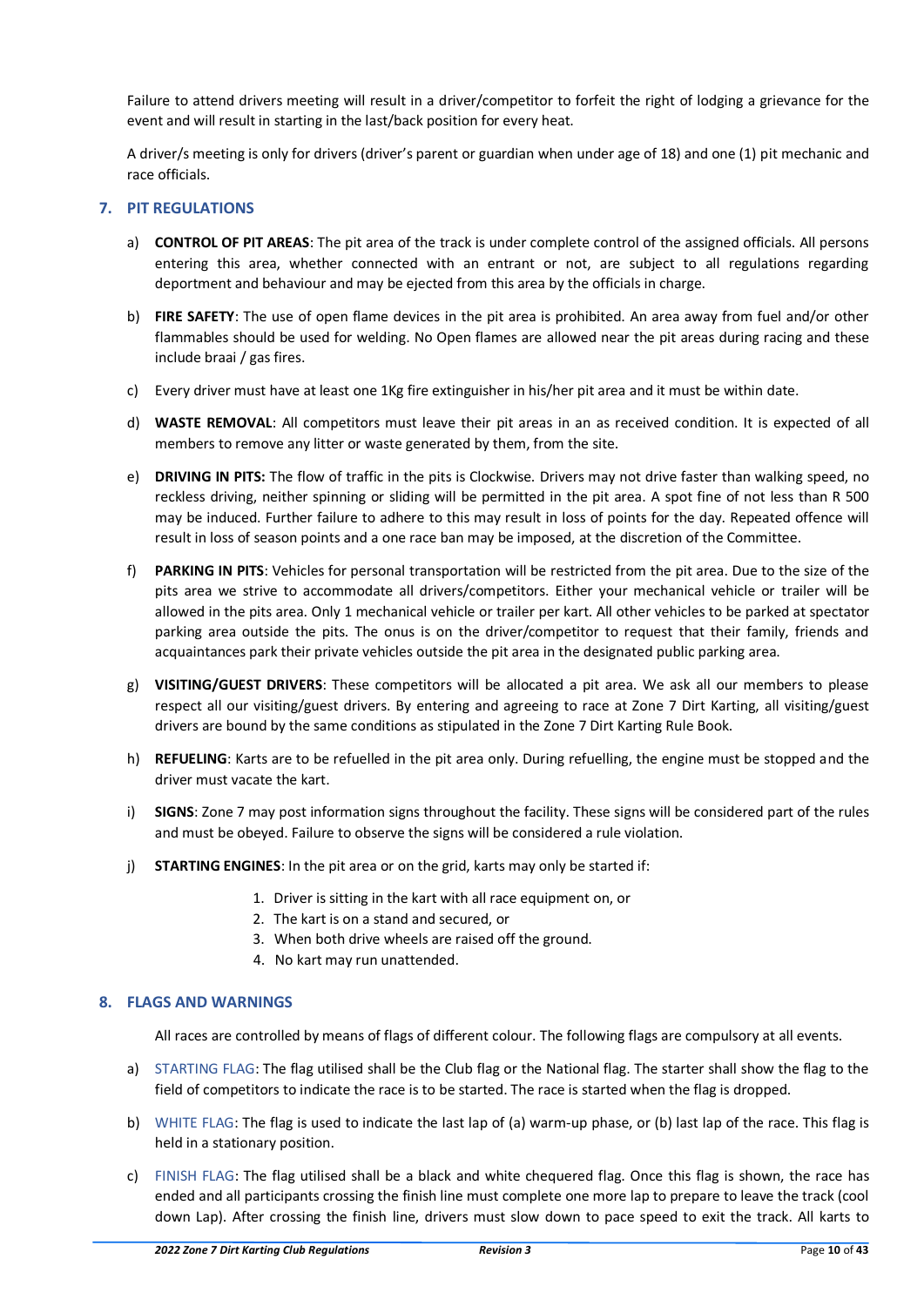Failure to attend drivers meeting will result in a driver/competitor to forfeit the right of lodging a grievance for the event and will result in starting in the last/back position for every heat.

A driver/s meeting is only for drivers (driver's parent or guardian when under age of 18) and one (1) pit mechanic and race officials.

## 7. PIT REGULATIONS

a) **CONTROL OF PIT AREAS**: The pit area of the track is under complete control of the assigned officials. All persons entering this area, whether connected with an entrant or not, are subject to all regulations regarding deportment and behaviour and may be ejected from this area by the officials in charge.

b) **FIRE SAFETY**: The use of open flame devices in the pit area is prohibited. An area away from fuel and/or other flammables should be used for welding. No Open flames are allowed near the pit areas during racing and these include braai / gas fires.

c) Every driver must have at least one 1Kg fire extinguisher in his/her pit area and it must be within date.

d) **WASTE REMOVAL**: All competitors must leave their pit areas in an as received condition. It is expected of all members to remove any litter or waste generated by them, from the site.

e) **DRIVING IN PITS:** The flow of traffic in the pits is Clockwise. Drivers may not drive faster than walking speed, no reckless driving, neither spinning or sliding will be permitted in the pit area. A spot fine of not less than R 500 may be induced. Further failure to adhere to this may result in loss of points for the day. Repeated offence will result in loss of season points and a one race ban may be imposed, at the discretion of the Committee.

f) **PARKING IN PITS**: Vehicles for personal transportation will be restricted from the pit area. Due to the size of the pits area we strive to accommodate all drivers/competitors. Either your mechanical vehicle or trailer will be allowed in the pits area. Only 1 mechanical vehicle or trailer per kart. All other vehicles to be parked at spectator parking area outside the pits. The onus is on the driver/competitor to request that their family, friends and acquaintances park their private vehicles outside the pit area in the designated public parking area.

g) **VISITING/GUEST DRIVERS**: These competitors will be allocated a pit area. We ask all our members to please respect all our visiting/guest drivers. By entering and agreeing to race at Zone 7 Dirt Karting, all visiting/guest drivers are bound by the same conditions as stipulated in the Zone 7 Dirt Karting Rule Book.

h) **REFUELING**: Karts are to be refuelled in the pit area only. During refuelling, the engine must be stopped and the driver must vacate the kart.

i) **SIGNS**: Zone 7 may post information signs throughout the facility. These signs will be considered part of the rules and must be obeyed. Failure to observe the signs will be considered a rule violation.

j) **STARTING ENGINES**: In the pit area or on the grid, karts may only be started if:

1. Driver is sitting in the kart with all race equipment on, or
2. The kart is on a stand and secured, or
3. When both drive wheels are raised off the ground.
4. No kart may run unattended.

## 8. FLAGS AND WARNINGS

All races are controlled by means of flags of different colour. The following flags are compulsory at all events.

a) STARTING FLAG: The flag utilised shall be the Club flag or the National flag. The starter shall show the flag to the field of competitors to indicate the race is to be started. The race is started when the flag is dropped.

b) WHITE FLAG: The flag is used to indicate the last lap of (a) warm-up phase, or (b) last lap of the race. This flag is held in a stationary position.

c) FINISH FLAG: The flag utilised shall be a black and white chequered flag. Once this flag is shown, the race has ended and all participants crossing the finish line must complete one more lap to prepare to leave the track (cool down Lap). After crossing the finish line, drivers must slow down to pace speed to exit the track. All karts to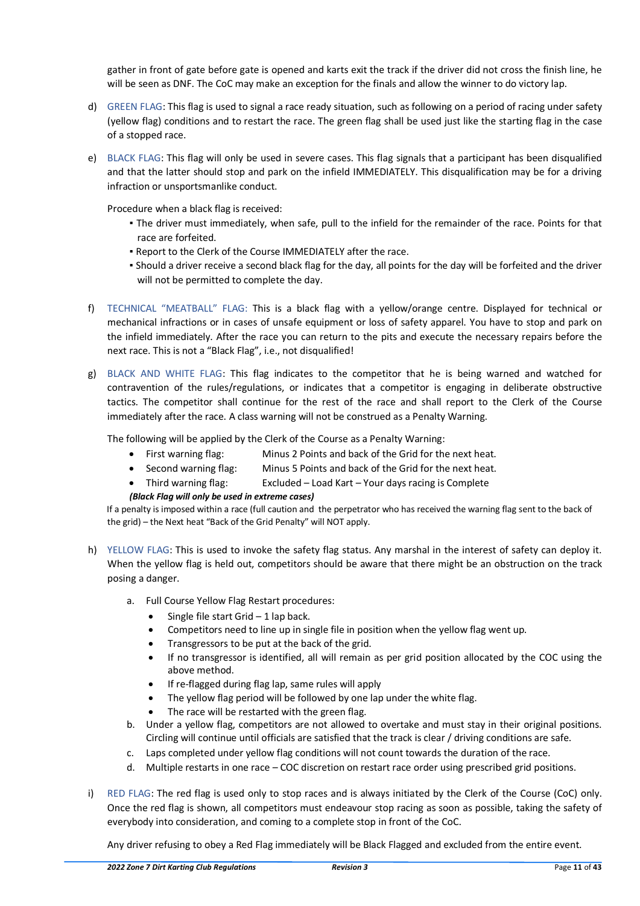gather in front of gate before gate is opened and karts exit the track if the driver did not cross the finish line, he will be seen as DNF. The CoC may make an exception for the finals and allow the winner to do victory lap.

d) GREEN FLAG: This flag is used to signal a race ready situation, such as following on a period of racing under safety (yellow flag) conditions and to restart the race. The green flag shall be used just like the starting flag in the case of a stopped race.

e) BLACK FLAG: This flag will only be used in severe cases. This flag signals that a participant has been disqualified and that the latter should stop and park on the infield IMMEDIATELY. This disqualification may be for a driving infraction or unsportsmanlike conduct.

   Procedure when a black flag is received:

   - The driver must immediately, when safe, pull to the infield for the remainder of the race. Points for that race are forfeited.
   - Report to the Clerk of the Course IMMEDIATELY after the race.
   - Should a driver receive a second black flag for the day, all points for the day will be forfeited and the driver will not be permitted to complete the day.

f) TECHNICAL "MEATBALL" FLAG: This is a black flag with a yellow/orange centre. Displayed for technical or mechanical infractions or in cases of unsafe equipment or loss of safety apparel. You have to stop and park on the infield immediately. After the race you can return to the pits and execute the necessary repairs before the next race. This is not a "Black Flag", i.e., not disqualified!

g) BLACK AND WHITE FLAG: This flag indicates to the competitor that he is being warned and watched for contravention of the rules/regulations, or indicates that a competitor is engaging in deliberate obstructive tactics. The competitor shall continue for the rest of the race and shall report to the Clerk of the Course immediately after the race. A class warning will not be construed as a Penalty Warning.

   The following will be applied by the Clerk of the Course as a Penalty Warning:

   - First warning flag: Minus 2 Points and back of the Grid for the next heat.
   - Second warning flag: Minus 5 Points and back of the Grid for the next heat.
   - Third warning flag: Excluded – Load Kart – Your days racing is Complete

   ***(Black Flag will only be used in extreme cases)***

   If a penalty is imposed within a race (full caution and the perpetrator who has received the warning flag sent to the back of the grid) – the Next heat "Back of the Grid Penalty" will NOT apply.

h) YELLOW FLAG: This is used to invoke the safety flag status. Any marshal in the interest of safety can deploy it. When the yellow flag is held out, competitors should be aware that there might be an obstruction on the track posing a danger.

   a. Full Course Yellow Flag Restart procedures:
      - Single file start Grid – 1 lap back.
      - Competitors need to line up in single file in position when the yellow flag went up.
      - Transgressors to be put at the back of the grid.
      - If no transgressor is identified, all will remain as per grid position allocated by the COC using the above method.
      - If re-flagged during flag lap, same rules will apply
      - The yellow flag period will be followed by one lap under the white flag.
      - The race will be restarted with the green flag.
   b. Under a yellow flag, competitors are not allowed to overtake and must stay in their original positions. Circling will continue until officials are satisfied that the track is clear / driving conditions are safe.
   c. Laps completed under yellow flag conditions will not count towards the duration of the race.
   d. Multiple restarts in one race – COC discretion on restart race order using prescribed grid positions.

i) RED FLAG: The red flag is used only to stop races and is always initiated by the Clerk of the Course (CoC) only. Once the red flag is shown, all competitors must endeavour stop racing as soon as possible, taking the safety of everybody into consideration, and coming to a complete stop in front of the CoC.

   Any driver refusing to obey a Red Flag immediately will be Black Flagged and excluded from the entire event.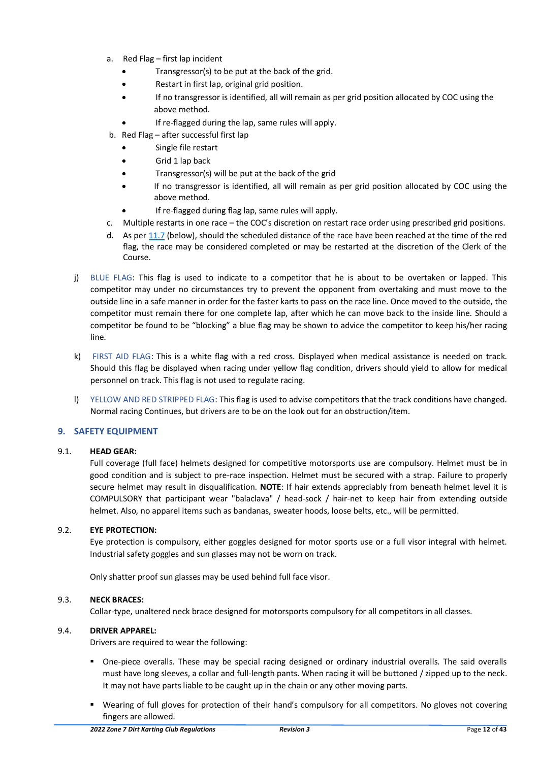a. Red Flag – first lap incident
   - Transgressor(s) to be put at the back of the grid.
   - Restart in first lap, original grid position.
   - If no transgressor is identified, all will remain as per grid position allocated by COC using the above method.
   - If re-flagged during the lap, same rules will apply.

b. Red Flag – after successful first lap
   - Single file restart
   - Grid 1 lap back
   - Transgressor(s) will be put at the back of the grid
   - If no transgressor is identified, all will remain as per grid position allocated by COC using the above method.
   - If re-flagged during flag lap, same rules will apply.

c. Multiple restarts in one race – the COC's discretion on restart race order using prescribed grid positions.

d. As per 11.7 (below), should the scheduled distance of the race have been reached at the time of the red flag, the race may be considered completed or may be restarted at the discretion of the Clerk of the Course.

j) BLUE FLAG: This flag is used to indicate to a competitor that he is about to be overtaken or lapped. This competitor may under no circumstances try to prevent the opponent from overtaking and must move to the outside line in a safe manner in order for the faster karts to pass on the race line. Once moved to the outside, the competitor must remain there for one complete lap, after which he can move back to the inside line. Should a competitor be found to be "blocking" a blue flag may be shown to advice the competitor to keep his/her racing line.

k) FIRST AID FLAG: This is a white flag with a red cross. Displayed when medical assistance is needed on track. Should this flag be displayed when racing under yellow flag condition, drivers should yield to allow for medical personnel on track. This flag is not used to regulate racing.

l) YELLOW AND RED STRIPPED FLAG: This flag is used to advise competitors that the track conditions have changed. Normal racing Continues, but drivers are to be on the look out for an obstruction/item.

## 9. SAFETY EQUIPMENT

### 9.1. HEAD GEAR:

Full coverage (full face) helmets designed for competitive motorsports use are compulsory. Helmet must be in good condition and is subject to pre-race inspection. Helmet must be secured with a strap. Failure to properly secure helmet may result in disqualification. **NOTE**: If hair extends appreciably from beneath helmet level it is COMPULSORY that participant wear "balaclava" / head-sock / hair-net to keep hair from extending outside helmet. Also, no apparel items such as bandanas, sweater hoods, loose belts, etc., will be permitted.

### 9.2. EYE PROTECTION:

Eye protection is compulsory, either goggles designed for motor sports use or a full visor integral with helmet. Industrial safety goggles and sun glasses may not be worn on track.

Only shatter proof sun glasses may be used behind full face visor.

### 9.3. NECK BRACES:

Collar-type, unaltered neck brace designed for motorsports compulsory for all competitors in all classes.

### 9.4. DRIVER APPAREL:

Drivers are required to wear the following:

- One-piece overalls. These may be special racing designed or ordinary industrial overalls. The said overalls must have long sleeves, a collar and full-length pants. When racing it will be buttoned / zipped up to the neck. It may not have parts liable to be caught up in the chain or any other moving parts.
- Wearing of full gloves for protection of their hand's compulsory for all competitors. No gloves not covering fingers are allowed.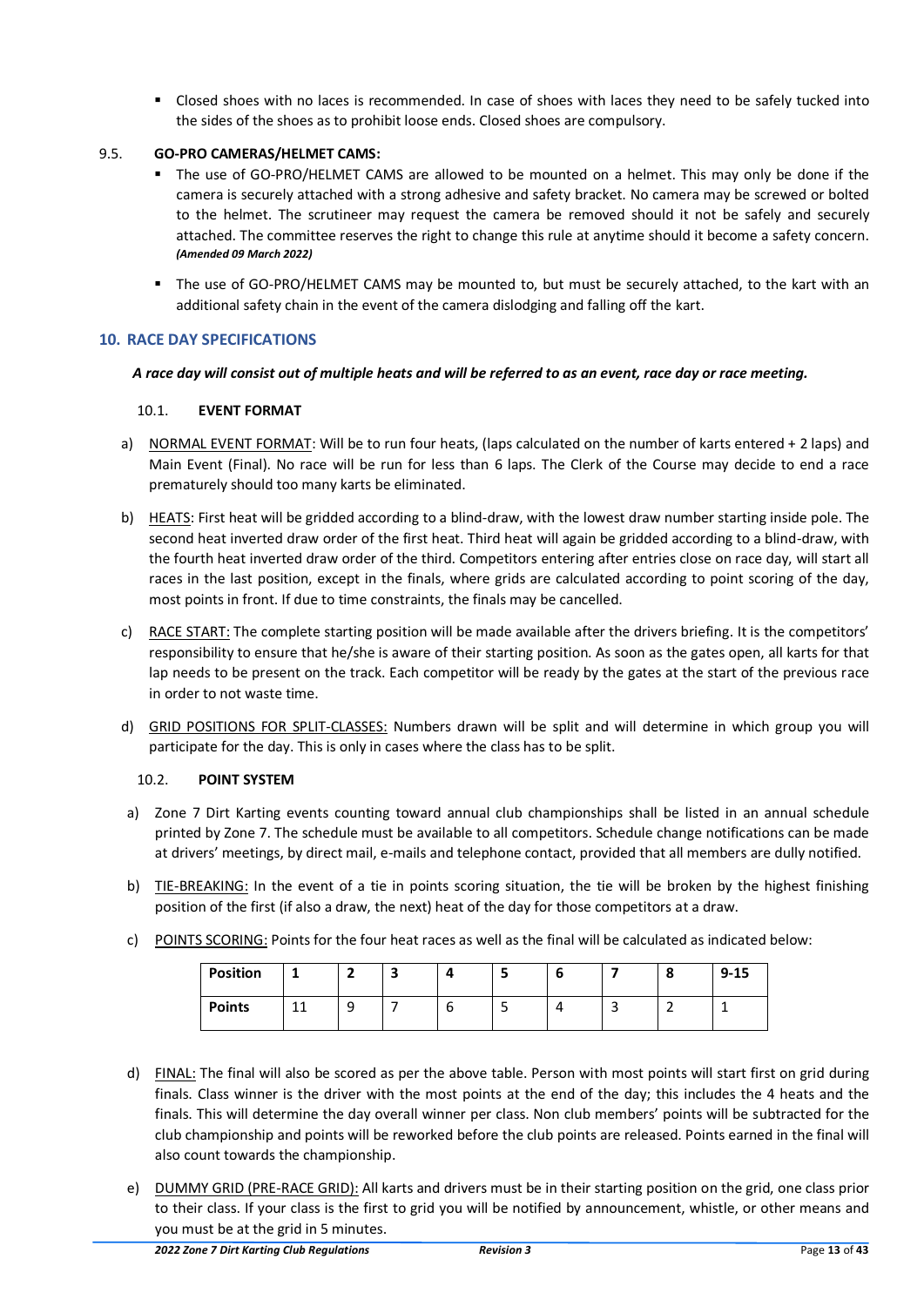- Closed shoes with no laces is recommended. In case of shoes with laces they need to be safely tucked into the sides of the shoes as to prohibit loose ends. Closed shoes are compulsory.

9.5. **GO-PRO CAMERAS/HELMET CAMS:**

- The use of GO-PRO/HELMET CAMS are allowed to be mounted on a helmet. This may only be done if the camera is securely attached with a strong adhesive and safety bracket. No camera may be screwed or bolted to the helmet. The scrutineer may request the camera be removed should it not be safely and securely attached. The committee reserves the right to change this rule at anytime should it become a safety concern. ***(Amended 09 March 2022)***
- The use of GO-PRO/HELMET CAMS may be mounted to, but must be securely attached, to the kart with an additional safety chain in the event of the camera dislodging and falling off the kart.

## 10. RACE DAY SPECIFICATIONS

***A race day will consist out of multiple heats and will be referred to as an event, race day or race meeting.***

### 10.1. EVENT FORMAT

a) NORMAL EVENT FORMAT: Will be to run four heats, (laps calculated on the number of karts entered + 2 laps) and Main Event (Final). No race will be run for less than 6 laps. The Clerk of the Course may decide to end a race prematurely should too many karts be eliminated.

b) HEATS: First heat will be gridded according to a blind-draw, with the lowest draw number starting inside pole. The second heat inverted draw order of the first heat. Third heat will again be gridded according to a blind-draw, with the fourth heat inverted draw order of the third. Competitors entering after entries close on race day, will start all races in the last position, except in the finals, where grids are calculated according to point scoring of the day, most points in front. If due to time constraints, the finals may be cancelled.

c) RACE START: The complete starting position will be made available after the drivers briefing. It is the competitors' responsibility to ensure that he/she is aware of their starting position. As soon as the gates open, all karts for that lap needs to be present on the track. Each competitor will be ready by the gates at the start of the previous race in order to not waste time.

d) GRID POSITIONS FOR SPLIT-CLASSES: Numbers drawn will be split and will determine in which group you will participate for the day. This is only in cases where the class has to be split.

### 10.2. POINT SYSTEM

a) Zone 7 Dirt Karting events counting toward annual club championships shall be listed in an annual schedule printed by Zone 7. The schedule must be available to all competitors. Schedule change notifications can be made at drivers' meetings, by direct mail, e-mails and telephone contact, provided that all members are dully notified.

b) TIE-BREAKING: In the event of a tie in points scoring situation, the tie will be broken by the highest finishing position of the first (if also a draw, the next) heat of the day for those competitors at a draw.

c) POINTS SCORING: Points for the four heat races as well as the final will be calculated as indicated below:

| **Position** | **1** | **2** | **3** | **4** | **5** | **6** | **7** | **8** | **9-15** |
|---|---|---|---|---|---|---|---|---|---|
| **Points** | 11 | 9 | 7 | 6 | 5 | 4 | 3 | 2 | 1 |

d) FINAL: The final will also be scored as per the above table. Person with most points will start first on grid during finals. Class winner is the driver with the most points at the end of the day; this includes the 4 heats and the finals. This will determine the day overall winner per class. Non club members' points will be subtracted for the club championship and points will be reworked before the club points are released. Points earned in the final will also count towards the championship.

e) DUMMY GRID (PRE-RACE GRID): All karts and drivers must be in their starting position on the grid, one class prior to their class. If your class is the first to grid you will be notified by announcement, whistle, or other means and you must be at the grid in 5 minutes.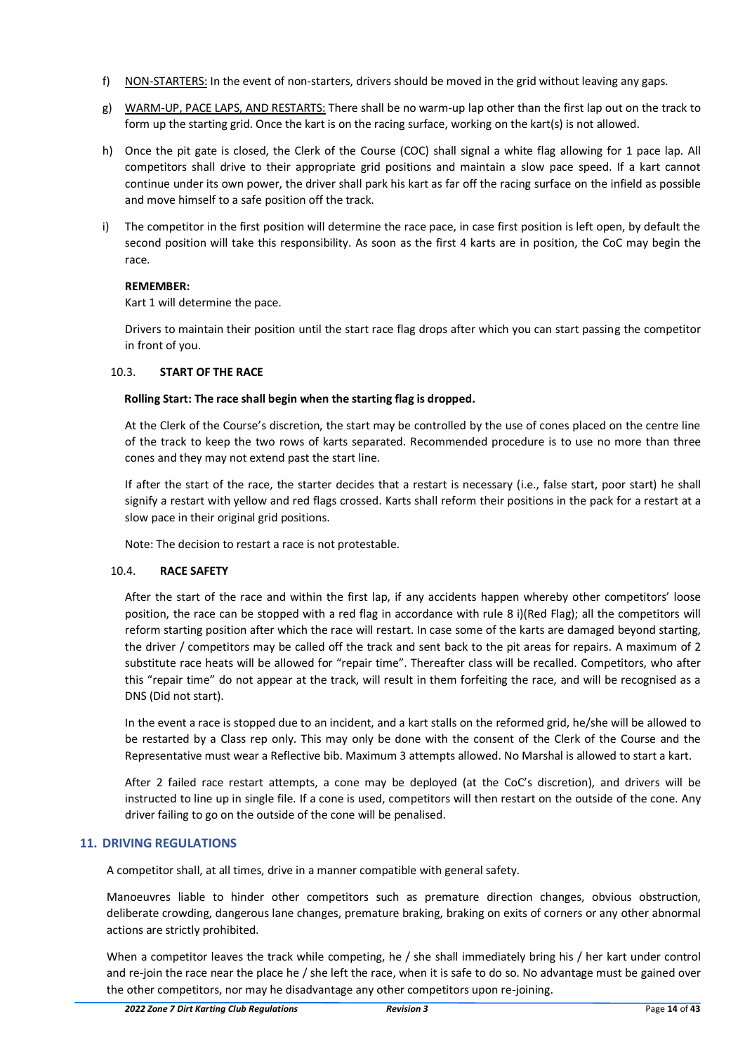f) <u>NON-STARTERS:</u> In the event of non-starters, drivers should be moved in the grid without leaving any gaps.

g) <u>WARM-UP, PACE LAPS, AND RESTARTS:</u> There shall be no warm-up lap other than the first lap out on the track to form up the starting grid. Once the kart is on the racing surface, working on the kart(s) is not allowed.

h) Once the pit gate is closed, the Clerk of the Course (COC) shall signal a white flag allowing for 1 pace lap. All competitors shall drive to their appropriate grid positions and maintain a slow pace speed. If a kart cannot continue under its own power, the driver shall park his kart as far off the racing surface on the infield as possible and move himself to a safe position off the track.

i) The competitor in the first position will determine the race pace, in case first position is left open, by default the second position will take this responsibility. As soon as the first 4 karts are in position, the CoC may begin the race.

**REMEMBER:**

Kart 1 will determine the pace.

Drivers to maintain their position until the start race flag drops after which you can start passing the competitor in front of you.

### 10.3. START OF THE RACE

**Rolling Start: The race shall begin when the starting flag is dropped.**

At the Clerk of the Course's discretion, the start may be controlled by the use of cones placed on the centre line of the track to keep the two rows of karts separated. Recommended procedure is to use no more than three cones and they may not extend past the start line.

If after the start of the race, the starter decides that a restart is necessary (i.e., false start, poor start) he shall signify a restart with yellow and red flags crossed. Karts shall reform their positions in the pack for a restart at a slow pace in their original grid positions.

Note: The decision to restart a race is not protestable.

### 10.4. RACE SAFETY

After the start of the race and within the first lap, if any accidents happen whereby other competitors' loose position, the race can be stopped with a red flag in accordance with rule 8 i)(Red Flag); all the competitors will reform starting position after which the race will restart. In case some of the karts are damaged beyond starting, the driver / competitors may be called off the track and sent back to the pit areas for repairs. A maximum of 2 substitute race heats will be allowed for "repair time". Thereafter class will be recalled. Competitors, who after this "repair time" do not appear at the track, will result in them forfeiting the race, and will be recognised as a DNS (Did not start).

In the event a race is stopped due to an incident, and a kart stalls on the reformed grid, he/she will be allowed to be restarted by a Class rep only. This may only be done with the consent of the Clerk of the Course and the Representative must wear a Reflective bib. Maximum 3 attempts allowed. No Marshal is allowed to start a kart.

After 2 failed race restart attempts, a cone may be deployed (at the CoC's discretion), and drivers will be instructed to line up in single file. If a cone is used, competitors will then restart on the outside of the cone. Any driver failing to go on the outside of the cone will be penalised.

## 11. DRIVING REGULATIONS

A competitor shall, at all times, drive in a manner compatible with general safety.

Manoeuvres liable to hinder other competitors such as premature direction changes, obvious obstruction, deliberate crowding, dangerous lane changes, premature braking, braking on exits of corners or any other abnormal actions are strictly prohibited.

When a competitor leaves the track while competing, he / she shall immediately bring his / her kart under control and re-join the race near the place he / she left the race, when it is safe to do so. No advantage must be gained over the other competitors, nor may he disadvantage any other competitors upon re-joining.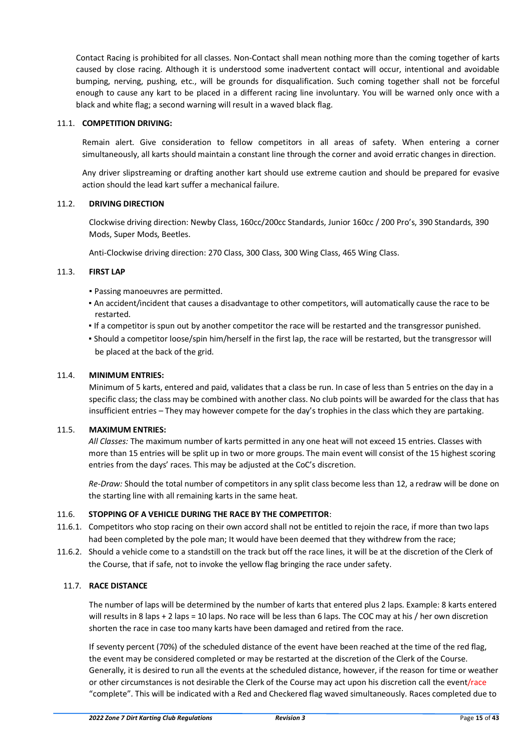Contact Racing is prohibited for all classes. Non-Contact shall mean nothing more than the coming together of karts caused by close racing. Although it is understood some inadvertent contact will occur, intentional and avoidable bumping, nerving, pushing, etc., will be grounds for disqualification. Such coming together shall not be forceful enough to cause any kart to be placed in a different racing line involuntary. You will be warned only once with a black and white flag; a second warning will result in a waved black flag.

### 11.1. COMPETITION DRIVING:

Remain alert. Give consideration to fellow competitors in all areas of safety. When entering a corner simultaneously, all karts should maintain a constant line through the corner and avoid erratic changes in direction.

Any driver slipstreaming or drafting another kart should use extreme caution and should be prepared for evasive action should the lead kart suffer a mechanical failure.

### 11.2. DRIVING DIRECTION

Clockwise driving direction: Newby Class, 160cc/200cc Standards, Junior 160cc / 200 Pro's, 390 Standards, 390 Mods, Super Mods, Beetles.

Anti-Clockwise driving direction: 270 Class, 300 Class, 300 Wing Class, 465 Wing Class.

### 11.3. FIRST LAP

- Passing manoeuvres are permitted.
- An accident/incident that causes a disadvantage to other competitors, will automatically cause the race to be restarted.
- If a competitor is spun out by another competitor the race will be restarted and the transgressor punished.
- Should a competitor loose/spin him/herself in the first lap, the race will be restarted, but the transgressor will be placed at the back of the grid.

### 11.4. MINIMUM ENTRIES:

Minimum of 5 karts, entered and paid, validates that a class be run. In case of less than 5 entries on the day in a specific class; the class may be combined with another class. No club points will be awarded for the class that has insufficient entries – They may however compete for the day's trophies in the class which they are partaking.

### 11.5. MAXIMUM ENTRIES:

*All Classes:* The maximum number of karts permitted in any one heat will not exceed 15 entries. Classes with more than 15 entries will be split up in two or more groups. The main event will consist of the 15 highest scoring entries from the days' races. This may be adjusted at the CoC's discretion.

*Re-Draw:* Should the total number of competitors in any split class become less than 12, a redraw will be done on the starting line with all remaining karts in the same heat.

### 11.6. STOPPING OF A VEHICLE DURING THE RACE BY THE COMPETITOR:

11.6.1. Competitors who stop racing on their own accord shall not be entitled to rejoin the race, if more than two laps had been completed by the pole man; It would have been deemed that they withdrew from the race;

11.6.2. Should a vehicle come to a standstill on the track but off the race lines, it will be at the discretion of the Clerk of the Course, that if safe, not to invoke the yellow flag bringing the race under safety.

### 11.7. RACE DISTANCE

The number of laps will be determined by the number of karts that entered plus 2 laps. Example: 8 karts entered will results in 8 laps + 2 laps = 10 laps. No race will be less than 6 laps. The COC may at his / her own discretion shorten the race in case too many karts have been damaged and retired from the race.

If seventy percent (70%) of the scheduled distance of the event have been reached at the time of the red flag, the event may be considered completed or may be restarted at the discretion of the Clerk of the Course. Generally, it is desired to run all the events at the scheduled distance, however, if the reason for time or weather or other circumstances is not desirable the Clerk of the Course may act upon his discretion call the event/race "complete". This will be indicated with a Red and Checkered flag waved simultaneously. Races completed due to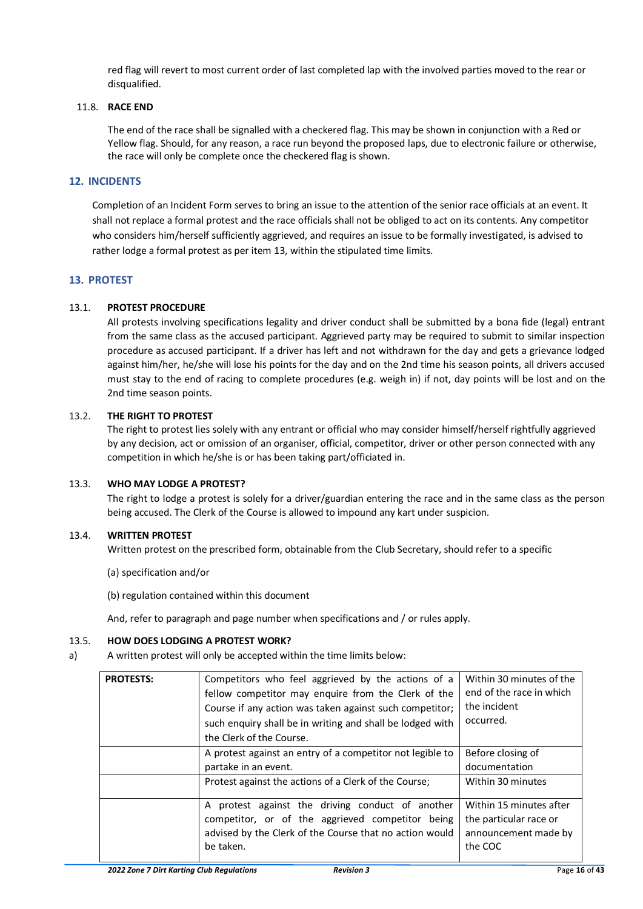red flag will revert to most current order of last completed lap with the involved parties moved to the rear or disqualified.

### 11.8. RACE END

The end of the race shall be signalled with a checkered flag. This may be shown in conjunction with a Red or Yellow flag. Should, for any reason, a race run beyond the proposed laps, due to electronic failure or otherwise, the race will only be complete once the checkered flag is shown.

## 12. INCIDENTS

Completion of an Incident Form serves to bring an issue to the attention of the senior race officials at an event. It shall not replace a formal protest and the race officials shall not be obliged to act on its contents. Any competitor who considers him/herself sufficiently aggrieved, and requires an issue to be formally investigated, is advised to rather lodge a formal protest as per item 13, within the stipulated time limits.

## 13. PROTEST

### 13.1. PROTEST PROCEDURE

All protests involving specifications legality and driver conduct shall be submitted by a bona fide (legal) entrant from the same class as the accused participant. Aggrieved party may be required to submit to similar inspection procedure as accused participant. If a driver has left and not withdrawn for the day and gets a grievance lodged against him/her, he/she will lose his points for the day and on the 2nd time his season points, all drivers accused must stay to the end of racing to complete procedures (e.g. weigh in) if not, day points will be lost and on the 2nd time season points.

### 13.2. THE RIGHT TO PROTEST

The right to protest lies solely with any entrant or official who may consider himself/herself rightfully aggrieved by any decision, act or omission of an organiser, official, competitor, driver or other person connected with any competition in which he/she is or has been taking part/officiated in.

### 13.3. WHO MAY LODGE A PROTEST?

The right to lodge a protest is solely for a driver/guardian entering the race and in the same class as the person being accused. The Clerk of the Course is allowed to impound any kart under suspicion.

### 13.4. WRITTEN PROTEST

Written protest on the prescribed form, obtainable from the Club Secretary, should refer to a specific

(a) specification and/or

(b) regulation contained within this document

And, refer to paragraph and page number when specifications and / or rules apply.

### 13.5. HOW DOES LODGING A PROTEST WORK?

a) A written protest will only be accepted within the time limits below:

| **PROTESTS:** | Competitors who feel aggrieved by the actions of a fellow competitor may enquire from the Clerk of the Course if any action was taken against such competitor; such enquiry shall be in writing and shall be lodged with the Clerk of the Course. | Within 30 minutes of the end of the race in which the incident occurred. |
|---|---|---|
| | A protest against an entry of a competitor not legible to partake in an event. | Before closing of documentation |
| | Protest against the actions of a Clerk of the Course; | Within 30 minutes |
| | A protest against the driving conduct of another competitor, or of the aggrieved competitor being advised by the Clerk of the Course that no action would be taken. | Within 15 minutes after the particular race or announcement made by the COC |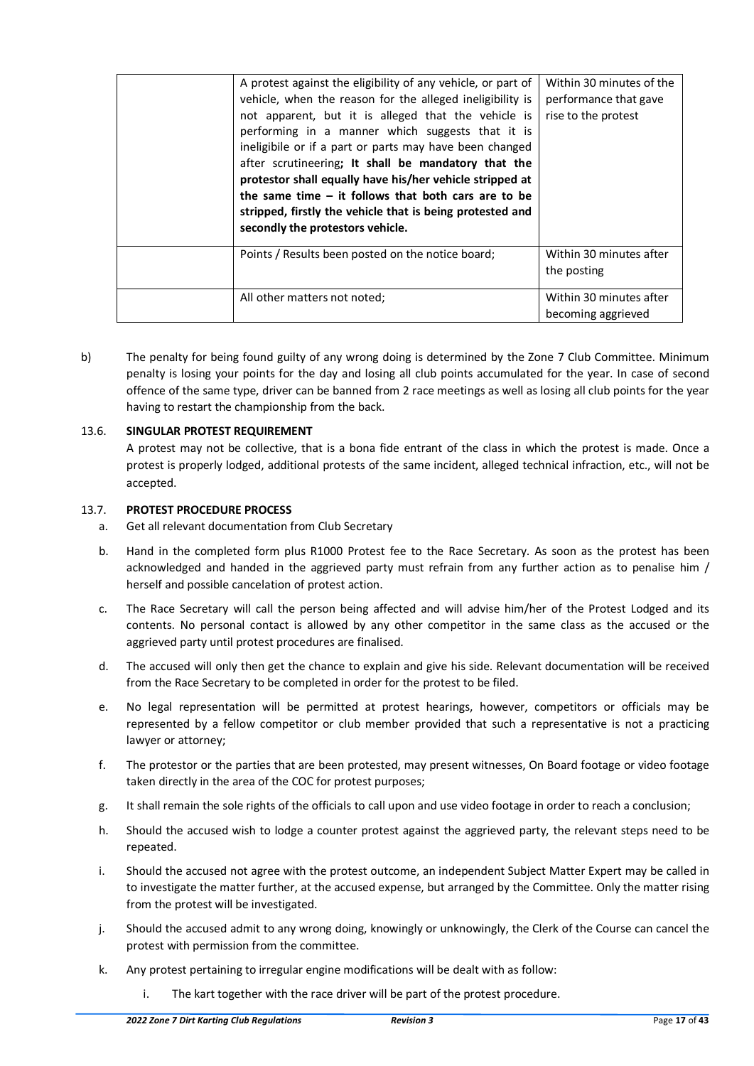|  | A protest against the eligibility of any vehicle, or part of vehicle, when the reason for the alleged ineligibility is not apparent, but it is alleged that the vehicle is performing in a manner which suggests that it is ineligibile or if a part or parts may have been changed after scrutineering**; It shall be mandatory that the protestor shall equally have his/her vehicle stripped at the same time – it follows that both cars are to be stripped, firstly the vehicle that is being protested and secondly the protestors vehicle.** | Within 30 minutes of the performance that gave rise to the protest |
|---|---|---|
|  | Points / Results been posted on the notice board; | Within 30 minutes after the posting |
|  | All other matters not noted; | Within 30 minutes after becoming aggrieved |

b) The penalty for being found guilty of any wrong doing is determined by the Zone 7 Club Committee. Minimum penalty is losing your points for the day and losing all club points accumulated for the year. In case of second offence of the same type, driver can be banned from 2 race meetings as well as losing all club points for the year having to restart the championship from the back.

### 13.6. SINGULAR PROTEST REQUIREMENT

A protest may not be collective, that is a bona fide entrant of the class in which the protest is made. Once a protest is properly lodged, additional protests of the same incident, alleged technical infraction, etc., will not be accepted.

### 13.7. PROTEST PROCEDURE PROCESS

a. Get all relevant documentation from Club Secretary

b. Hand in the completed form plus R1000 Protest fee to the Race Secretary. As soon as the protest has been acknowledged and handed in the aggrieved party must refrain from any further action as to penalise him / herself and possible cancelation of protest action.

c. The Race Secretary will call the person being affected and will advise him/her of the Protest Lodged and its contents. No personal contact is allowed by any other competitor in the same class as the accused or the aggrieved party until protest procedures are finalised.

d. The accused will only then get the chance to explain and give his side. Relevant documentation will be received from the Race Secretary to be completed in order for the protest to be filed.

e. No legal representation will be permitted at protest hearings, however, competitors or officials may be represented by a fellow competitor or club member provided that such a representative is not a practicing lawyer or attorney;

f. The protestor or the parties that are been protested, may present witnesses, On Board footage or video footage taken directly in the area of the COC for protest purposes;

g. It shall remain the sole rights of the officials to call upon and use video footage in order to reach a conclusion;

h. Should the accused wish to lodge a counter protest against the aggrieved party, the relevant steps need to be repeated.

i. Should the accused not agree with the protest outcome, an independent Subject Matter Expert may be called in to investigate the matter further, at the accused expense, but arranged by the Committee. Only the matter rising from the protest will be investigated.

j. Should the accused admit to any wrong doing, knowingly or unknowingly, the Clerk of the Course can cancel the protest with permission from the committee.

k. Any protest pertaining to irregular engine modifications will be dealt with as follow:

   i. The kart together with the race driver will be part of the protest procedure.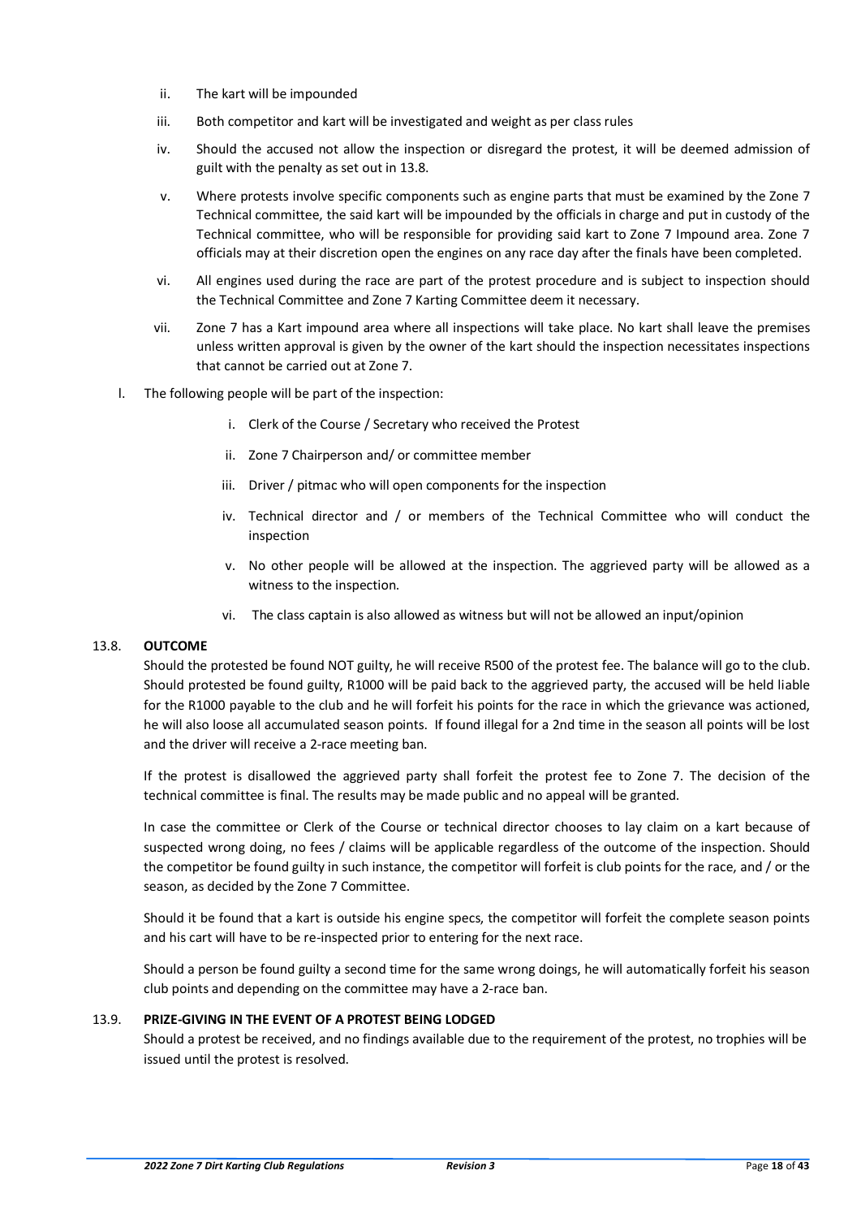ii. The kart will be impounded

iii. Both competitor and kart will be investigated and weight as per class rules

iv. Should the accused not allow the inspection or disregard the protest, it will be deemed admission of guilt with the penalty as set out in 13.8.

v. Where protests involve specific components such as engine parts that must be examined by the Zone 7 Technical committee, the said kart will be impounded by the officials in charge and put in custody of the Technical committee, who will be responsible for providing said kart to Zone 7 Impound area. Zone 7 officials may at their discretion open the engines on any race day after the finals have been completed.

vi. All engines used during the race are part of the protest procedure and is subject to inspection should the Technical Committee and Zone 7 Karting Committee deem it necessary.

vii. Zone 7 has a Kart impound area where all inspections will take place. No kart shall leave the premises unless written approval is given by the owner of the kart should the inspection necessitates inspections that cannot be carried out at Zone 7.

l. The following people will be part of the inspection:

i. Clerk of the Course / Secretary who received the Protest

ii. Zone 7 Chairperson and/ or committee member

iii. Driver / pitmac who will open components for the inspection

iv. Technical director and / or members of the Technical Committee who will conduct the inspection

v. No other people will be allowed at the inspection. The aggrieved party will be allowed as a witness to the inspection.

vi. The class captain is also allowed as witness but will not be allowed an input/opinion

### 13.8. OUTCOME

Should the protested be found NOT guilty, he will receive R500 of the protest fee. The balance will go to the club. Should protested be found guilty, R1000 will be paid back to the aggrieved party, the accused will be held liable for the R1000 payable to the club and he will forfeit his points for the race in which the grievance was actioned, he will also loose all accumulated season points. If found illegal for a 2nd time in the season all points will be lost and the driver will receive a 2-race meeting ban.

If the protest is disallowed the aggrieved party shall forfeit the protest fee to Zone 7. The decision of the technical committee is final. The results may be made public and no appeal will be granted.

In case the committee or Clerk of the Course or technical director chooses to lay claim on a kart because of suspected wrong doing, no fees / claims will be applicable regardless of the outcome of the inspection. Should the competitor be found guilty in such instance, the competitor will forfeit is club points for the race, and / or the season, as decided by the Zone 7 Committee.

Should it be found that a kart is outside his engine specs, the competitor will forfeit the complete season points and his cart will have to be re-inspected prior to entering for the next race.

Should a person be found guilty a second time for the same wrong doings, he will automatically forfeit his season club points and depending on the committee may have a 2-race ban.

### 13.9. PRIZE-GIVING IN THE EVENT OF A PROTEST BEING LODGED

Should a protest be received, and no findings available due to the requirement of the protest, no trophies will be issued until the protest is resolved.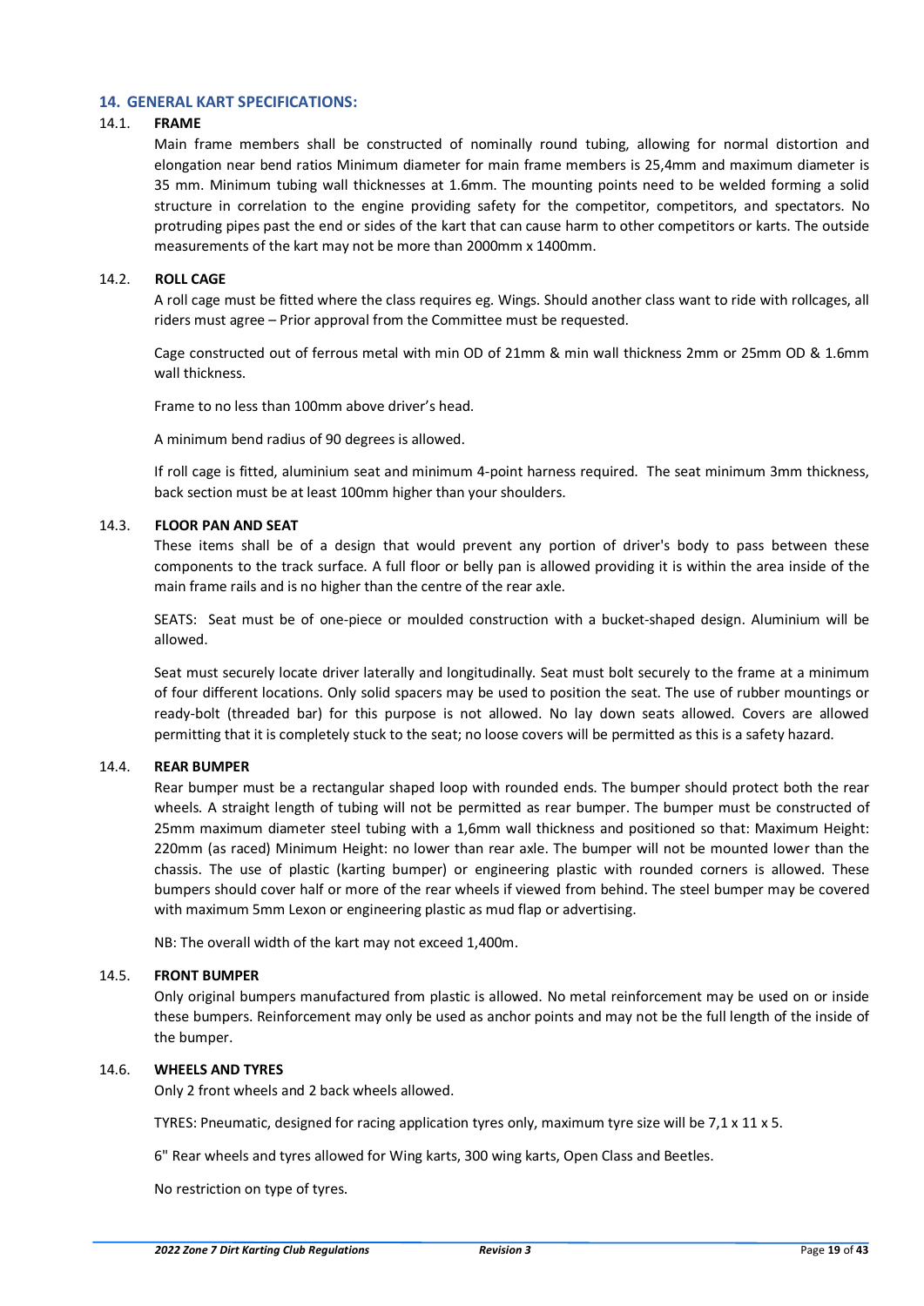## 14. GENERAL KART SPECIFICATIONS:

### 14.1. FRAME

Main frame members shall be constructed of nominally round tubing, allowing for normal distortion and elongation near bend ratios Minimum diameter for main frame members is 25,4mm and maximum diameter is 35 mm. Minimum tubing wall thicknesses at 1.6mm. The mounting points need to be welded forming a solid structure in correlation to the engine providing safety for the competitor, competitors, and spectators. No protruding pipes past the end or sides of the kart that can cause harm to other competitors or karts. The outside measurements of the kart may not be more than 2000mm x 1400mm.

### 14.2. ROLL CAGE

A roll cage must be fitted where the class requires eg. Wings. Should another class want to ride with rollcages, all riders must agree – Prior approval from the Committee must be requested.

Cage constructed out of ferrous metal with min OD of 21mm & min wall thickness 2mm or 25mm OD & 1.6mm wall thickness.

Frame to no less than 100mm above driver's head.

A minimum bend radius of 90 degrees is allowed.

If roll cage is fitted, aluminium seat and minimum 4-point harness required. The seat minimum 3mm thickness, back section must be at least 100mm higher than your shoulders.

### 14.3. FLOOR PAN AND SEAT

These items shall be of a design that would prevent any portion of driver's body to pass between these components to the track surface. A full floor or belly pan is allowed providing it is within the area inside of the main frame rails and is no higher than the centre of the rear axle.

SEATS: Seat must be of one-piece or moulded construction with a bucket-shaped design. Aluminium will be allowed.

Seat must securely locate driver laterally and longitudinally. Seat must bolt securely to the frame at a minimum of four different locations. Only solid spacers may be used to position the seat. The use of rubber mountings or ready-bolt (threaded bar) for this purpose is not allowed. No lay down seats allowed. Covers are allowed permitting that it is completely stuck to the seat; no loose covers will be permitted as this is a safety hazard.

### 14.4. REAR BUMPER

Rear bumper must be a rectangular shaped loop with rounded ends. The bumper should protect both the rear wheels. A straight length of tubing will not be permitted as rear bumper. The bumper must be constructed of 25mm maximum diameter steel tubing with a 1,6mm wall thickness and positioned so that: Maximum Height: 220mm (as raced) Minimum Height: no lower than rear axle. The bumper will not be mounted lower than the chassis. The use of plastic (karting bumper) or engineering plastic with rounded corners is allowed. These bumpers should cover half or more of the rear wheels if viewed from behind. The steel bumper may be covered with maximum 5mm Lexon or engineering plastic as mud flap or advertising.

NB: The overall width of the kart may not exceed 1,400m.

### 14.5. FRONT BUMPER

Only original bumpers manufactured from plastic is allowed. No metal reinforcement may be used on or inside these bumpers. Reinforcement may only be used as anchor points and may not be the full length of the inside of the bumper.

### 14.6. WHEELS AND TYRES

Only 2 front wheels and 2 back wheels allowed.

TYRES: Pneumatic, designed for racing application tyres only, maximum tyre size will be 7,1 x 11 x 5.

6" Rear wheels and tyres allowed for Wing karts, 300 wing karts, Open Class and Beetles.

No restriction on type of tyres.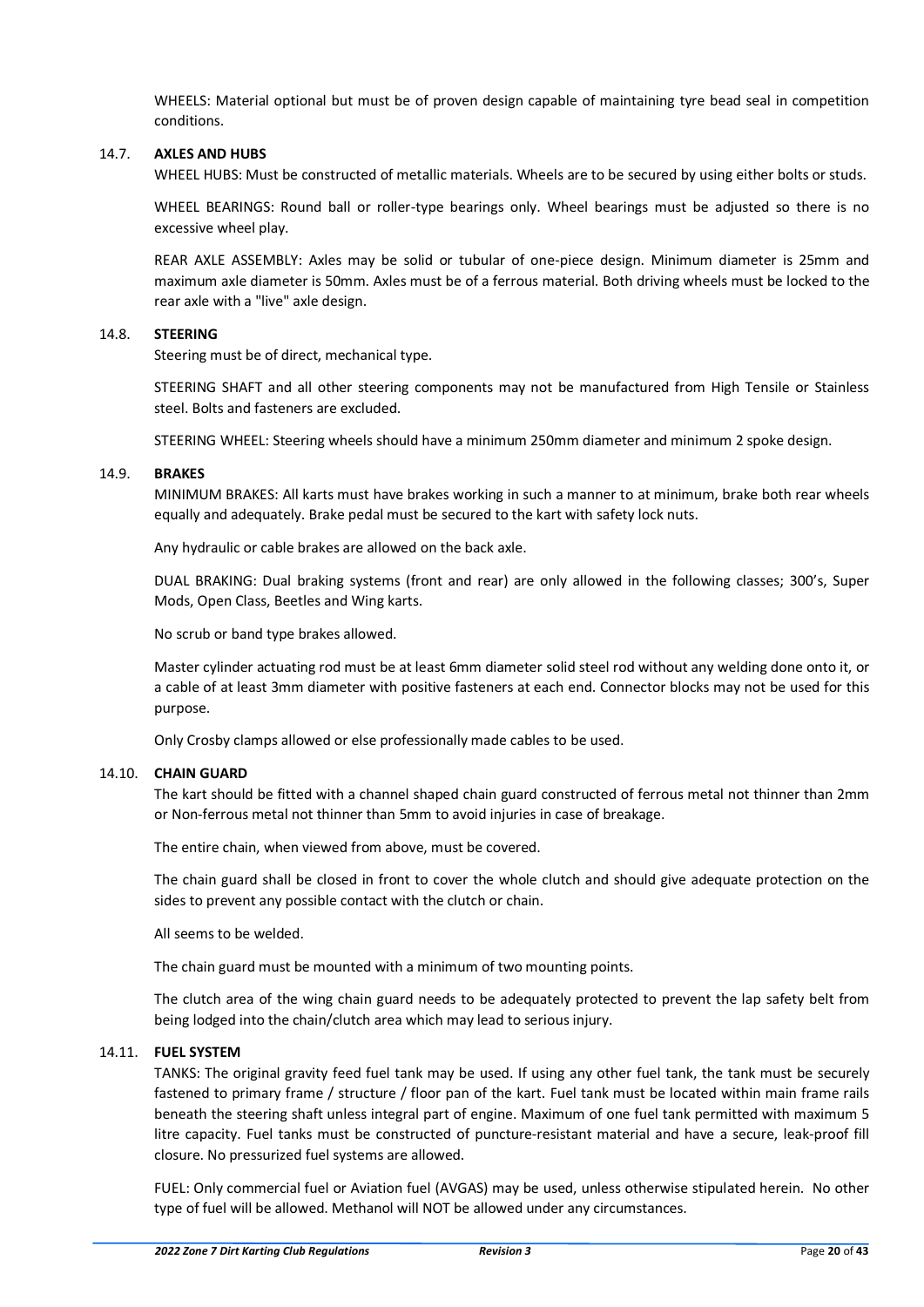WHEELS: Material optional but must be of proven design capable of maintaining tyre bead seal in competition conditions.

### 14.7. AXLES AND HUBS

WHEEL HUBS: Must be constructed of metallic materials. Wheels are to be secured by using either bolts or studs.

WHEEL BEARINGS: Round ball or roller-type bearings only. Wheel bearings must be adjusted so there is no excessive wheel play.

REAR AXLE ASSEMBLY: Axles may be solid or tubular of one-piece design. Minimum diameter is 25mm and maximum axle diameter is 50mm. Axles must be of a ferrous material. Both driving wheels must be locked to the rear axle with a "live" axle design.

### 14.8. STEERING

Steering must be of direct, mechanical type.

STEERING SHAFT and all other steering components may not be manufactured from High Tensile or Stainless steel. Bolts and fasteners are excluded.

STEERING WHEEL: Steering wheels should have a minimum 250mm diameter and minimum 2 spoke design.

### 14.9. BRAKES

MINIMUM BRAKES: All karts must have brakes working in such a manner to at minimum, brake both rear wheels equally and adequately. Brake pedal must be secured to the kart with safety lock nuts.

Any hydraulic or cable brakes are allowed on the back axle.

DUAL BRAKING: Dual braking systems (front and rear) are only allowed in the following classes; 300's, Super Mods, Open Class, Beetles and Wing karts.

No scrub or band type brakes allowed.

Master cylinder actuating rod must be at least 6mm diameter solid steel rod without any welding done onto it, or a cable of at least 3mm diameter with positive fasteners at each end. Connector blocks may not be used for this purpose.

Only Crosby clamps allowed or else professionally made cables to be used.

### 14.10. CHAIN GUARD

The kart should be fitted with a channel shaped chain guard constructed of ferrous metal not thinner than 2mm or Non-ferrous metal not thinner than 5mm to avoid injuries in case of breakage.

The entire chain, when viewed from above, must be covered.

The chain guard shall be closed in front to cover the whole clutch and should give adequate protection on the sides to prevent any possible contact with the clutch or chain.

All seems to be welded.

The chain guard must be mounted with a minimum of two mounting points.

The clutch area of the wing chain guard needs to be adequately protected to prevent the lap safety belt from being lodged into the chain/clutch area which may lead to serious injury.

### 14.11. FUEL SYSTEM

TANKS: The original gravity feed fuel tank may be used. If using any other fuel tank, the tank must be securely fastened to primary frame / structure / floor pan of the kart. Fuel tank must be located within main frame rails beneath the steering shaft unless integral part of engine. Maximum of one fuel tank permitted with maximum 5 litre capacity. Fuel tanks must be constructed of puncture-resistant material and have a secure, leak-proof fill closure. No pressurized fuel systems are allowed.

FUEL: Only commercial fuel or Aviation fuel (AVGAS) may be used, unless otherwise stipulated herein. No other type of fuel will be allowed. Methanol will NOT be allowed under any circumstances.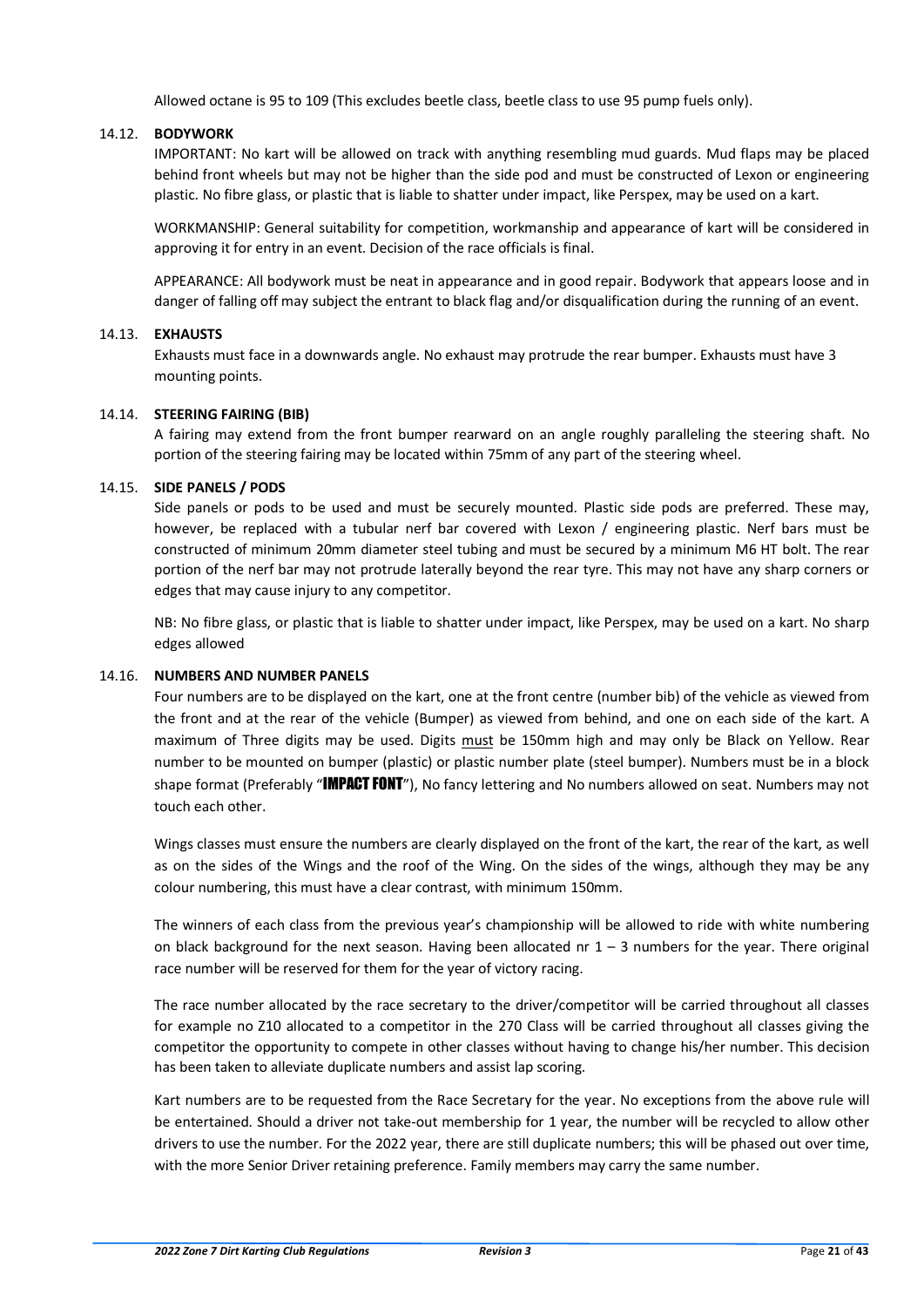Allowed octane is 95 to 109 (This excludes beetle class, beetle class to use 95 pump fuels only).

### 14.12. BODYWORK

IMPORTANT: No kart will be allowed on track with anything resembling mud guards. Mud flaps may be placed behind front wheels but may not be higher than the side pod and must be constructed of Lexon or engineering plastic. No fibre glass, or plastic that is liable to shatter under impact, like Perspex, may be used on a kart.

WORKMANSHIP: General suitability for competition, workmanship and appearance of kart will be considered in approving it for entry in an event. Decision of the race officials is final.

APPEARANCE: All bodywork must be neat in appearance and in good repair. Bodywork that appears loose and in danger of falling off may subject the entrant to black flag and/or disqualification during the running of an event.

### 14.13. EXHAUSTS

Exhausts must face in a downwards angle. No exhaust may protrude the rear bumper. Exhausts must have 3 mounting points.

### 14.14. STEERING FAIRING (BIB)

A fairing may extend from the front bumper rearward on an angle roughly paralleling the steering shaft. No portion of the steering fairing may be located within 75mm of any part of the steering wheel.

### 14.15. SIDE PANELS / PODS

Side panels or pods to be used and must be securely mounted. Plastic side pods are preferred. These may, however, be replaced with a tubular nerf bar covered with Lexon / engineering plastic. Nerf bars must be constructed of minimum 20mm diameter steel tubing and must be secured by a minimum M6 HT bolt. The rear portion of the nerf bar may not protrude laterally beyond the rear tyre. This may not have any sharp corners or edges that may cause injury to any competitor.

NB: No fibre glass, or plastic that is liable to shatter under impact, like Perspex, may be used on a kart. No sharp edges allowed

### 14.16. NUMBERS AND NUMBER PANELS

Four numbers are to be displayed on the kart, one at the front centre (number bib) of the vehicle as viewed from the front and at the rear of the vehicle (Bumper) as viewed from behind, and one on each side of the kart. A maximum of Three digits may be used. Digits must be 150mm high and may only be Black on Yellow. Rear number to be mounted on bumper (plastic) or plastic number plate (steel bumper). Numbers must be in a block shape format (Preferably "**IMPACT FONT**"), No fancy lettering and No numbers allowed on seat. Numbers may not touch each other.

Wings classes must ensure the numbers are clearly displayed on the front of the kart, the rear of the kart, as well as on the sides of the Wings and the roof of the Wing. On the sides of the wings, although they may be any colour numbering, this must have a clear contrast, with minimum 150mm.

The winners of each class from the previous year's championship will be allowed to ride with white numbering on black background for the next season. Having been allocated nr 1 – 3 numbers for the year. There original race number will be reserved for them for the year of victory racing.

The race number allocated by the race secretary to the driver/competitor will be carried throughout all classes for example no Z10 allocated to a competitor in the 270 Class will be carried throughout all classes giving the competitor the opportunity to compete in other classes without having to change his/her number. This decision has been taken to alleviate duplicate numbers and assist lap scoring.

Kart numbers are to be requested from the Race Secretary for the year. No exceptions from the above rule will be entertained. Should a driver not take-out membership for 1 year, the number will be recycled to allow other drivers to use the number. For the 2022 year, there are still duplicate numbers; this will be phased out over time, with the more Senior Driver retaining preference. Family members may carry the same number.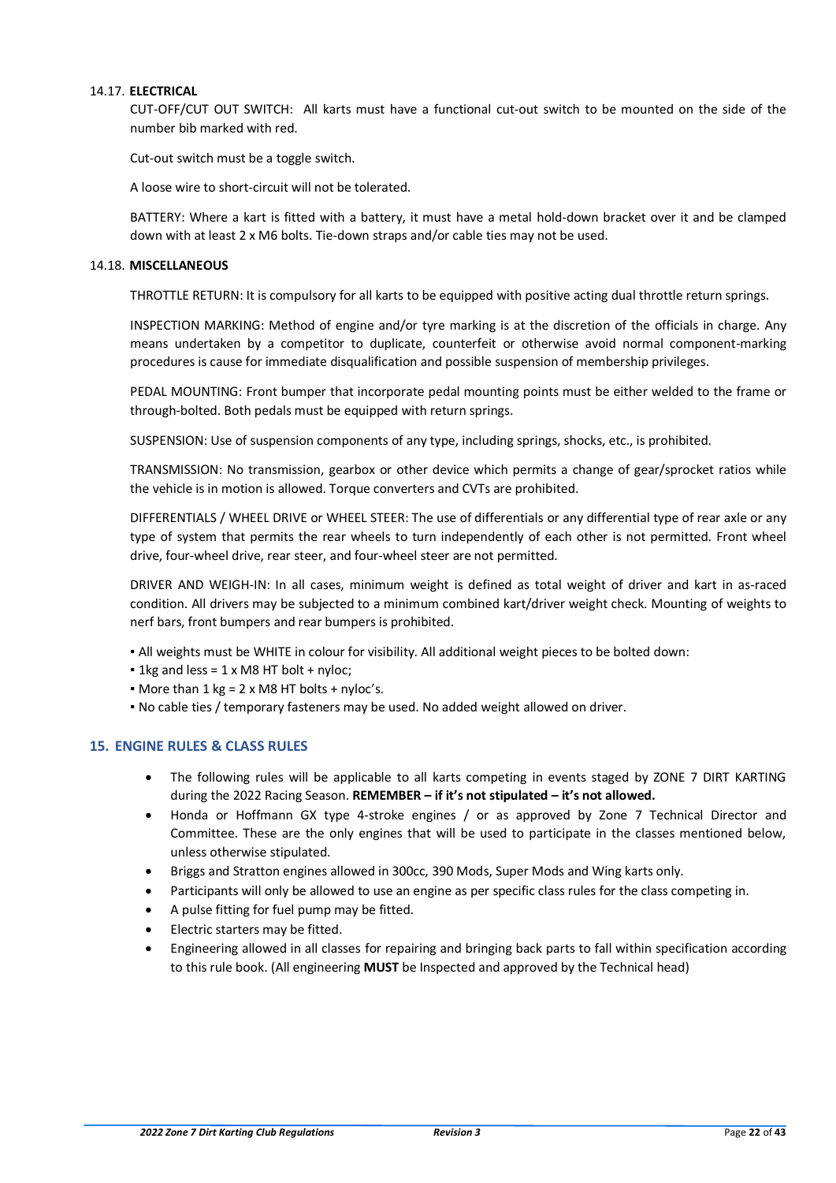### 14.17. **ELECTRICAL**

CUT-OFF/CUT OUT SWITCH: All karts must have a functional cut-out switch to be mounted on the side of the number bib marked with red.

Cut-out switch must be a toggle switch.

A loose wire to short-circuit will not be tolerated.

BATTERY: Where a kart is fitted with a battery, it must have a metal hold-down bracket over it and be clamped down with at least 2 x M6 bolts. Tie-down straps and/or cable ties may not be used.

### 14.18. **MISCELLANEOUS**

THROTTLE RETURN: It is compulsory for all karts to be equipped with positive acting dual throttle return springs.

INSPECTION MARKING: Method of engine and/or tyre marking is at the discretion of the officials in charge. Any means undertaken by a competitor to duplicate, counterfeit or otherwise avoid normal component-marking procedures is cause for immediate disqualification and possible suspension of membership privileges.

PEDAL MOUNTING: Front bumper that incorporate pedal mounting points must be either welded to the frame or through-bolted. Both pedals must be equipped with return springs.

SUSPENSION: Use of suspension components of any type, including springs, shocks, etc., is prohibited.

TRANSMISSION: No transmission, gearbox or other device which permits a change of gear/sprocket ratios while the vehicle is in motion is allowed. Torque converters and CVTs are prohibited.

DIFFERENTIALS / WHEEL DRIVE or WHEEL STEER: The use of differentials or any differential type of rear axle or any type of system that permits the rear wheels to turn independently of each other is not permitted. Front wheel drive, four-wheel drive, rear steer, and four-wheel steer are not permitted.

DRIVER AND WEIGH-IN: In all cases, minimum weight is defined as total weight of driver and kart in as-raced condition. All drivers may be subjected to a minimum combined kart/driver weight check. Mounting of weights to nerf bars, front bumpers and rear bumpers is prohibited.

- All weights must be WHITE in colour for visibility. All additional weight pieces to be bolted down:
- 1kg and less = 1 x M8 HT bolt + nyloc;
- More than 1 kg = 2 x M8 HT bolts + nyloc's.
- No cable ties / temporary fasteners may be used. No added weight allowed on driver.

## 15. ENGINE RULES & CLASS RULES

- The following rules will be applicable to all karts competing in events staged by ZONE 7 DIRT KARTING during the 2022 Racing Season. **REMEMBER – if it's not stipulated – it's not allowed.**
- Honda or Hoffmann GX type 4-stroke engines / or as approved by Zone 7 Technical Director and Committee. These are the only engines that will be used to participate in the classes mentioned below, unless otherwise stipulated.
- Briggs and Stratton engines allowed in 300cc, 390 Mods, Super Mods and Wing karts only.
- Participants will only be allowed to use an engine as per specific class rules for the class competing in.
- A pulse fitting for fuel pump may be fitted.
- Electric starters may be fitted.
- Engineering allowed in all classes for repairing and bringing back parts to fall within specification according to this rule book. (All engineering **MUST** be Inspected and approved by the Technical head)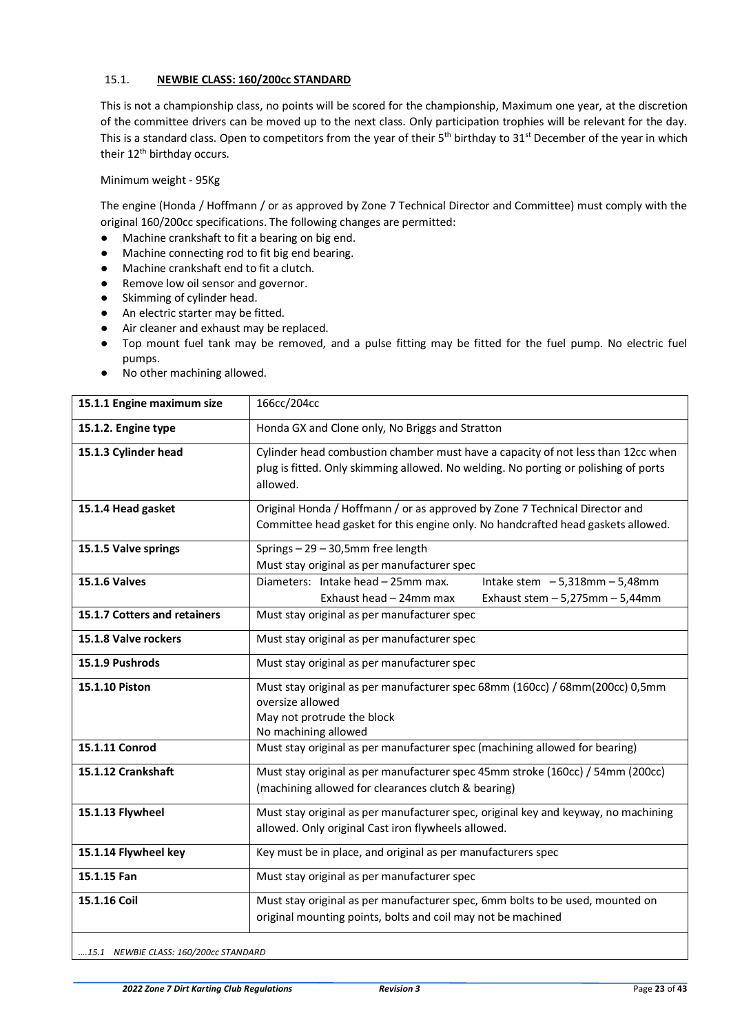### 15.1. NEWBIE CLASS: 160/200cc STANDARD

This is not a championship class, no points will be scored for the championship, Maximum one year, at the discretion of the committee drivers can be moved up to the next class. Only participation trophies will be relevant for the day. This is a standard class. Open to competitors from the year of their 5th birthday to 31st December of the year in which their 12th birthday occurs.

Minimum weight - 95Kg

The engine (Honda / Hoffmann / or as approved by Zone 7 Technical Director and Committee) must comply with the original 160/200cc specifications. The following changes are permitted:

- Machine crankshaft to fit a bearing on big end.
- Machine connecting rod to fit big end bearing.
- Machine crankshaft end to fit a clutch.
- Remove low oil sensor and governor.
- Skimming of cylinder head.
- An electric starter may be fitted.
- Air cleaner and exhaust may be replaced.
- Top mount fuel tank may be removed, and a pulse fitting may be fitted for the fuel pump. No electric fuel pumps.
- No other machining allowed.

| **15.1.1 Engine maximum size** | 166cc/204cc |
|---|---|
| **15.1.2. Engine type** | Honda GX and Clone only, No Briggs and Stratton |
| **15.1.3 Cylinder head** | Cylinder head combustion chamber must have a capacity of not less than 12cc when plug is fitted. Only skimming allowed. No welding. No porting or polishing of ports allowed. |
| **15.1.4 Head gasket** | Original Honda / Hoffmann / or as approved by Zone 7 Technical Director and Committee head gasket for this engine only. No handcrafted head gaskets allowed. |
| **15.1.5 Valve springs** | Springs – 29 – 30,5mm free length<br>Must stay original as per manufacturer spec |
| **15.1.6 Valves** | Diameters: Intake head – 25mm max. Intake stem – 5,318mm – 5,48mm<br>Exhaust head – 24mm max Exhaust stem – 5,275mm – 5,44mm |
| **15.1.7 Cotters and retainers** | Must stay original as per manufacturer spec |
| **15.1.8 Valve rockers** | Must stay original as per manufacturer spec |
| **15.1.9 Pushrods** | Must stay original as per manufacturer spec |
| **15.1.10 Piston** | Must stay original as per manufacturer spec 68mm (160cc) / 68mm(200cc) 0,5mm oversize allowed<br>May not protrude the block<br>No machining allowed |
| **15.1.11 Conrod** | Must stay original as per manufacturer spec (machining allowed for bearing) |
| **15.1.12 Crankshaft** | Must stay original as per manufacturer spec 45mm stroke (160cc) / 54mm (200cc) (machining allowed for clearances clutch & bearing) |
| **15.1.13 Flywheel** | Must stay original as per manufacturer spec, original key and keyway, no machining allowed. Only original Cast iron flywheels allowed. |
| **15.1.14 Flywheel key** | Key must be in place, and original as per manufacturers spec |
| **15.1.15 Fan** | Must stay original as per manufacturer spec |
| **15.1.16 Coil** | Must stay original as per manufacturer spec, 6mm bolts to be used, mounted on original mounting points, bolts and coil may not be machined |

*….15.1 NEWBIE CLASS: 160/200cc STANDARD*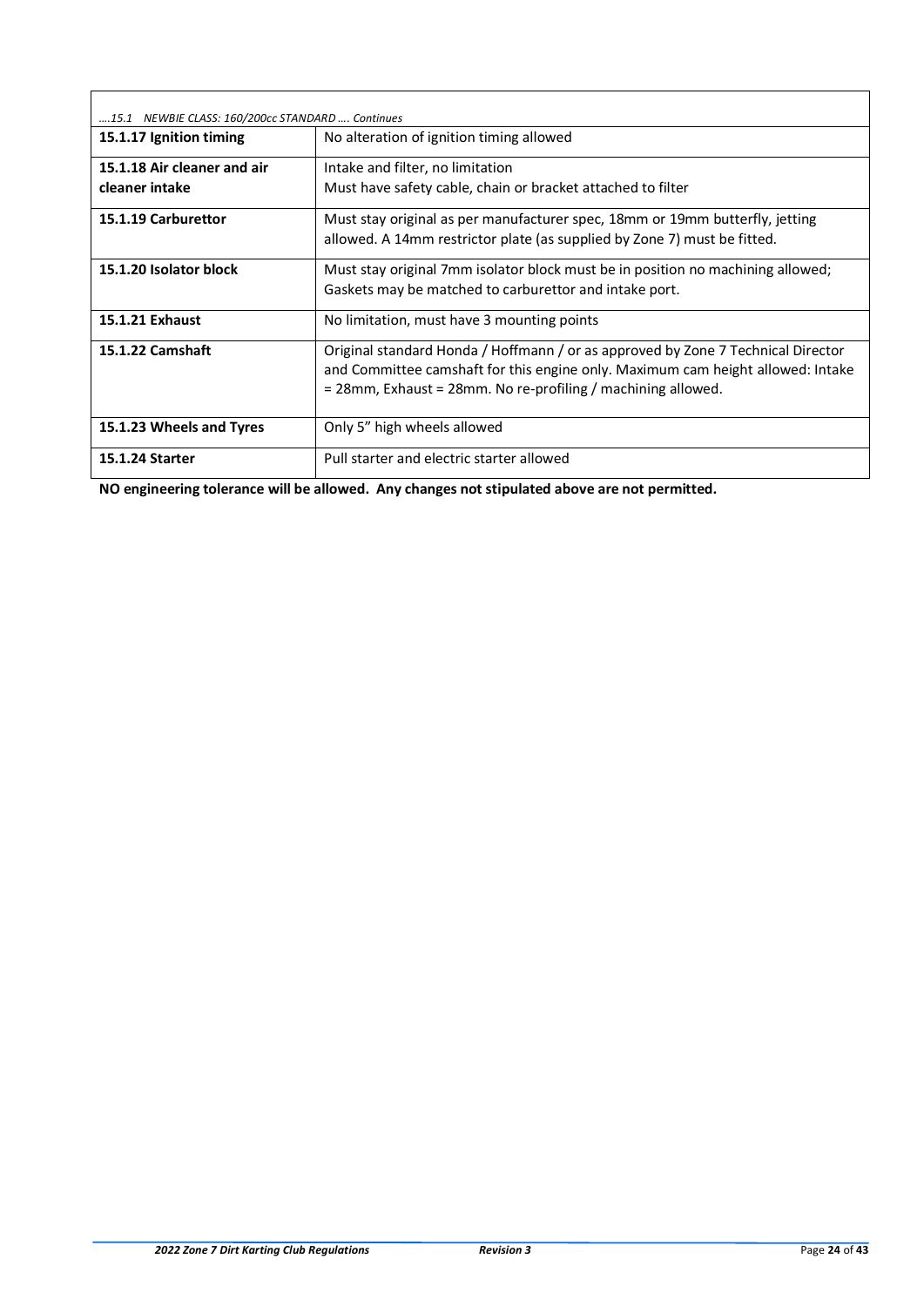*....15.1 NEWBIE CLASS: 160/200cc STANDARD .... Continues*

| | |
|---|---|
| **15.1.17 Ignition timing** | No alteration of ignition timing allowed |
| **15.1.18 Air cleaner and air cleaner intake** | Intake and filter, no limitation<br>Must have safety cable, chain or bracket attached to filter |
| **15.1.19 Carburettor** | Must stay original as per manufacturer spec, 18mm or 19mm butterfly, jetting allowed. A 14mm restrictor plate (as supplied by Zone 7) must be fitted. |
| **15.1.20 Isolator block** | Must stay original 7mm isolator block must be in position no machining allowed; Gaskets may be matched to carburettor and intake port. |
| **15.1.21 Exhaust** | No limitation, must have 3 mounting points |
| **15.1.22 Camshaft** | Original standard Honda / Hoffmann / or as approved by Zone 7 Technical Director and Committee camshaft for this engine only. Maximum cam height allowed: Intake = 28mm, Exhaust = 28mm. No re-profiling / machining allowed. |
| **15.1.23 Wheels and Tyres** | Only 5" high wheels allowed |
| **15.1.24 Starter** | Pull starter and electric starter allowed |

**NO engineering tolerance will be allowed. Any changes not stipulated above are not permitted.**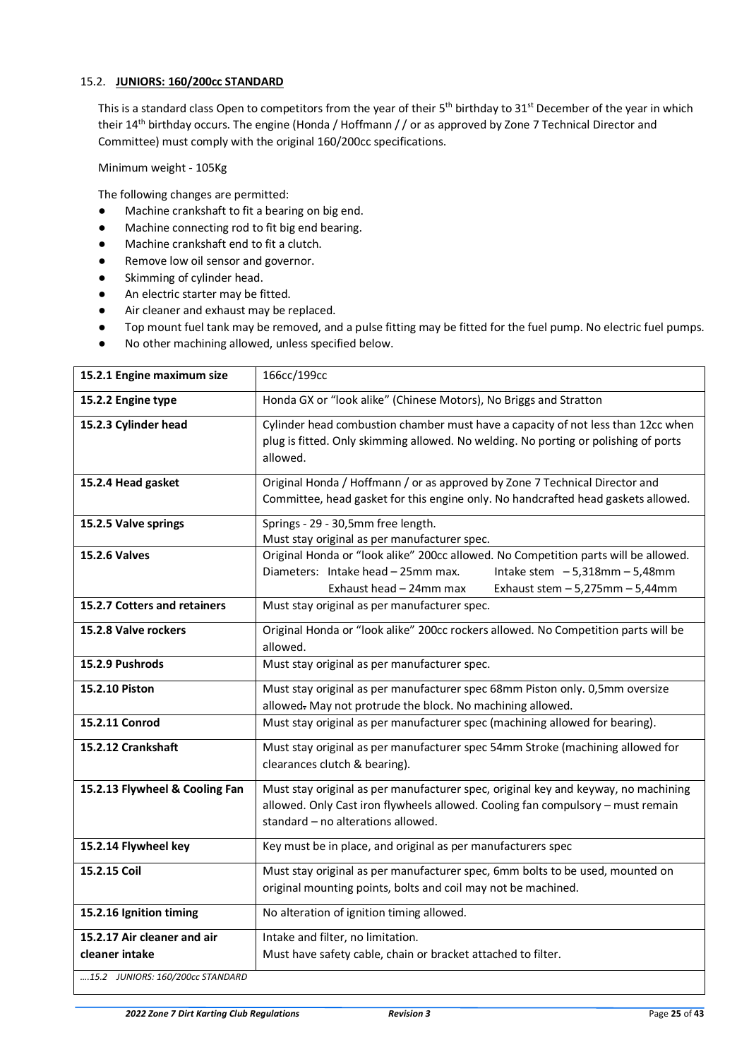## 15.2. **JUNIORS: 160/200cc STANDARD**

This is a standard class Open to competitors from the year of their 5th birthday to 31st December of the year in which their 14th birthday occurs. The engine (Honda / Hoffmann / / or as approved by Zone 7 Technical Director and Committee) must comply with the original 160/200cc specifications.

Minimum weight - 105Kg

The following changes are permitted:

- Machine crankshaft to fit a bearing on big end.
- Machine connecting rod to fit big end bearing.
- Machine crankshaft end to fit a clutch.
- Remove low oil sensor and governor.
- Skimming of cylinder head.
- An electric starter may be fitted.
- Air cleaner and exhaust may be replaced.
- Top mount fuel tank may be removed, and a pulse fitting may be fitted for the fuel pump. No electric fuel pumps.
- No other machining allowed, unless specified below.

| | |
|---|---|
| **15.2.1 Engine maximum size** | 166cc/199cc |
| **15.2.2 Engine type** | Honda GX or "look alike" (Chinese Motors), No Briggs and Stratton |
| **15.2.3 Cylinder head** | Cylinder head combustion chamber must have a capacity of not less than 12cc when plug is fitted. Only skimming allowed. No welding. No porting or polishing of ports allowed. |
| **15.2.4 Head gasket** | Original Honda / Hoffmann / or as approved by Zone 7 Technical Director and Committee, head gasket for this engine only. No handcrafted head gaskets allowed. |
| **15.2.5 Valve springs** | Springs - 29 - 30,5mm free length.<br>Must stay original as per manufacturer spec. |
| **15.2.6 Valves** | Original Honda or "look alike" 200cc allowed. No Competition parts will be allowed.<br>Diameters: Intake head – 25mm max. Intake stem – 5,318mm – 5,48mm<br>Exhaust head – 24mm max Exhaust stem – 5,275mm – 5,44mm |
| **15.2.7 Cotters and retainers** | Must stay original as per manufacturer spec. |
| **15.2.8 Valve rockers** | Original Honda or "look alike" 200cc rockers allowed. No Competition parts will be allowed. |
| **15.2.9 Pushrods** | Must stay original as per manufacturer spec. |
| **15.2.10 Piston** | Must stay original as per manufacturer spec 68mm Piston only. 0,5mm oversize allowed. May not protrude the block. No machining allowed. |
| **15.2.11 Conrod** | Must stay original as per manufacturer spec (machining allowed for bearing). |
| **15.2.12 Crankshaft** | Must stay original as per manufacturer spec 54mm Stroke (machining allowed for clearances clutch & bearing). |
| **15.2.13 Flywheel & Cooling Fan** | Must stay original as per manufacturer spec, original key and keyway, no machining allowed. Only Cast iron flywheels allowed. Cooling fan compulsory – must remain standard – no alterations allowed. |
| **15.2.14 Flywheel key** | Key must be in place, and original as per manufacturers spec |
| **15.2.15 Coil** | Must stay original as per manufacturer spec, 6mm bolts to be used, mounted on original mounting points, bolts and coil may not be machined. |
| **15.2.16 Ignition timing** | No alteration of ignition timing allowed. |
| **15.2.17 Air cleaner and air cleaner intake** | Intake and filter, no limitation.<br>Must have safety cable, chain or bracket attached to filter. |

*….15.2 JUNIORS: 160/200cc STANDARD*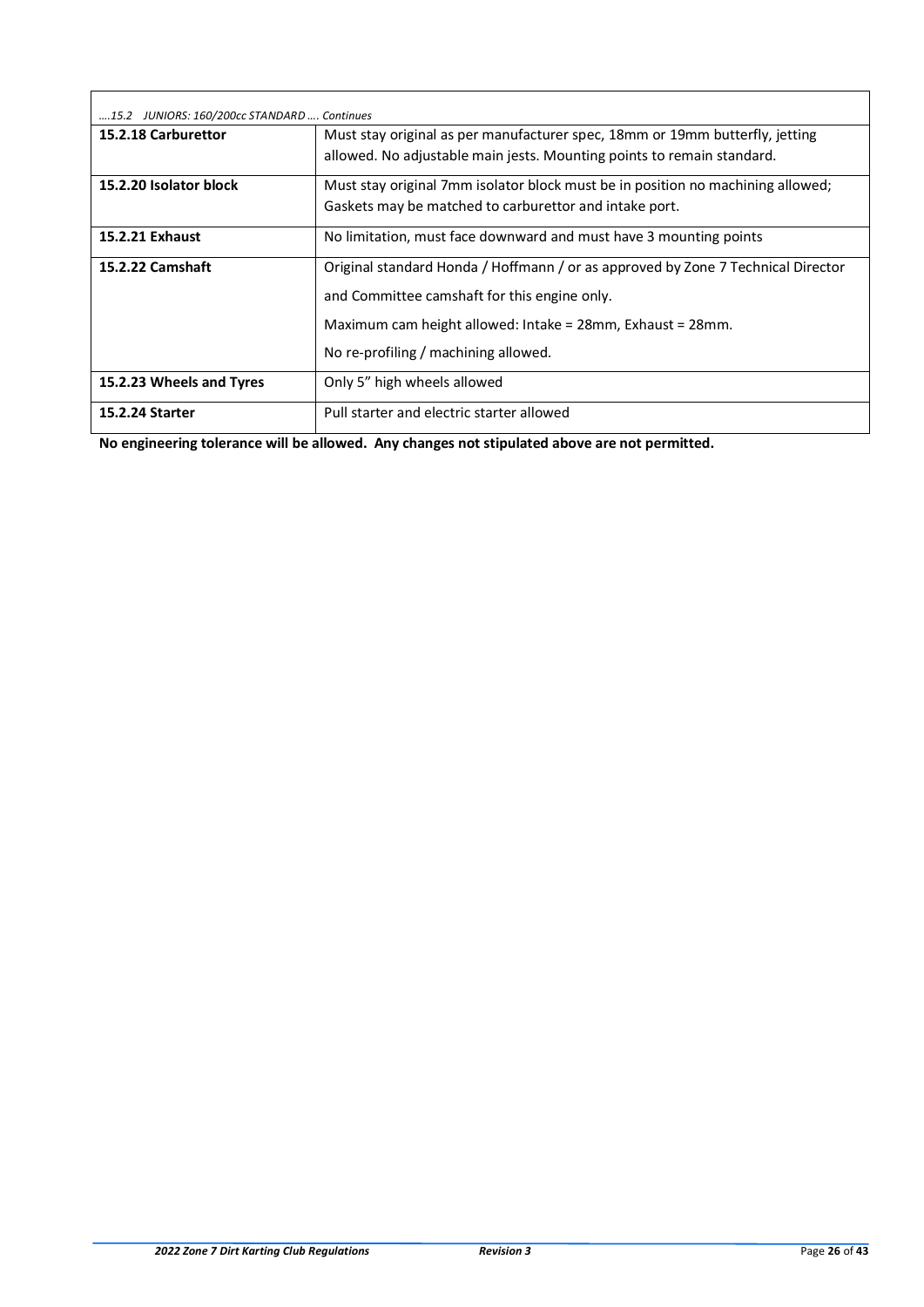*....15.2 JUNIORS: 160/200cc STANDARD .... Continues*

| | |
|---|---|
| **15.2.18 Carburettor** | Must stay original as per manufacturer spec, 18mm or 19mm butterfly, jetting allowed. No adjustable main jests. Mounting points to remain standard. |
| **15.2.20 Isolator block** | Must stay original 7mm isolator block must be in position no machining allowed; Gaskets may be matched to carburettor and intake port. |
| **15.2.21 Exhaust** | No limitation, must face downward and must have 3 mounting points |
| **15.2.22 Camshaft** | Original standard Honda / Hoffmann / or as approved by Zone 7 Technical Director and Committee camshaft for this engine only.<br><br>Maximum cam height allowed: Intake = 28mm, Exhaust = 28mm.<br><br>No re-profiling / machining allowed. |
| **15.2.23 Wheels and Tyres** | Only 5" high wheels allowed |
| **15.2.24 Starter** | Pull starter and electric starter allowed |

**No engineering tolerance will be allowed. Any changes not stipulated above are not permitted.**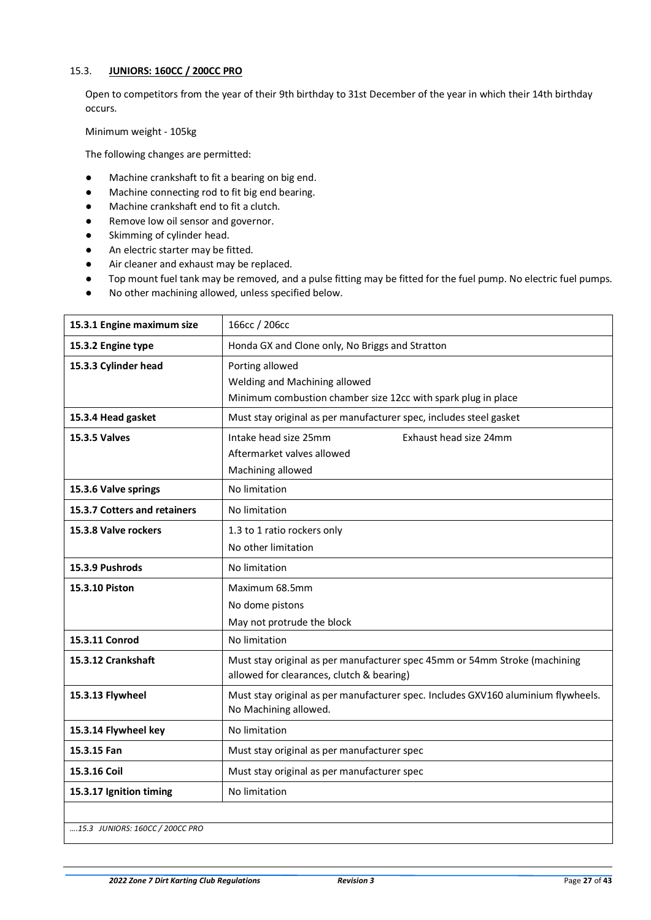## 15.3. JUNIORS: 160CC / 200CC PRO

Open to competitors from the year of their 9th birthday to 31st December of the year in which their 14th birthday occurs.

Minimum weight - 105kg

The following changes are permitted:

- Machine crankshaft to fit a bearing on big end.
- Machine connecting rod to fit big end bearing.
- Machine crankshaft end to fit a clutch.
- Remove low oil sensor and governor.
- Skimming of cylinder head.
- An electric starter may be fitted.
- Air cleaner and exhaust may be replaced.
- Top mount fuel tank may be removed, and a pulse fitting may be fitted for the fuel pump. No electric fuel pumps.
- No other machining allowed, unless specified below.

| | |
|---|---|
| **15.3.1 Engine maximum size** | 166cc / 206cc |
| **15.3.2 Engine type** | Honda GX and Clone only, No Briggs and Stratton |
| **15.3.3 Cylinder head** | Porting allowed<br>Welding and Machining allowed<br>Minimum combustion chamber size 12cc with spark plug in place |
| **15.3.4 Head gasket** | Must stay original as per manufacturer spec, includes steel gasket |
| **15.3.5 Valves** | Intake head size 25mm Exhaust head size 24mm<br>Aftermarket valves allowed<br>Machining allowed |
| **15.3.6 Valve springs** | No limitation |
| **15.3.7 Cotters and retainers** | No limitation |
| **15.3.8 Valve rockers** | 1.3 to 1 ratio rockers only<br>No other limitation |
| **15.3.9 Pushrods** | No limitation |
| **15.3.10 Piston** | Maximum 68.5mm<br>No dome pistons<br>May not protrude the block |
| **15.3.11 Conrod** | No limitation |
| **15.3.12 Crankshaft** | Must stay original as per manufacturer spec 45mm or 54mm Stroke (machining allowed for clearances, clutch & bearing) |
| **15.3.13 Flywheel** | Must stay original as per manufacturer spec. Includes GXV160 aluminium flywheels. No Machining allowed. |
| **15.3.14 Flywheel key** | No limitation |
| **15.3.15 Fan** | Must stay original as per manufacturer spec |
| **15.3.16 Coil** | Must stay original as per manufacturer spec |
| **15.3.17 Ignition timing** | No limitation |

*....15.3 JUNIORS: 160CC / 200CC PRO*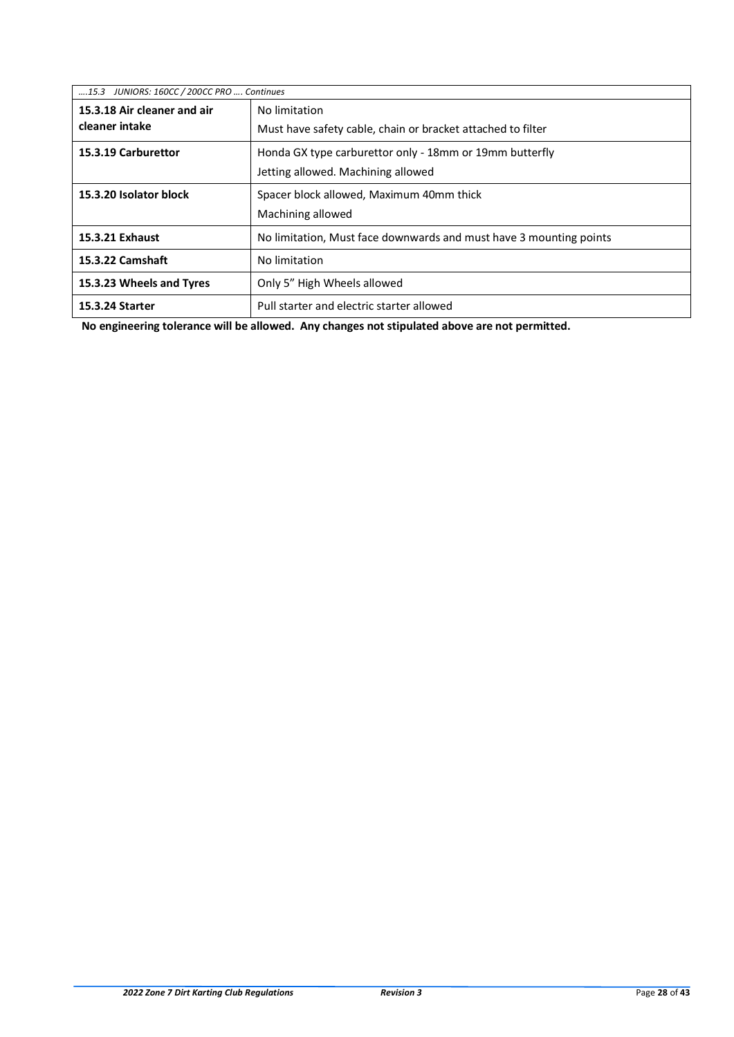| ….15.3 JUNIORS: 160CC / 200CC PRO …. Continues | |
|---|---|
| **15.3.18 Air cleaner and air cleaner intake** | No limitation<br>Must have safety cable, chain or bracket attached to filter |
| **15.3.19 Carburettor** | Honda GX type carburettor only - 18mm or 19mm butterfly<br>Jetting allowed. Machining allowed |
| **15.3.20 Isolator block** | Spacer block allowed, Maximum 40mm thick<br>Machining allowed |
| **15.3.21 Exhaust** | No limitation, Must face downwards and must have 3 mounting points |
| **15.3.22 Camshaft** | No limitation |
| **15.3.23 Wheels and Tyres** | Only 5" High Wheels allowed |
| **15.3.24 Starter** | Pull starter and electric starter allowed |

**No engineering tolerance will be allowed. Any changes not stipulated above are not permitted.**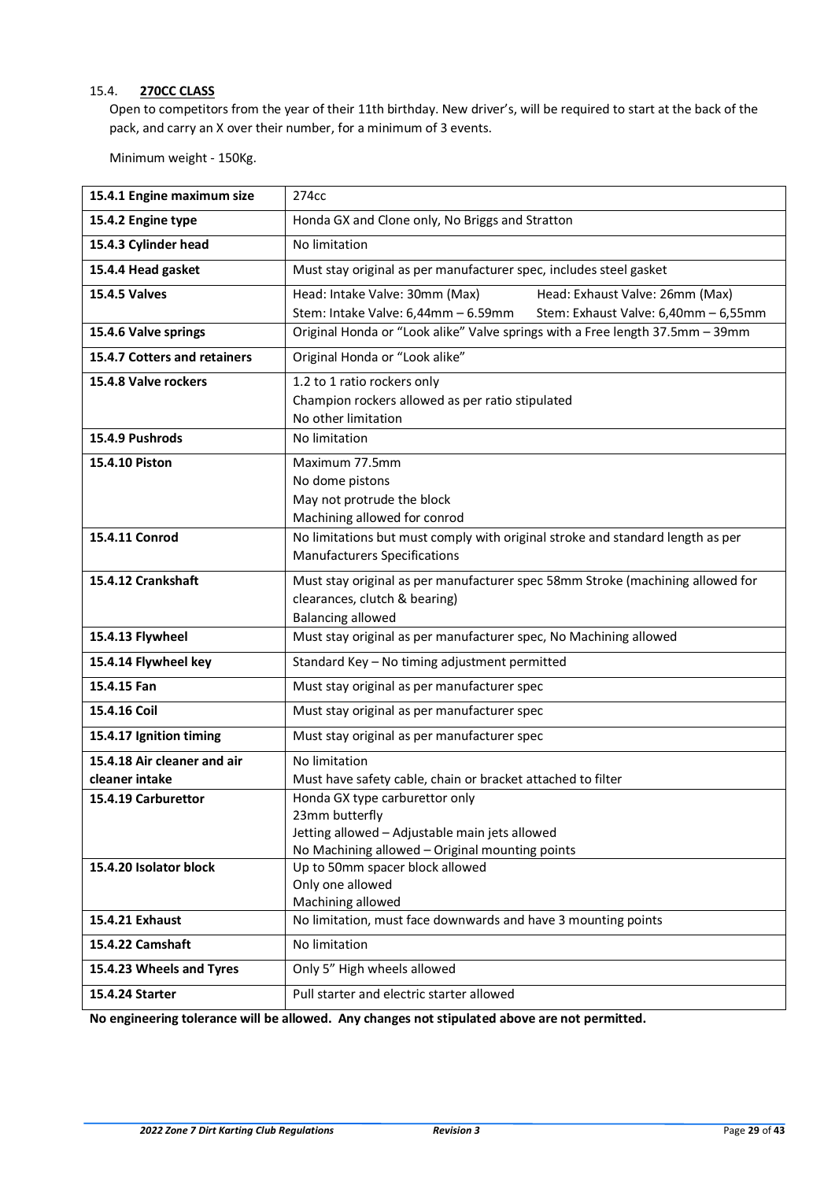### 15.4. **270CC CLASS**

Open to competitors from the year of their 11th birthday. New driver's, will be required to start at the back of the pack, and carry an X over their number, for a minimum of 3 events.

Minimum weight - 150Kg.

| | |
|---|---|
| **15.4.1 Engine maximum size** | 274cc |
| **15.4.2 Engine type** | Honda GX and Clone only, No Briggs and Stratton |
| **15.4.3 Cylinder head** | No limitation |
| **15.4.4 Head gasket** | Must stay original as per manufacturer spec, includes steel gasket |
| **15.4.5 Valves** | Head: Intake Valve: 30mm (Max) Head: Exhaust Valve: 26mm (Max)<br>Stem: Intake Valve: 6,44mm – 6.59mm Stem: Exhaust Valve: 6,40mm – 6,55mm |
| **15.4.6 Valve springs** | Original Honda or "Look alike" Valve springs with a Free length 37.5mm – 39mm |
| **15.4.7 Cotters and retainers** | Original Honda or "Look alike" |
| **15.4.8 Valve rockers** | 1.2 to 1 ratio rockers only<br>Champion rockers allowed as per ratio stipulated<br>No other limitation |
| **15.4.9 Pushrods** | No limitation |
| **15.4.10 Piston** | Maximum 77.5mm<br>No dome pistons<br>May not protrude the block<br>Machining allowed for conrod |
| **15.4.11 Conrod** | No limitations but must comply with original stroke and standard length as per Manufacturers Specifications |
| **15.4.12 Crankshaft** | Must stay original as per manufacturer spec 58mm Stroke (machining allowed for clearances, clutch & bearing)<br>Balancing allowed |
| **15.4.13 Flywheel** | Must stay original as per manufacturer spec, No Machining allowed |
| **15.4.14 Flywheel key** | Standard Key – No timing adjustment permitted |
| **15.4.15 Fan** | Must stay original as per manufacturer spec |
| **15.4.16 Coil** | Must stay original as per manufacturer spec |
| **15.4.17 Ignition timing** | Must stay original as per manufacturer spec |
| **15.4.18 Air cleaner and air cleaner intake** | No limitation<br>Must have safety cable, chain or bracket attached to filter |
| **15.4.19 Carburettor** | Honda GX type carburettor only<br>23mm butterfly<br>Jetting allowed – Adjustable main jets allowed<br>No Machining allowed – Original mounting points |
| **15.4.20 Isolator block** | Up to 50mm spacer block allowed<br>Only one allowed<br>Machining allowed |
| **15.4.21 Exhaust** | No limitation, must face downwards and have 3 mounting points |
| **15.4.22 Camshaft** | No limitation |
| **15.4.23 Wheels and Tyres** | Only 5" High wheels allowed |
| **15.4.24 Starter** | Pull starter and electric starter allowed |

**No engineering tolerance will be allowed. Any changes not stipulated above are not permitted.**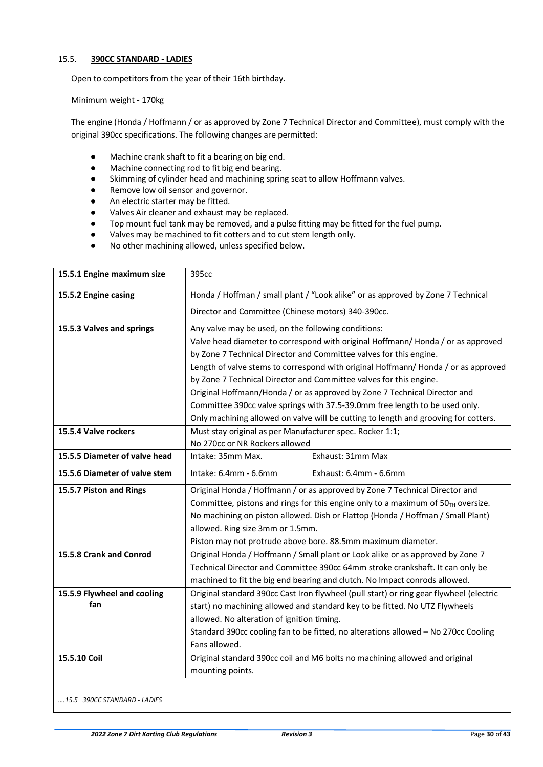15.5. **390CC STANDARD - LADIES**

Open to competitors from the year of their 16th birthday.

Minimum weight - 170kg

The engine (Honda / Hoffmann / or as approved by Zone 7 Technical Director and Committee), must comply with the original 390cc specifications. The following changes are permitted:

- Machine crank shaft to fit a bearing on big end.
- Machine connecting rod to fit big end bearing.
- Skimming of cylinder head and machining spring seat to allow Hoffmann valves.
- Remove low oil sensor and governor.
- An electric starter may be fitted.
- Valves Air cleaner and exhaust may be replaced.
- Top mount fuel tank may be removed, and a pulse fitting may be fitted for the fuel pump.
- Valves may be machined to fit cotters and to cut stem length only.
- No other machining allowed, unless specified below.

| | |
|---|---|
| **15.5.1 Engine maximum size** | 395cc |
| **15.5.2 Engine casing** | Honda / Hoffman / small plant / "Look alike" or as approved by Zone 7 Technical Director and Committee (Chinese motors) 340-390cc. |
| **15.5.3 Valves and springs** | Any valve may be used, on the following conditions:<br>Valve head diameter to correspond with original Hoffmann/ Honda / or as approved by Zone 7 Technical Director and Committee valves for this engine.<br>Length of valve stems to correspond with original Hoffmann/ Honda / or as approved by Zone 7 Technical Director and Committee valves for this engine.<br>Original Hoffmann/Honda / or as approved by Zone 7 Technical Director and Committee 390cc valve springs with 37.5-39.0mm free length to be used only.<br>Only machining allowed on valve will be cutting to length and grooving for cotters. |
| **15.5.4 Valve rockers** | Must stay original as per Manufacturer spec. Rocker 1:1;<br>No 270cc or NR Rockers allowed |
| **15.5.5 Diameter of valve head** | Intake: 35mm Max. Exhaust: 31mm Max |
| **15.5.6 Diameter of valve stem** | Intake: 6.4mm - 6.6mm Exhaust: 6.4mm - 6.6mm |
| **15.5.7 Piston and Rings** | Original Honda / Hoffmann / or as approved by Zone 7 Technical Director and Committee, pistons and rings for this engine only to a maximum of $50_{TH}$ oversize. No machining on piston allowed. Dish or Flattop (Honda / Hoffman / Small Plant) allowed. Ring size 3mm or 1.5mm.<br>Piston may not protrude above bore. 88.5mm maximum diameter. |
| **15.5.8 Crank and Conrod** | Original Honda / Hoffmann / Small plant or Look alike or as approved by Zone 7 Technical Director and Committee 390cc 64mm stroke crankshaft. It can only be machined to fit the big end bearing and clutch. No Impact conrods allowed. |
| **15.5.9 Flywheel and cooling fan** | Original standard 390cc Cast Iron flywheel (pull start) or ring gear flywheel (electric start) no machining allowed and standard key to be fitted. No UTZ Flywheels allowed. No alteration of ignition timing.<br>Standard 390cc cooling fan to be fitted, no alterations allowed – No 270cc Cooling Fans allowed. |
| **15.5.10 Coil** | Original standard 390cc coil and M6 bolts no machining allowed and original mounting points. |
| | |
| *....15.5 390CC STANDARD - LADIES* | |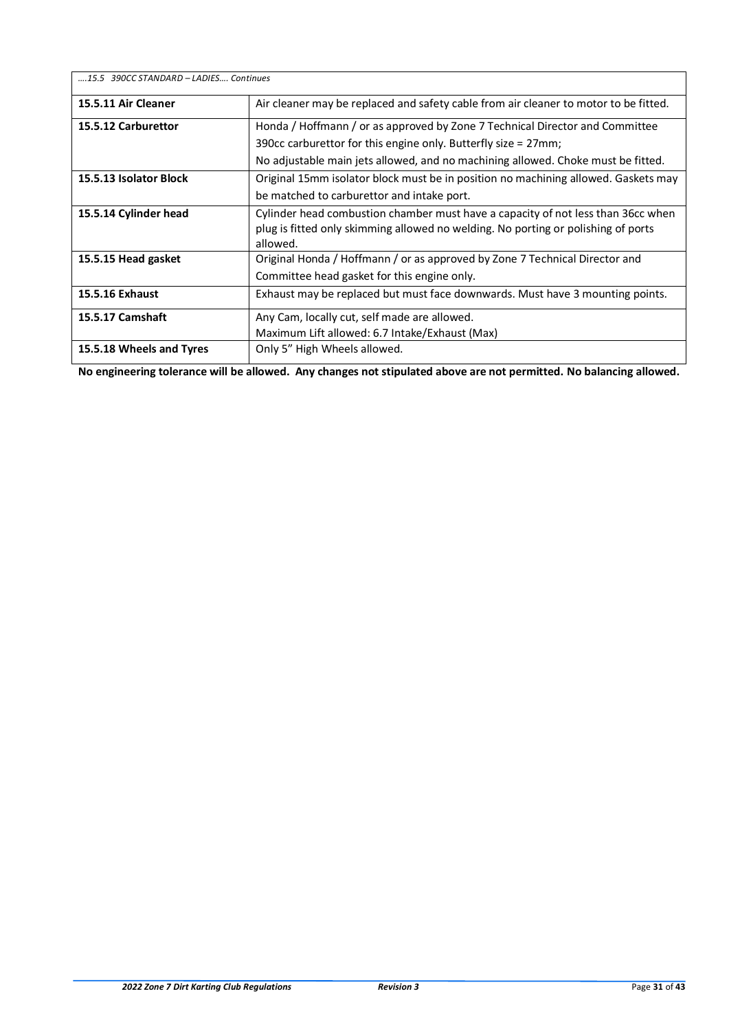| *….15.5 390CC STANDARD – LADIES…. Continues* | |
|---|---|
| **15.5.11 Air Cleaner** | Air cleaner may be replaced and safety cable from air cleaner to motor to be fitted. |
| **15.5.12 Carburettor** | Honda / Hoffmann / or as approved by Zone 7 Technical Director and Committee 390cc carburettor for this engine only. Butterfly size = 27mm; No adjustable main jets allowed, and no machining allowed. Choke must be fitted. |
| **15.5.13 Isolator Block** | Original 15mm isolator block must be in position no machining allowed. Gaskets may be matched to carburettor and intake port. |
| **15.5.14 Cylinder head** | Cylinder head combustion chamber must have a capacity of not less than 36cc when plug is fitted only skimming allowed no welding. No porting or polishing of ports allowed. |
| **15.5.15 Head gasket** | Original Honda / Hoffmann / or as approved by Zone 7 Technical Director and Committee head gasket for this engine only. |
| **15.5.16 Exhaust** | Exhaust may be replaced but must face downwards. Must have 3 mounting points. |
| **15.5.17 Camshaft** | Any Cam, locally cut, self made are allowed. Maximum Lift allowed: 6.7 Intake/Exhaust (Max) |
| **15.5.18 Wheels and Tyres** | Only 5" High Wheels allowed. |

**No engineering tolerance will be allowed. Any changes not stipulated above are not permitted. No balancing allowed.**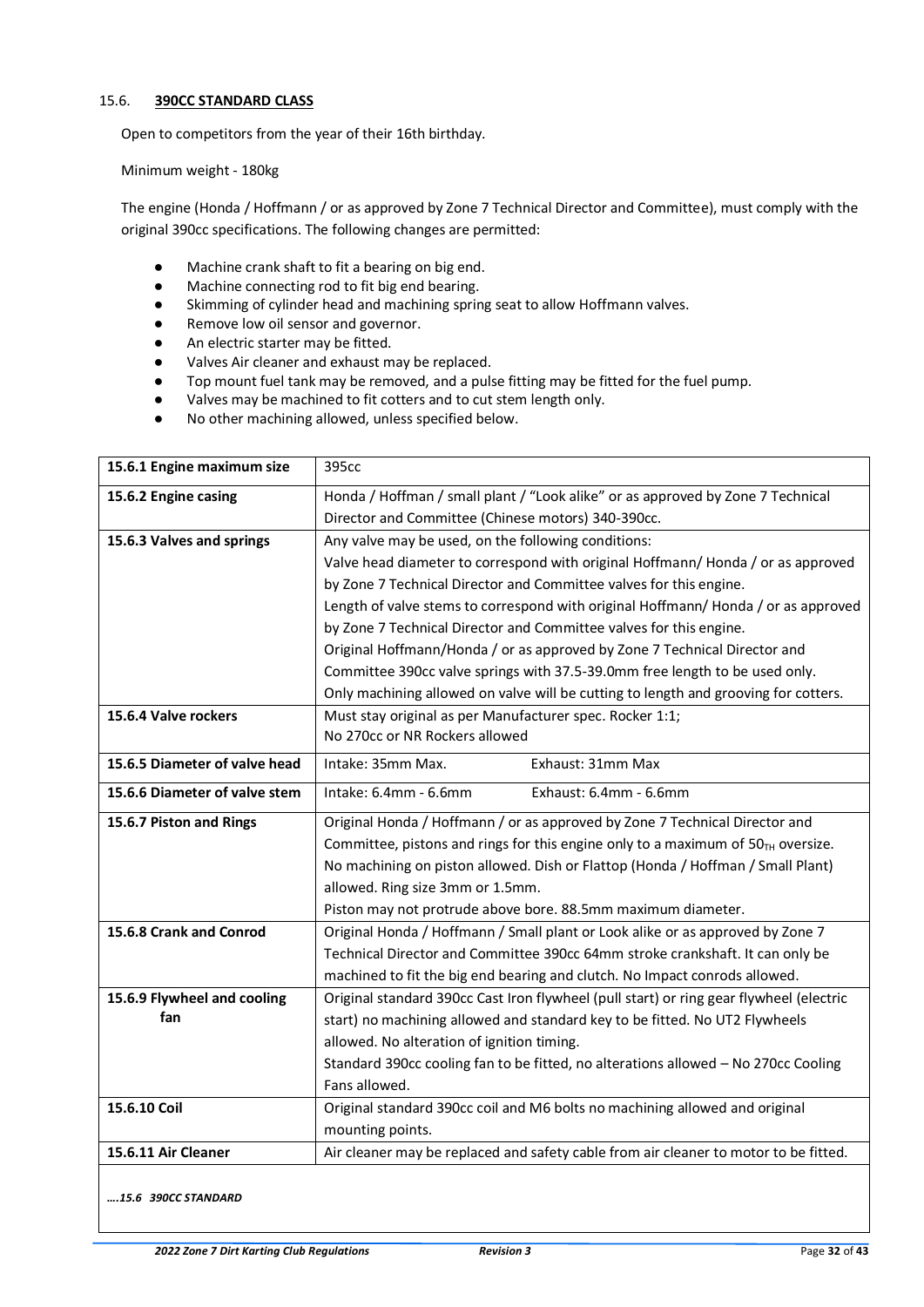## 15.6. **390CC STANDARD CLASS**

Open to competitors from the year of their 16th birthday.

Minimum weight - 180kg

The engine (Honda / Hoffmann / or as approved by Zone 7 Technical Director and Committee), must comply with the original 390cc specifications. The following changes are permitted:

- Machine crank shaft to fit a bearing on big end.
- Machine connecting rod to fit big end bearing.
- Skimming of cylinder head and machining spring seat to allow Hoffmann valves.
- Remove low oil sensor and governor.
- An electric starter may be fitted.
- Valves Air cleaner and exhaust may be replaced.
- Top mount fuel tank may be removed, and a pulse fitting may be fitted for the fuel pump.
- Valves may be machined to fit cotters and to cut stem length only.
- No other machining allowed, unless specified below.

| | |
|---|---|
| **15.6.1 Engine maximum size** | 395cc |
| **15.6.2 Engine casing** | Honda / Hoffman / small plant / "Look alike" or as approved by Zone 7 Technical Director and Committee (Chinese motors) 340-390cc. |
| **15.6.3 Valves and springs** | Any valve may be used, on the following conditions:<br>Valve head diameter to correspond with original Hoffmann/ Honda / or as approved by Zone 7 Technical Director and Committee valves for this engine.<br>Length of valve stems to correspond with original Hoffmann/ Honda / or as approved by Zone 7 Technical Director and Committee valves for this engine.<br>Original Hoffmann/Honda / or as approved by Zone 7 Technical Director and Committee 390cc valve springs with 37.5-39.0mm free length to be used only.<br>Only machining allowed on valve will be cutting to length and grooving for cotters. |
| **15.6.4 Valve rockers** | Must stay original as per Manufacturer spec. Rocker 1:1;<br>No 270cc or NR Rockers allowed |
| **15.6.5 Diameter of valve head** | Intake: 35mm Max. Exhaust: 31mm Max |
| **15.6.6 Diameter of valve stem** | Intake: 6.4mm - 6.6mm Exhaust: 6.4mm - 6.6mm |
| **15.6.7 Piston and Rings** | Original Honda / Hoffmann / or as approved by Zone 7 Technical Director and Committee, pistons and rings for this engine only to a maximum of $50_{TH}$ oversize.<br>No machining on piston allowed. Dish or Flattop (Honda / Hoffman / Small Plant) allowed. Ring size 3mm or 1.5mm.<br>Piston may not protrude above bore. 88.5mm maximum diameter. |
| **15.6.8 Crank and Conrod** | Original Honda / Hoffmann / Small plant or Look alike or as approved by Zone 7 Technical Director and Committee 390cc 64mm stroke crankshaft. It can only be machined to fit the big end bearing and clutch. No Impact conrods allowed. |
| **15.6.9 Flywheel and cooling fan** | Original standard 390cc Cast Iron flywheel (pull start) or ring gear flywheel (electric start) no machining allowed and standard key to be fitted. No UT2 Flywheels allowed. No alteration of ignition timing.<br>Standard 390cc cooling fan to be fitted, no alterations allowed – No 270cc Cooling Fans allowed. |
| **15.6.10 Coil** | Original standard 390cc coil and M6 bolts no machining allowed and original mounting points. |
| **15.6.11 Air Cleaner** | Air cleaner may be replaced and safety cable from air cleaner to motor to be fitted. |

*….15.6 390CC STANDARD*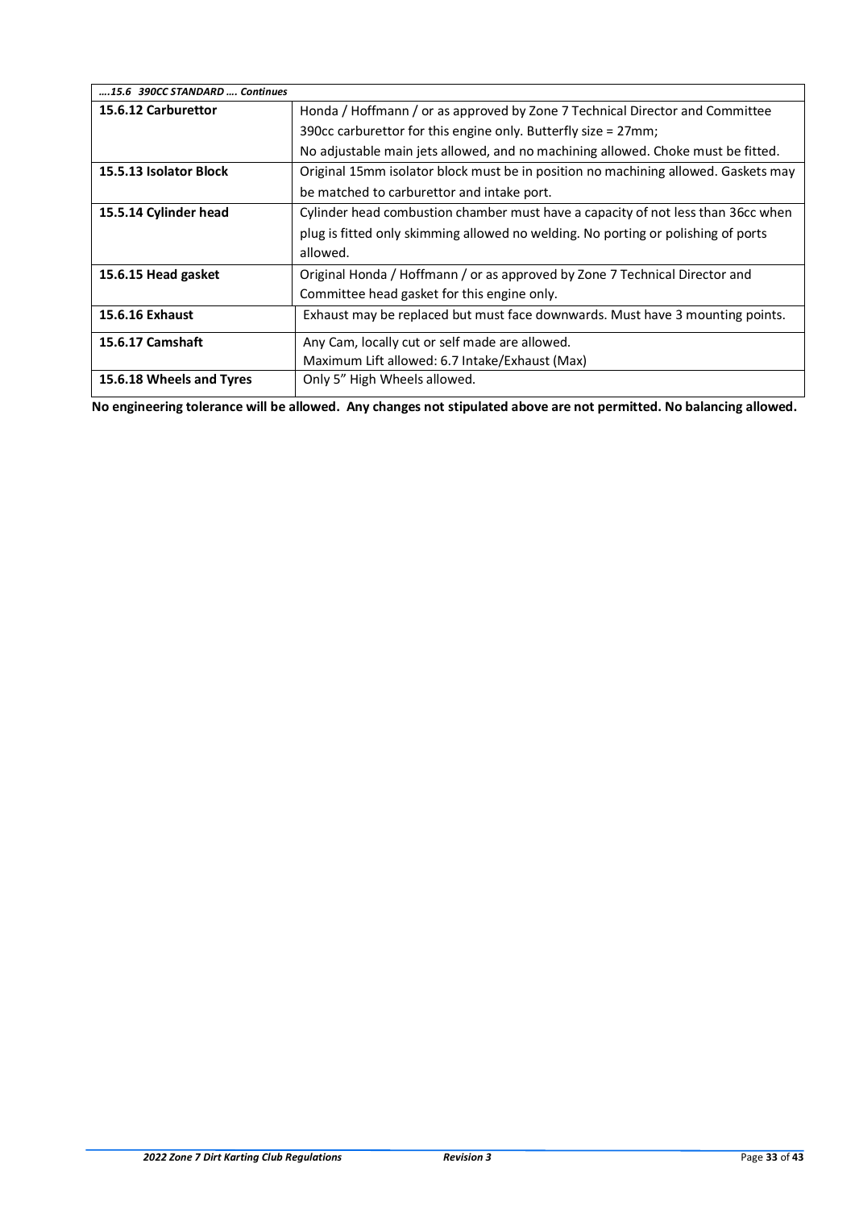| ….15.6 390CC STANDARD …. Continues | |
|---|---|
| **15.6.12 Carburettor** | Honda / Hoffmann / or as approved by Zone 7 Technical Director and Committee 390cc carburettor for this engine only. Butterfly size = 27mm; No adjustable main jets allowed, and no machining allowed. Choke must be fitted. |
| **15.5.13 Isolator Block** | Original 15mm isolator block must be in position no machining allowed. Gaskets may be matched to carburettor and intake port. |
| **15.5.14 Cylinder head** | Cylinder head combustion chamber must have a capacity of not less than 36cc when plug is fitted only skimming allowed no welding. No porting or polishing of ports allowed. |
| **15.6.15 Head gasket** | Original Honda / Hoffmann / or as approved by Zone 7 Technical Director and Committee head gasket for this engine only. |
| **15.6.16 Exhaust** | Exhaust may be replaced but must face downwards. Must have 3 mounting points. |
| **15.6.17 Camshaft** | Any Cam, locally cut or self made are allowed. Maximum Lift allowed: 6.7 Intake/Exhaust (Max) |
| **15.6.18 Wheels and Tyres** | Only 5" High Wheels allowed. |

**No engineering tolerance will be allowed. Any changes not stipulated above are not permitted. No balancing allowed.**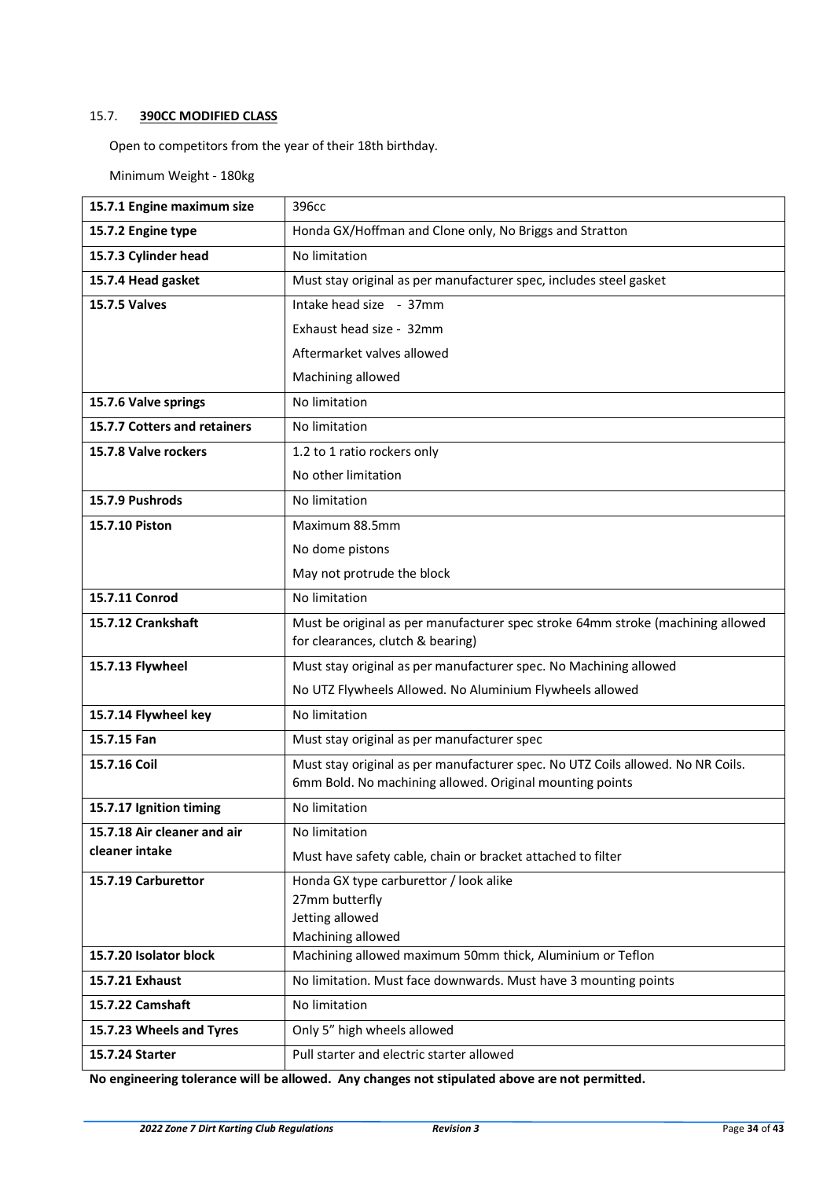### 15.7. **390CC MODIFIED CLASS**

Open to competitors from the year of their 18th birthday.

Minimum Weight - 180kg

| | |
|---|---|
| **15.7.1 Engine maximum size** | 396cc |
| **15.7.2 Engine type** | Honda GX/Hoffman and Clone only, No Briggs and Stratton |
| **15.7.3 Cylinder head** | No limitation |
| **15.7.4 Head gasket** | Must stay original as per manufacturer spec, includes steel gasket |
| **15.7.5 Valves** | Intake head size - 37mm<br>Exhaust head size - 32mm<br>Aftermarket valves allowed<br>Machining allowed |
| **15.7.6 Valve springs** | No limitation |
| **15.7.7 Cotters and retainers** | No limitation |
| **15.7.8 Valve rockers** | 1.2 to 1 ratio rockers only<br>No other limitation |
| **15.7.9 Pushrods** | No limitation |
| **15.7.10 Piston** | Maximum 88.5mm<br>No dome pistons<br>May not protrude the block |
| **15.7.11 Conrod** | No limitation |
| **15.7.12 Crankshaft** | Must be original as per manufacturer spec stroke 64mm stroke (machining allowed for clearances, clutch & bearing) |
| **15.7.13 Flywheel** | Must stay original as per manufacturer spec. No Machining allowed<br>No UTZ Flywheels Allowed. No Aluminium Flywheels allowed |
| **15.7.14 Flywheel key** | No limitation |
| **15.7.15 Fan** | Must stay original as per manufacturer spec |
| **15.7.16 Coil** | Must stay original as per manufacturer spec. No UTZ Coils allowed. No NR Coils. 6mm Bold. No machining allowed. Original mounting points |
| **15.7.17 Ignition timing** | No limitation |
| **15.7.18 Air cleaner and air cleaner intake** | No limitation<br>Must have safety cable, chain or bracket attached to filter |
| **15.7.19 Carburettor** | Honda GX type carburettor / look alike<br>27mm butterfly<br>Jetting allowed<br>Machining allowed |
| **15.7.20 Isolator block** | Machining allowed maximum 50mm thick, Aluminium or Teflon |
| **15.7.21 Exhaust** | No limitation. Must face downwards. Must have 3 mounting points |
| **15.7.22 Camshaft** | No limitation |
| **15.7.23 Wheels and Tyres** | Only 5" high wheels allowed |
| **15.7.24 Starter** | Pull starter and electric starter allowed |

**No engineering tolerance will be allowed. Any changes not stipulated above are not permitted.**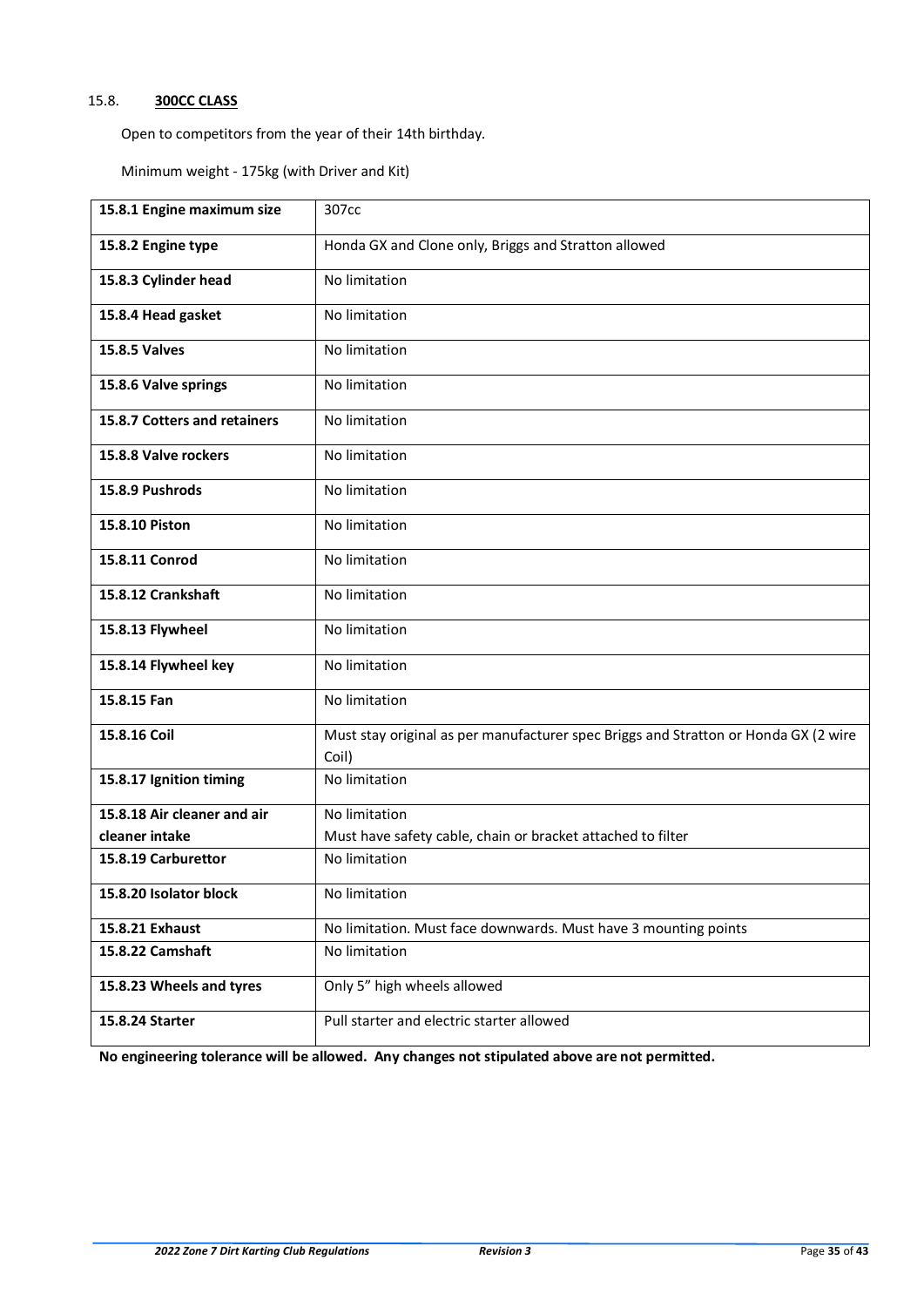## 15.8. **300CC CLASS**

Open to competitors from the year of their 14th birthday.

Minimum weight - 175kg (with Driver and Kit)

| | |
|---|---|
| **15.8.1 Engine maximum size** | 307cc |
| **15.8.2 Engine type** | Honda GX and Clone only, Briggs and Stratton allowed |
| **15.8.3 Cylinder head** | No limitation |
| **15.8.4 Head gasket** | No limitation |
| **15.8.5 Valves** | No limitation |
| **15.8.6 Valve springs** | No limitation |
| **15.8.7 Cotters and retainers** | No limitation |
| **15.8.8 Valve rockers** | No limitation |
| **15.8.9 Pushrods** | No limitation |
| **15.8.10 Piston** | No limitation |
| **15.8.11 Conrod** | No limitation |
| **15.8.12 Crankshaft** | No limitation |
| **15.8.13 Flywheel** | No limitation |
| **15.8.14 Flywheel key** | No limitation |
| **15.8.15 Fan** | No limitation |
| **15.8.16 Coil** | Must stay original as per manufacturer spec Briggs and Stratton or Honda GX (2 wire Coil) |
| **15.8.17 Ignition timing** | No limitation |
| **15.8.18 Air cleaner and air cleaner intake** | No limitation<br>Must have safety cable, chain or bracket attached to filter |
| **15.8.19 Carburettor** | No limitation |
| **15.8.20 Isolator block** | No limitation |
| **15.8.21 Exhaust** | No limitation. Must face downwards. Must have 3 mounting points |
| **15.8.22 Camshaft** | No limitation |
| **15.8.23 Wheels and tyres** | Only 5" high wheels allowed |
| **15.8.24 Starter** | Pull starter and electric starter allowed |

**No engineering tolerance will be allowed. Any changes not stipulated above are not permitted.**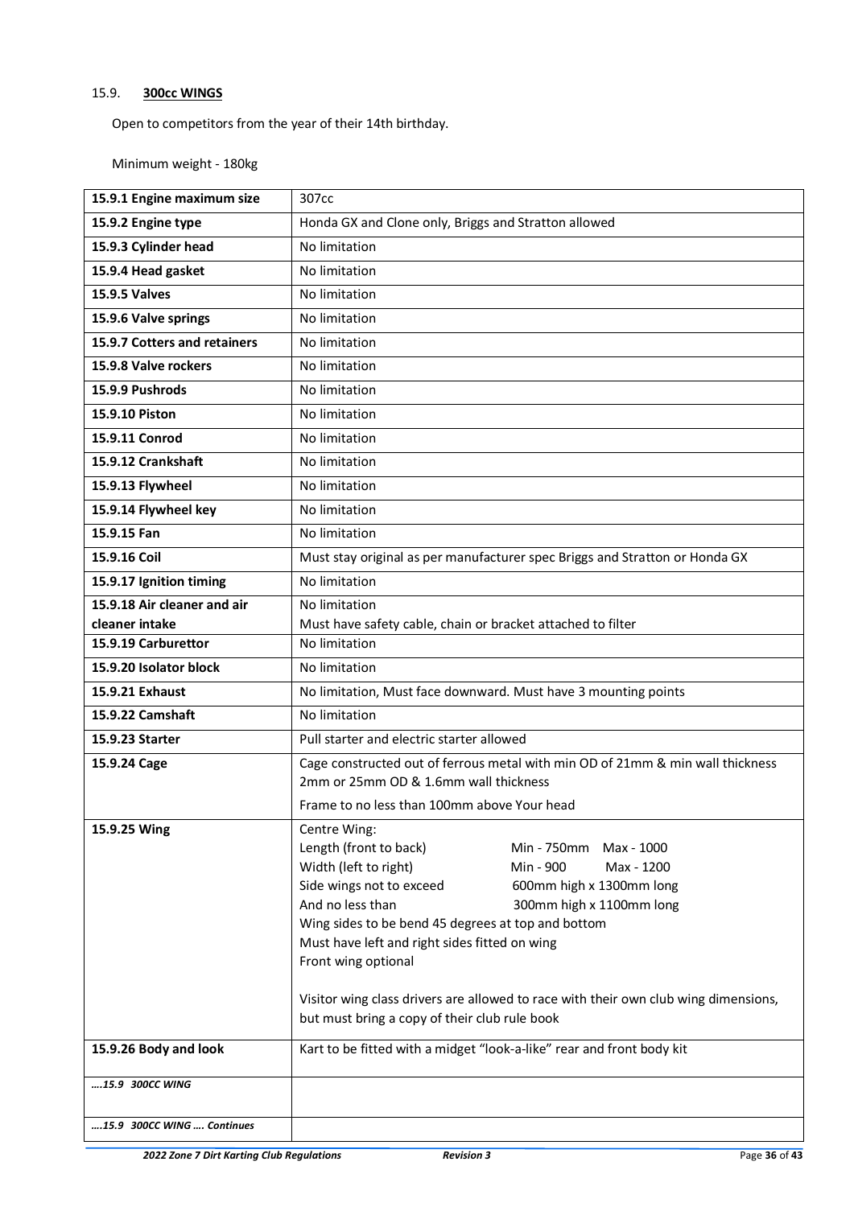## 15.9. **300cc WINGS**

Open to competitors from the year of their 14th birthday.

Minimum weight - 180kg

| | |
|---|---|
| **15.9.1 Engine maximum size** | 307cc |
| **15.9.2 Engine type** | Honda GX and Clone only, Briggs and Stratton allowed |
| **15.9.3 Cylinder head** | No limitation |
| **15.9.4 Head gasket** | No limitation |
| **15.9.5 Valves** | No limitation |
| **15.9.6 Valve springs** | No limitation |
| **15.9.7 Cotters and retainers** | No limitation |
| **15.9.8 Valve rockers** | No limitation |
| **15.9.9 Pushrods** | No limitation |
| **15.9.10 Piston** | No limitation |
| **15.9.11 Conrod** | No limitation |
| **15.9.12 Crankshaft** | No limitation |
| **15.9.13 Flywheel** | No limitation |
| **15.9.14 Flywheel key** | No limitation |
| **15.9.15 Fan** | No limitation |
| **15.9.16 Coil** | Must stay original as per manufacturer spec Briggs and Stratton or Honda GX |
| **15.9.17 Ignition timing** | No limitation |
| **15.9.18 Air cleaner and air cleaner intake** | No limitation<br>Must have safety cable, chain or bracket attached to filter |
| **15.9.19 Carburettor** | No limitation |
| **15.9.20 Isolator block** | No limitation |
| **15.9.21 Exhaust** | No limitation, Must face downward. Must have 3 mounting points |
| **15.9.22 Camshaft** | No limitation |
| **15.9.23 Starter** | Pull starter and electric starter allowed |
| **15.9.24 Cage** | Cage constructed out of ferrous metal with min OD of 21mm & min wall thickness 2mm or 25mm OD & 1.6mm wall thickness<br>Frame to no less than 100mm above Your head |
| **15.9.25 Wing** | Centre Wing:<br>Length (front to back) Min - 750mm Max - 1000<br>Width (left to right) Min - 900 Max - 1200<br>Side wings not to exceed 600mm high x 1300mm long<br>And no less than 300mm high x 1100mm long<br>Wing sides to be bend 45 degrees at top and bottom<br>Must have left and right sides fitted on wing<br>Front wing optional<br><br>Visitor wing class drivers are allowed to race with their own club wing dimensions, but must bring a copy of their club rule book |
| **15.9.26 Body and look** | Kart to be fitted with a midget "look-a-like" rear and front body kit |
| ***….15.9 300CC WING*** | |
| ***….15.9 300CC WING …. Continues*** | |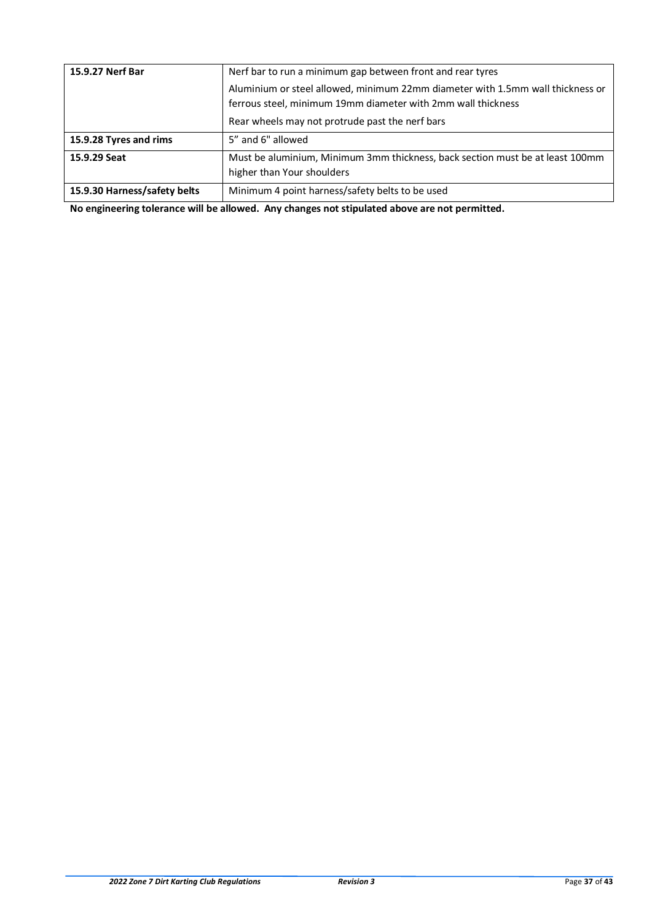| | |
|---|---|
| **15.9.27 Nerf Bar** | Nerf bar to run a minimum gap between front and rear tyres<br>Aluminium or steel allowed, minimum 22mm diameter with 1.5mm wall thickness or ferrous steel, minimum 19mm diameter with 2mm wall thickness<br>Rear wheels may not protrude past the nerf bars |
| **15.9.28 Tyres and rims** | 5" and 6" allowed |
| **15.9.29 Seat** | Must be aluminium, Minimum 3mm thickness, back section must be at least 100mm higher than Your shoulders |
| **15.9.30 Harness/safety belts** | Minimum 4 point harness/safety belts to be used |

**No engineering tolerance will be allowed. Any changes not stipulated above are not permitted.**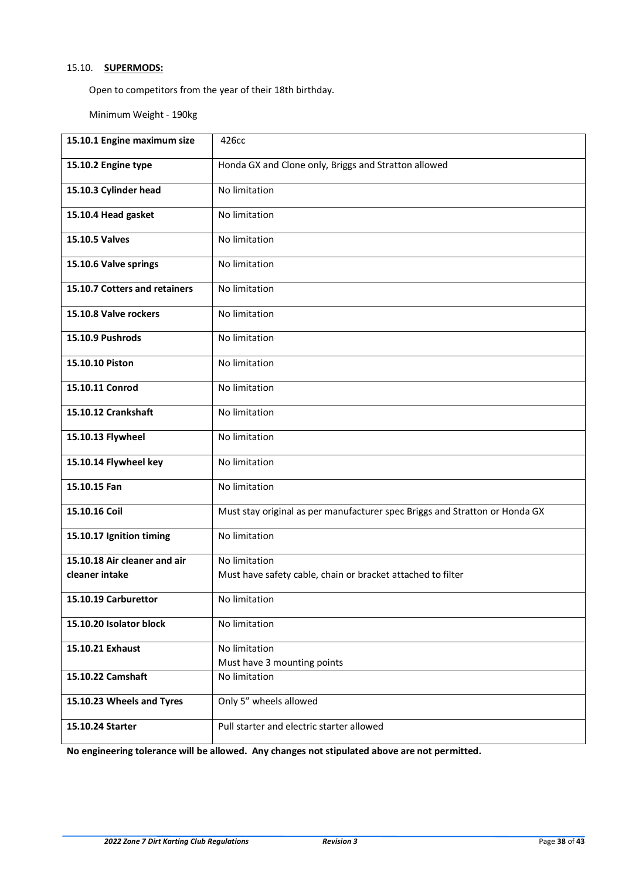### 15.10. **SUPERMODS:**

Open to competitors from the year of their 18th birthday.

Minimum Weight - 190kg

| | |
|---|---|
| **15.10.1 Engine maximum size** | 426cc |
| **15.10.2 Engine type** | Honda GX and Clone only, Briggs and Stratton allowed |
| **15.10.3 Cylinder head** | No limitation |
| **15.10.4 Head gasket** | No limitation |
| **15.10.5 Valves** | No limitation |
| **15.10.6 Valve springs** | No limitation |
| **15.10.7 Cotters and retainers** | No limitation |
| **15.10.8 Valve rockers** | No limitation |
| **15.10.9 Pushrods** | No limitation |
| **15.10.10 Piston** | No limitation |
| **15.10.11 Conrod** | No limitation |
| **15.10.12 Crankshaft** | No limitation |
| **15.10.13 Flywheel** | No limitation |
| **15.10.14 Flywheel key** | No limitation |
| **15.10.15 Fan** | No limitation |
| **15.10.16 Coil** | Must stay original as per manufacturer spec Briggs and Stratton or Honda GX |
| **15.10.17 Ignition timing** | No limitation |
| **15.10.18 Air cleaner and air cleaner intake** | No limitation<br>Must have safety cable, chain or bracket attached to filter |
| **15.10.19 Carburettor** | No limitation |
| **15.10.20 Isolator block** | No limitation |
| **15.10.21 Exhaust** | No limitation<br>Must have 3 mounting points |
| **15.10.22 Camshaft** | No limitation |
| **15.10.23 Wheels and Tyres** | Only 5" wheels allowed |
| **15.10.24 Starter** | Pull starter and electric starter allowed |

**No engineering tolerance will be allowed. Any changes not stipulated above are not permitted.**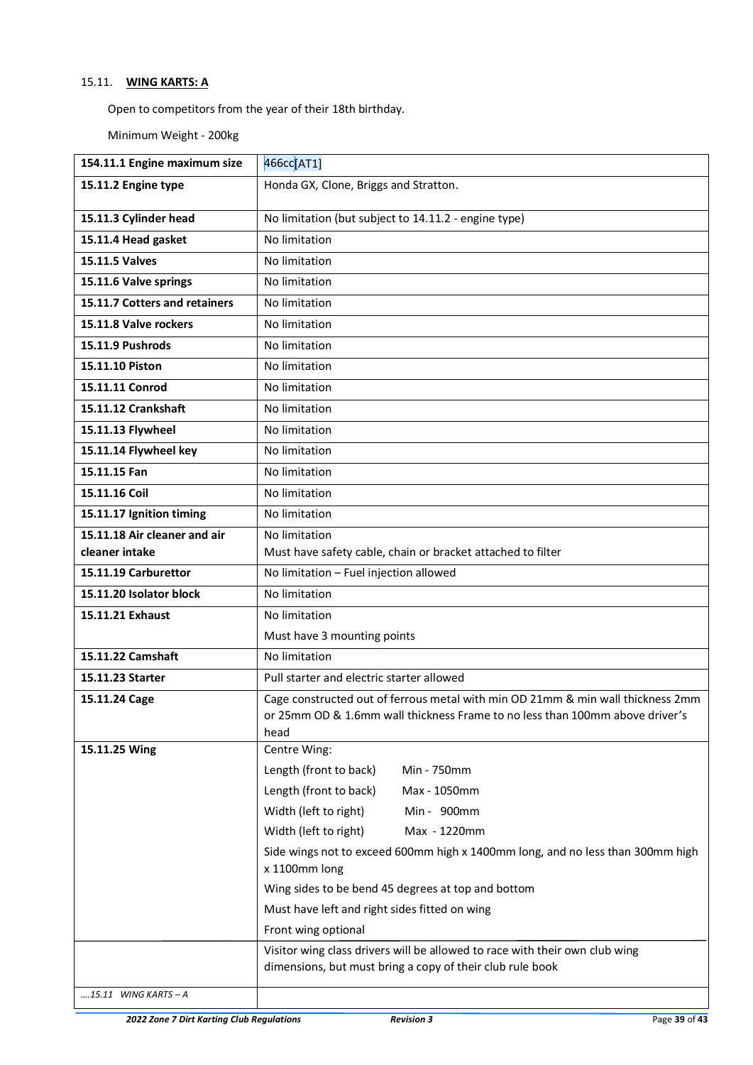15.11. **WING KARTS: A**

Open to competitors from the year of their 18th birthday.

Minimum Weight - 200kg

| | |
|---|---|
| **154.11.1 Engine maximum size** | 466cc[AT1] |
| **15.11.2 Engine type** | Honda GX, Clone, Briggs and Stratton. |
| **15.11.3 Cylinder head** | No limitation (but subject to 14.11.2 - engine type) |
| **15.11.4 Head gasket** | No limitation |
| **15.11.5 Valves** | No limitation |
| **15.11.6 Valve springs** | No limitation |
| **15.11.7 Cotters and retainers** | No limitation |
| **15.11.8 Valve rockers** | No limitation |
| **15.11.9 Pushrods** | No limitation |
| **15.11.10 Piston** | No limitation |
| **15.11.11 Conrod** | No limitation |
| **15.11.12 Crankshaft** | No limitation |
| **15.11.13 Flywheel** | No limitation |
| **15.11.14 Flywheel key** | No limitation |
| **15.11.15 Fan** | No limitation |
| **15.11.16 Coil** | No limitation |
| **15.11.17 Ignition timing** | No limitation |
| **15.11.18 Air cleaner and air cleaner intake** | No limitation<br>Must have safety cable, chain or bracket attached to filter |
| **15.11.19 Carburettor** | No limitation – Fuel injection allowed |
| **15.11.20 Isolator block** | No limitation |
| **15.11.21 Exhaust** | No limitation<br>Must have 3 mounting points |
| **15.11.22 Camshaft** | No limitation |
| **15.11.23 Starter** | Pull starter and electric starter allowed |
| **15.11.24 Cage** | Cage constructed out of ferrous metal with min OD 21mm & min wall thickness 2mm or 25mm OD & 1.6mm wall thickness Frame to no less than 100mm above driver's head |
| **15.11.25 Wing** | Centre Wing:<br>Length (front to back) Min - 750mm<br>Length (front to back) Max - 1050mm<br>Width (left to right) Min - 900mm<br>Width (left to right) Max - 1220mm<br>Side wings not to exceed 600mm high x 1400mm long, and no less than 300mm high x 1100mm long<br>Wing sides to be bend 45 degrees at top and bottom<br>Must have left and right sides fitted on wing<br>Front wing optional |
| | Visitor wing class drivers will be allowed to race with their own club wing dimensions, but must bring a copy of their club rule book |
| *....15.11 WING KARTS – A* | |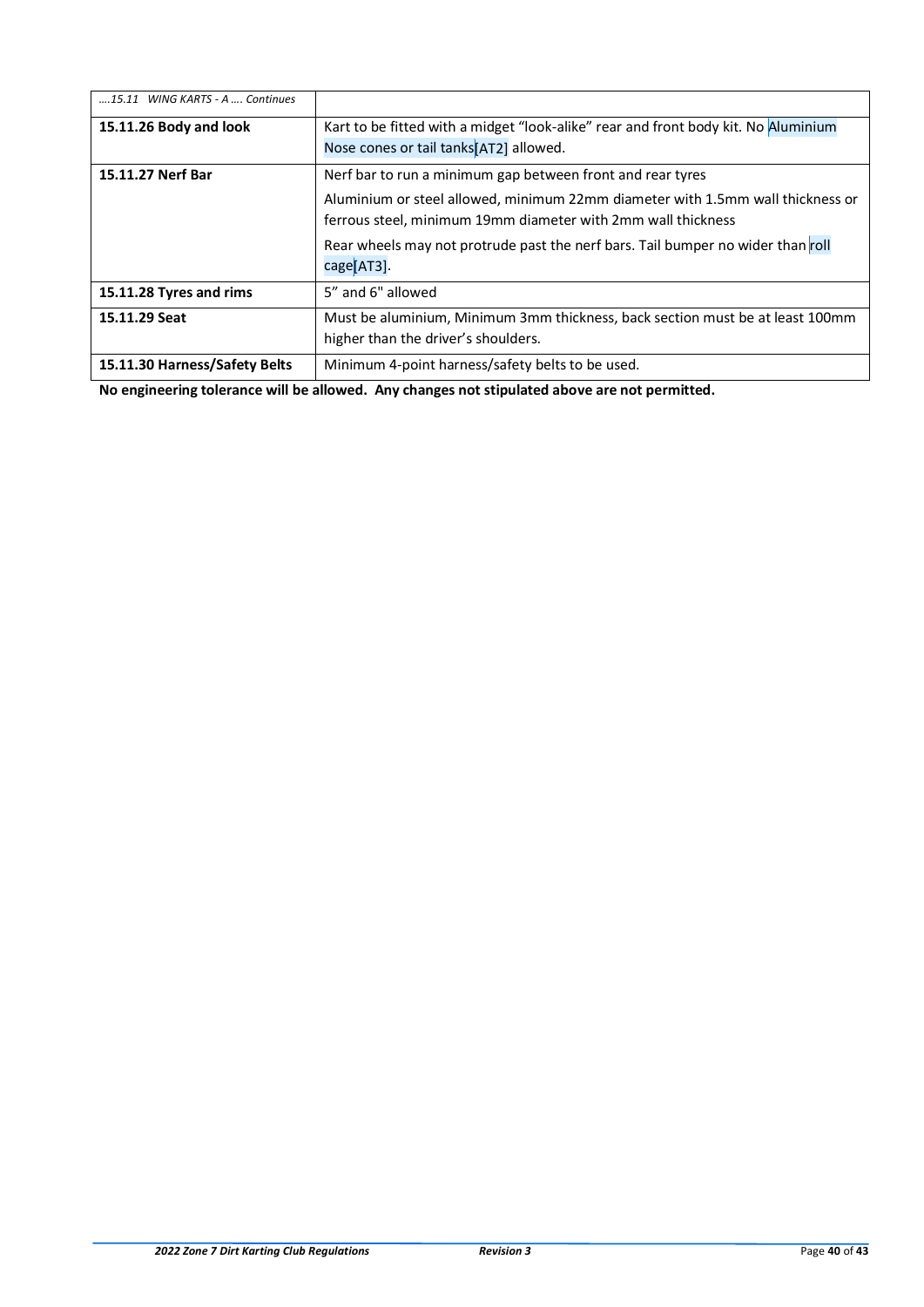| ….15.11 WING KARTS - A …. Continues | |
|---|---|
| **15.11.26 Body and look** | Kart to be fitted with a midget "look-alike" rear and front body kit. No Aluminium Nose cones or tail tanks[AT2] allowed. |
| **15.11.27 Nerf Bar** | Nerf bar to run a minimum gap between front and rear tyres<br><br>Aluminium or steel allowed, minimum 22mm diameter with 1.5mm wall thickness or ferrous steel, minimum 19mm diameter with 2mm wall thickness<br><br>Rear wheels may not protrude past the nerf bars. Tail bumper no wider than roll cage[AT3]. |
| **15.11.28 Tyres and rims** | 5" and 6" allowed |
| **15.11.29 Seat** | Must be aluminium, Minimum 3mm thickness, back section must be at least 100mm higher than the driver's shoulders. |
| **15.11.30 Harness/Safety Belts** | Minimum 4-point harness/safety belts to be used. |

**No engineering tolerance will be allowed. Any changes not stipulated above are not permitted.**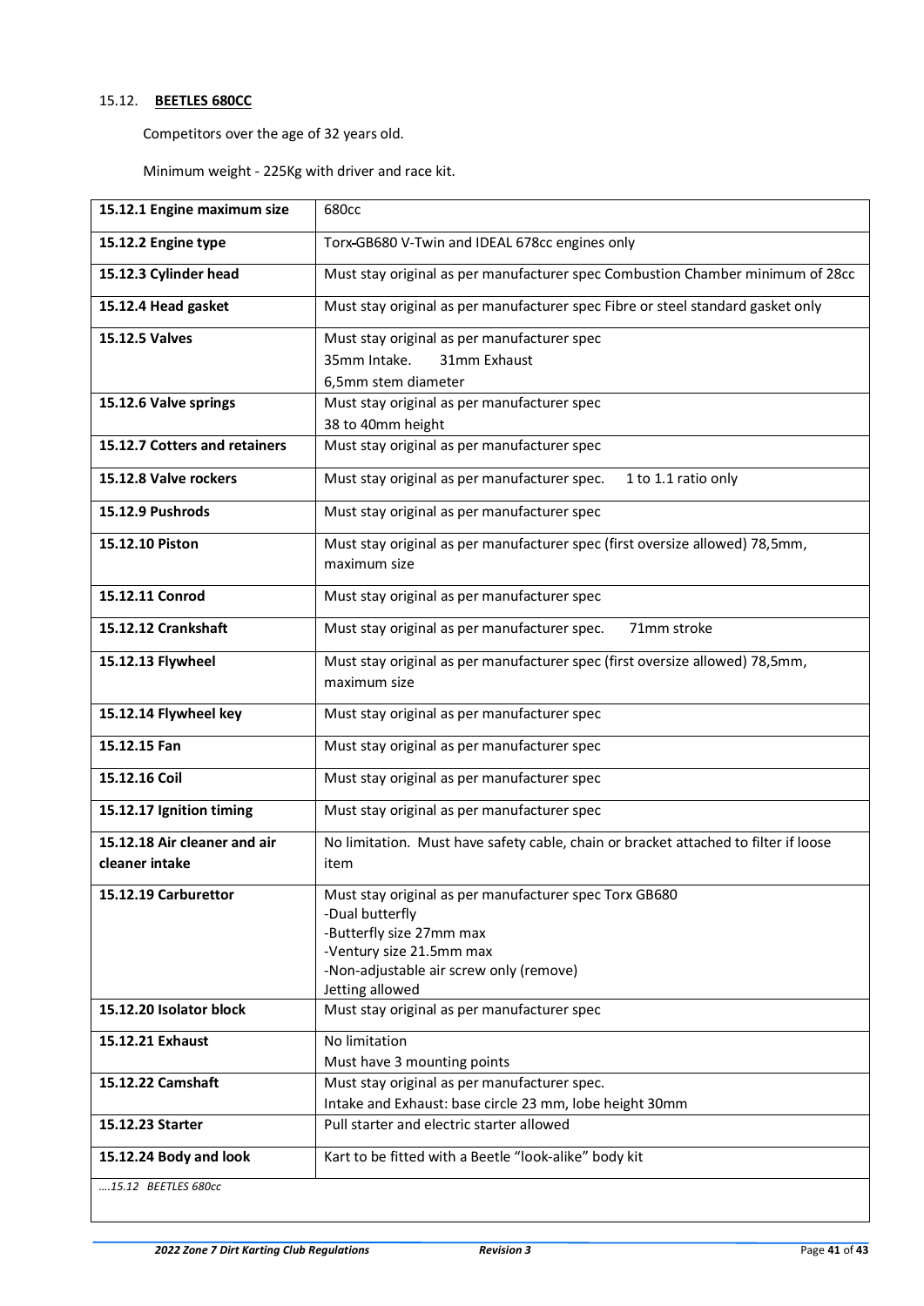### 15.12. BEETLES 680CC

Competitors over the age of 32 years old.

Minimum weight - 225Kg with driver and race kit.

| | |
|---|---|
| **15.12.1 Engine maximum size** | 680cc |
| **15.12.2 Engine type** | Torx-GB680 V-Twin and IDEAL 678cc engines only |
| **15.12.3 Cylinder head** | Must stay original as per manufacturer spec Combustion Chamber minimum of 28cc |
| **15.12.4 Head gasket** | Must stay original as per manufacturer spec Fibre or steel standard gasket only |
| **15.12.5 Valves** | Must stay original as per manufacturer spec<br>35mm Intake. 31mm Exhaust<br>6,5mm stem diameter |
| **15.12.6 Valve springs** | Must stay original as per manufacturer spec<br>38 to 40mm height |
| **15.12.7 Cotters and retainers** | Must stay original as per manufacturer spec |
| **15.12.8 Valve rockers** | Must stay original as per manufacturer spec. 1 to 1.1 ratio only |
| **15.12.9 Pushrods** | Must stay original as per manufacturer spec |
| **15.12.10 Piston** | Must stay original as per manufacturer spec (first oversize allowed) 78,5mm, maximum size |
| **15.12.11 Conrod** | Must stay original as per manufacturer spec |
| **15.12.12 Crankshaft** | Must stay original as per manufacturer spec. 71mm stroke |
| **15.12.13 Flywheel** | Must stay original as per manufacturer spec (first oversize allowed) 78,5mm, maximum size |
| **15.12.14 Flywheel key** | Must stay original as per manufacturer spec |
| **15.12.15 Fan** | Must stay original as per manufacturer spec |
| **15.12.16 Coil** | Must stay original as per manufacturer spec |
| **15.12.17 Ignition timing** | Must stay original as per manufacturer spec |
| **15.12.18 Air cleaner and air cleaner intake** | No limitation. Must have safety cable, chain or bracket attached to filter if loose item |
| **15.12.19 Carburettor** | Must stay original as per manufacturer spec Torx GB680<br>-Dual butterfly<br>-Butterfly size 27mm max<br>-Ventury size 21.5mm max<br>-Non-adjustable air screw only (remove)<br>Jetting allowed |
| **15.12.20 Isolator block** | Must stay original as per manufacturer spec |
| **15.12.21 Exhaust** | No limitation<br>Must have 3 mounting points |
| **15.12.22 Camshaft** | Must stay original as per manufacturer spec.<br>Intake and Exhaust: base circle 23 mm, lobe height 30mm |
| **15.12.23 Starter** | Pull starter and electric starter allowed |
| **15.12.24 Body and look** | Kart to be fitted with a Beetle "look-alike" body kit |
| *….15.12 BEETLES 680cc* | |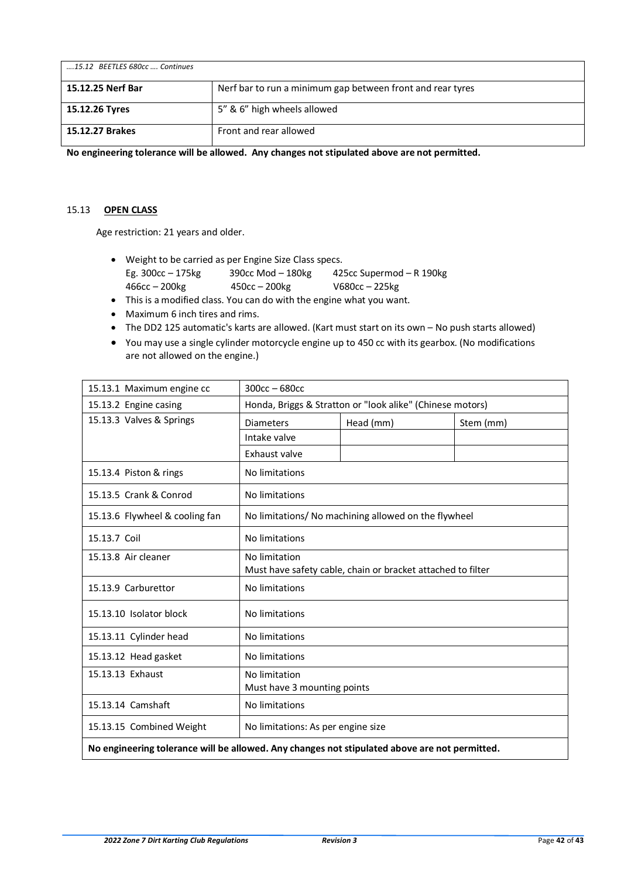| *....15.12 BEETLES 680cc .... Continues* | |
|---|---|
| **15.12.25 Nerf Bar** | Nerf bar to run a minimum gap between front and rear tyres |
| **15.12.26 Tyres** | 5" & 6" high wheels allowed |
| **15.12.27 Brakes** | Front and rear allowed |

**No engineering tolerance will be allowed. Any changes not stipulated above are not permitted.**

## 15.13 **OPEN CLASS**

Age restriction: 21 years and older.

- Weight to be carried as per Engine Size Class specs.
  Eg. 300cc – 175kg  390cc Mod – 180kg  425cc Supermod – R 190kg
  466cc – 200kg  450cc – 200kg  V680cc – 225kg
- This is a modified class. You can do with the engine what you want.
- Maximum 6 inch tires and rims.
- The DD2 125 automatic's karts are allowed. (Kart must start on its own – No push starts allowed)
- You may use a single cylinder motorcycle engine up to 450 cc with its gearbox. (No modifications are not allowed on the engine.)

| 15.13.1 Maximum engine cc | 300cc – 680cc | | |
|---|---|---|---|
| 15.13.2 Engine casing | Honda, Briggs & Stratton or "look alike" (Chinese motors) | | |
| 15.13.3 Valves & Springs | Diameters | Head (mm) | Stem (mm) |
| | Intake valve | | |
| | Exhaust valve | | |
| 15.13.4 Piston & rings | No limitations | | |
| 15.13.5 Crank & Conrod | No limitations | | |
| 15.13.6 Flywheel & cooling fan | No limitations/ No machining allowed on the flywheel | | |
| 15.13.7 Coil | No limitations | | |
| 15.13.8 Air cleaner | No limitation<br>Must have safety cable, chain or bracket attached to filter | | |
| 15.13.9 Carburettor | No limitations | | |
| 15.13.10 Isolator block | No limitations | | |
| 15.13.11 Cylinder head | No limitations | | |
| 15.13.12 Head gasket | No limitations | | |
| 15.13.13 Exhaust | No limitation<br>Must have 3 mounting points | | |
| 15.13.14 Camshaft | No limitations | | |
| 15.13.15 Combined Weight | No limitations: As per engine size | | |

**No engineering tolerance will be allowed. Any changes not stipulated above are not permitted.**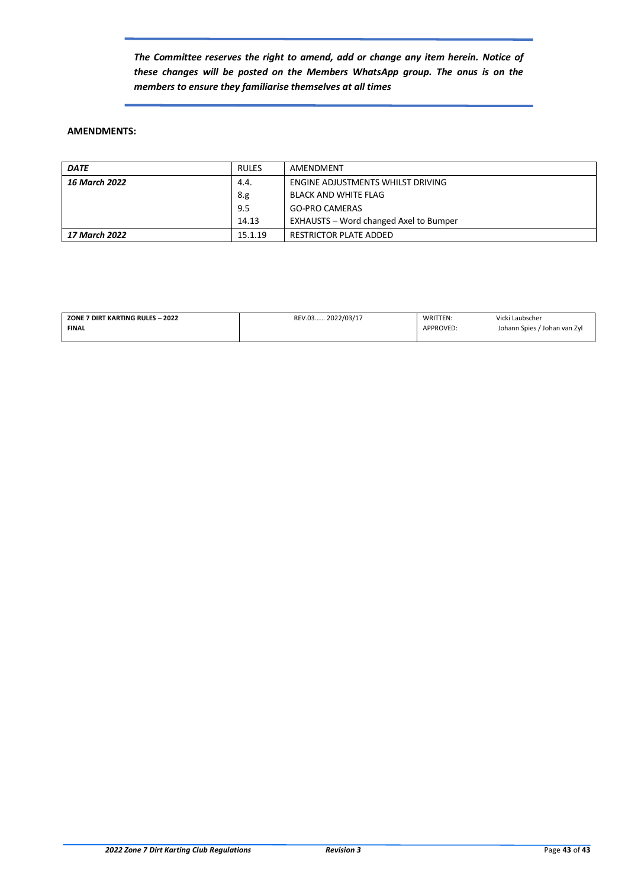***The Committee reserves the right to amend, add or change any item herein. Notice of these changes will be posted on the Members WhatsApp group. The onus is on the members to ensure they familiarise themselves at all times***

**AMENDMENTS:**

| ***DATE*** | RULES | AMENDMENT |
|---|---|---|
| ***16 March 2022*** | 4.4. | ENGINE ADJUSTMENTS WHILST DRIVING |
| | 8.g | BLACK AND WHITE FLAG |
| | 9.5 | GO-PRO CAMERAS |
| | 14.13 | EXHAUSTS – Word changed Axel to Bumper |
| ***17 March 2022*** | 15.1.19 | RESTRICTOR PLATE ADDED |

| | | | |
|---|---|---|---|
| **ZONE 7 DIRT KARTING RULES – 2022**<br>**FINAL** | REV.03…… 2022/03/17 | WRITTEN:<br>APPROVED: | Vicki Laubscher<br>Johann Spies / Johan van Zyl |